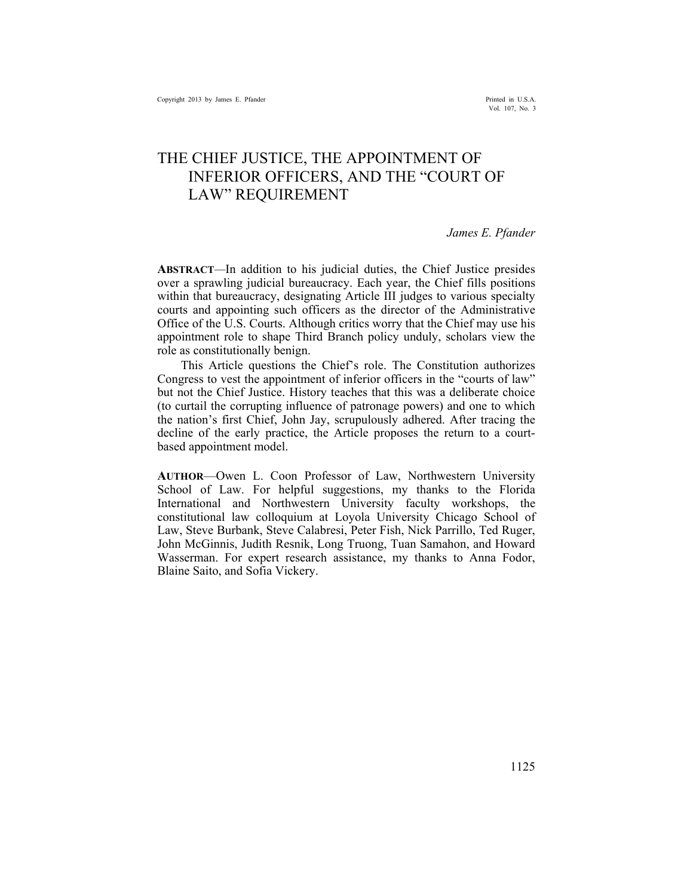# THE CHIEF JUSTICE, THE APPOINTMENT OF INFERIOR OFFICERS, AND THE "COURT OF LAW" REQUIREMENT

*James E. Pfander*

**ABSTRACT**—In addition to his judicial duties, the Chief Justice presides over a sprawling judicial bureaucracy. Each year, the Chief fills positions within that bureaucracy, designating Article III judges to various specialty courts and appointing such officers as the director of the Administrative Office of the U.S. Courts. Although critics worry that the Chief may use his appointment role to shape Third Branch policy unduly, scholars view the role as constitutionally benign.

This Article questions the Chief's role. The Constitution authorizes Congress to vest the appointment of inferior officers in the "courts of law" but not the Chief Justice. History teaches that this was a deliberate choice (to curtail the corrupting influence of patronage powers) and one to which the nation's first Chief, John Jay, scrupulously adhered. After tracing the decline of the early practice, the Article proposes the return to a court-based appointment model.

**AUTHOR**—Owen L. Coon Professor of Law, Northwestern University School of Law. For helpful suggestions, my thanks to the Florida International and Northwestern University faculty workshops, the constitutional law colloquium at Loyola University Chicago School of Law, Steve Burbank, Steve Calabresi, Peter Fish, Nick Parrillo, Ted Ruger, John McGinnis, Judith Resnik, Long Truong, Tuan Samahon, and Howard Wasserman. For expert research assistance, my thanks to Anna Fodor, Blaine Saito, and Sofia Vickery.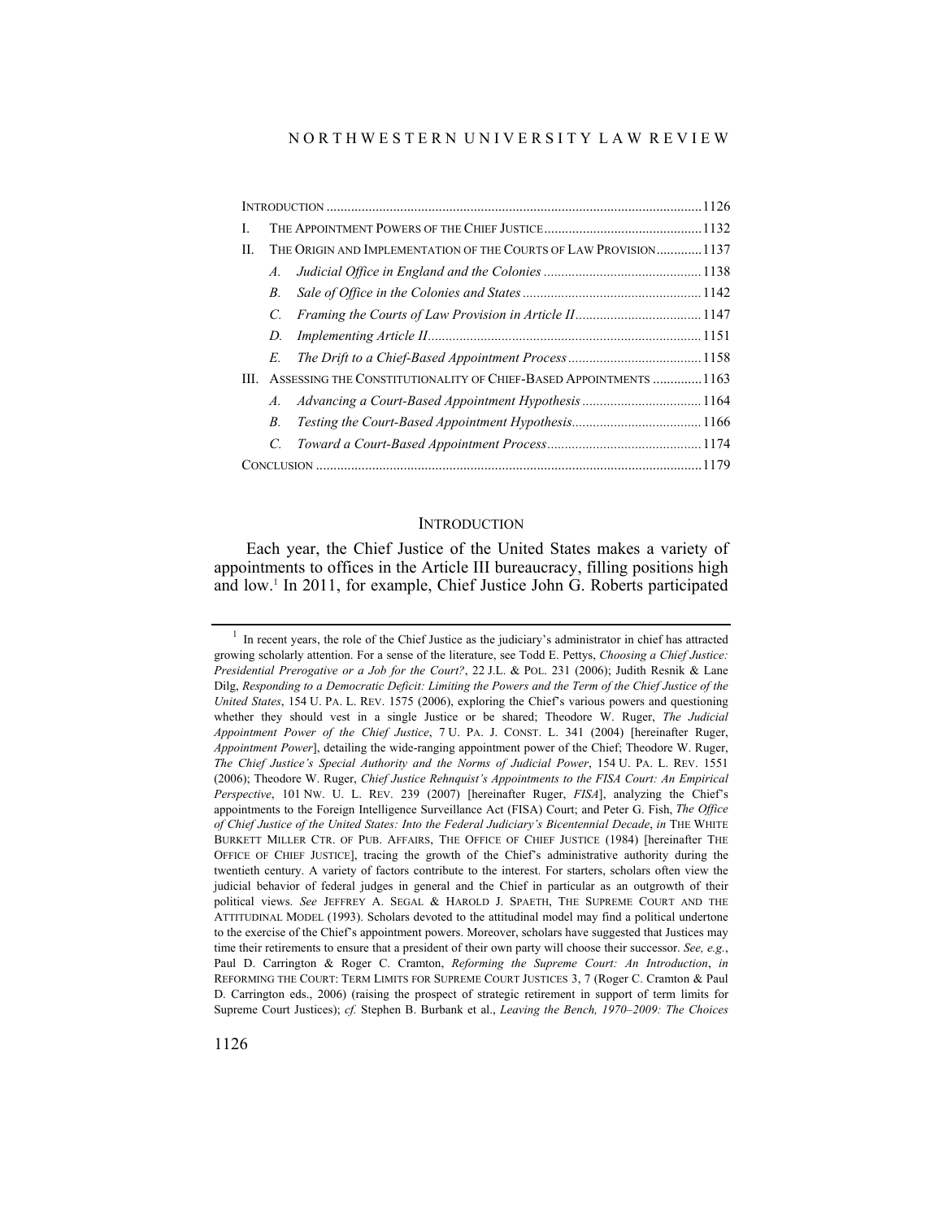| | | |
|---|---|---|
| INTRODUCTION | | 1126 |
| I. | THE APPOINTMENT POWERS OF THE CHIEF JUSTICE | 1132 |
| II. | THE ORIGIN AND IMPLEMENTATION OF THE COURTS OF LAW PROVISION | 1137 |
| | *A. Judicial Office in England and the Colonies* | 1138 |
| | *B. Sale of Office in the Colonies and States* | 1142 |
| | *C. Framing the Courts of Law Provision in Article II* | 1147 |
| | *D. Implementing Article II* | 1151 |
| | *E. The Drift to a Chief-Based Appointment Process* | 1158 |
| III. | ASSESSING THE CONSTITUTIONALITY OF CHIEF-BASED APPOINTMENTS | 1163 |
| | *A. Advancing a Court-Based Appointment Hypothesis* | 1164 |
| | *B. Testing the Court-Based Appointment Hypothesis* | 1166 |
| | *C. Toward a Court-Based Appointment Process* | 1174 |
| CONCLUSION | | 1179 |

## INTRODUCTION

Each year, the Chief Justice of the United States makes a variety of appointments to offices in the Article III bureaucracy, filling positions high and low.[1] In 2011, for example, Chief Justice John G. Roberts participated

[1] In recent years, the role of the Chief Justice as the judiciary's administrator in chief has attracted growing scholarly attention. For a sense of the literature, see Todd E. Pettys, *Choosing a Chief Justice: Presidential Prerogative or a Job for the Court?*, 22 J.L. & POL. 231 (2006); Judith Resnik & Lane Dilg, *Responding to a Democratic Deficit: Limiting the Powers and the Term of the Chief Justice of the United States*, 154 U. PA. L. REV. 1575 (2006), exploring the Chief's various powers and questioning whether they should vest in a single Justice or be shared; Theodore W. Ruger, *The Judicial Appointment Power of the Chief Justice*, 7 U. PA. J. CONST. L. 341 (2004) [hereinafter Ruger, *Appointment Power*], detailing the wide-ranging appointment power of the Chief; Theodore W. Ruger, *The Chief Justice's Special Authority and the Norms of Judicial Power*, 154 U. PA. L. REV. 1551 (2006); Theodore W. Ruger, *Chief Justice Rehnquist's Appointments to the FISA Court: An Empirical Perspective*, 101 NW. U. L. REV. 239 (2007) [hereinafter Ruger, *FISA*], analyzing the Chief's appointments to the Foreign Intelligence Surveillance Act (FISA) Court; and Peter G. Fish, *The Office of Chief Justice of the United States: Into the Federal Judiciary's Bicentennial Decade*, *in* THE WHITE BURKETT MILLER CTR. OF PUB. AFFAIRS, THE OFFICE OF CHIEF JUSTICE (1984) [hereinafter THE OFFICE OF CHIEF JUSTICE], tracing the growth of the Chief's administrative authority during the twentieth century. A variety of factors contribute to the interest. For starters, scholars often view the judicial behavior of federal judges in general and the Chief in particular as an outgrowth of their political views. *See* JEFFREY A. SEGAL & HAROLD J. SPAETH, THE SUPREME COURT AND THE ATTITUDINAL MODEL (1993). Scholars devoted to the attitudinal model may find a political undertone to the exercise of the Chief's appointment powers. Moreover, scholars have suggested that Justices may time their retirements to ensure that a president of their own party will choose their successor. *See, e.g.*, Paul D. Carrington & Roger C. Cramton, *Reforming the Supreme Court: An Introduction*, *in* REFORMING THE COURT: TERM LIMITS FOR SUPREME COURT JUSTICES 3, 7 (Roger C. Cramton & Paul D. Carrington eds., 2006) (raising the prospect of strategic retirement in support of term limits for Supreme Court Justices); *cf.* Stephen B. Burbank et al., *Leaving the Bench, 1970–2009: The Choices*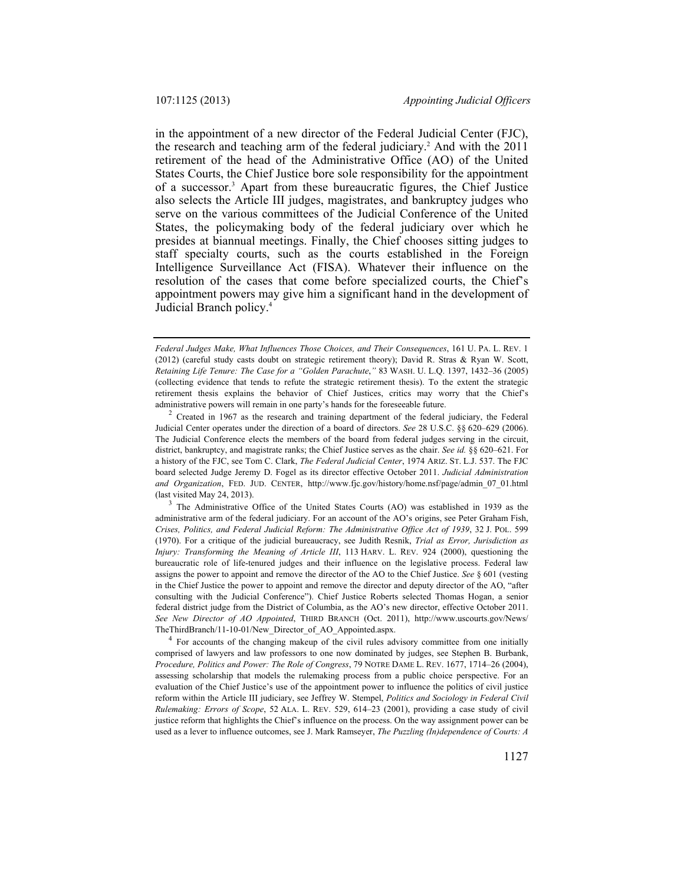in the appointment of a new director of the Federal Judicial Center (FJC), the research and teaching arm of the federal judiciary.[2] And with the 2011 retirement of the head of the Administrative Office (AO) of the United States Courts, the Chief Justice bore sole responsibility for the appointment of a successor.[3] Apart from these bureaucratic figures, the Chief Justice also selects the Article III judges, magistrates, and bankruptcy judges who serve on the various committees of the Judicial Conference of the United States, the policymaking body of the federal judiciary over which he presides at biannual meetings. Finally, the Chief chooses sitting judges to staff specialty courts, such as the courts established in the Foreign Intelligence Surveillance Act (FISA). Whatever their influence on the resolution of the cases that come before specialized courts, the Chief's appointment powers may give him a significant hand in the development of Judicial Branch policy.[4]

---

*Federal Judges Make, What Influences Those Choices, and Their Consequences*, 161 U. PA. L. REV. 1 (2012) (careful study casts doubt on strategic retirement theory); David R. Stras & Ryan W. Scott, *Retaining Life Tenure: The Case for a "Golden Parachute*,*"* 83 WASH. U. L.Q. 1397, 1432–36 (2005) (collecting evidence that tends to refute the strategic retirement thesis). To the extent the strategic retirement thesis explains the behavior of Chief Justices, critics may worry that the Chief's administrative powers will remain in one party's hands for the foreseeable future.

[2] Created in 1967 as the research and training department of the federal judiciary, the Federal Judicial Center operates under the direction of a board of directors. *See* 28 U.S.C. §§ 620–629 (2006). The Judicial Conference elects the members of the board from federal judges serving in the circuit, district, bankruptcy, and magistrate ranks; the Chief Justice serves as the chair. *See id.* §§ 620–621. For a history of the FJC, see Tom C. Clark, *The Federal Judicial Center*, 1974 ARIZ. ST. L.J. 537. The FJC board selected Judge Jeremy D. Fogel as its director effective October 2011. *Judicial Administration and Organization*, FED. JUD. CENTER, http://www.fjc.gov/history/home.nsf/page/admin_07_01.html (last visited May 24, 2013).

[3] The Administrative Office of the United States Courts (AO) was established in 1939 as the administrative arm of the federal judiciary. For an account of the AO's origins, see Peter Graham Fish, *Crises, Politics, and Federal Judicial Reform: The Administrative Office Act of 1939*, 32 J. POL. 599 (1970). For a critique of the judicial bureaucracy, see Judith Resnik, *Trial as Error, Jurisdiction as Injury: Transforming the Meaning of Article III*, 113 HARV. L. REV. 924 (2000), questioning the bureaucratic role of life-tenured judges and their influence on the legislative process. Federal law assigns the power to appoint and remove the director of the AO to the Chief Justice. *See* § 601 (vesting in the Chief Justice the power to appoint and remove the director and deputy director of the AO, "after consulting with the Judicial Conference"). Chief Justice Roberts selected Thomas Hogan, a senior federal district judge from the District of Columbia, as the AO's new director, effective October 2011. *See New Director of AO Appointed*, THIRD BRANCH (Oct. 2011), http://www.uscourts.gov/News/TheThirdBranch/11-10-01/New_Director_of_AO_Appointed.aspx.

[4] For accounts of the changing makeup of the civil rules advisory committee from one initially comprised of lawyers and law professors to one now dominated by judges, see Stephen B. Burbank, *Procedure, Politics and Power: The Role of Congress*, 79 NOTRE DAME L. REV. 1677, 1714–26 (2004), assessing scholarship that models the rulemaking process from a public choice perspective. For an evaluation of the Chief Justice's use of the appointment power to influence the politics of civil justice reform within the Article III judiciary, see Jeffrey W. Stempel, *Politics and Sociology in Federal Civil Rulemaking: Errors of Scope*, 52 ALA. L. REV. 529, 614–23 (2001), providing a case study of civil justice reform that highlights the Chief's influence on the process. On the way assignment power can be used as a lever to influence outcomes, see J. Mark Ramseyer, *The Puzzling (In)dependence of Courts: A*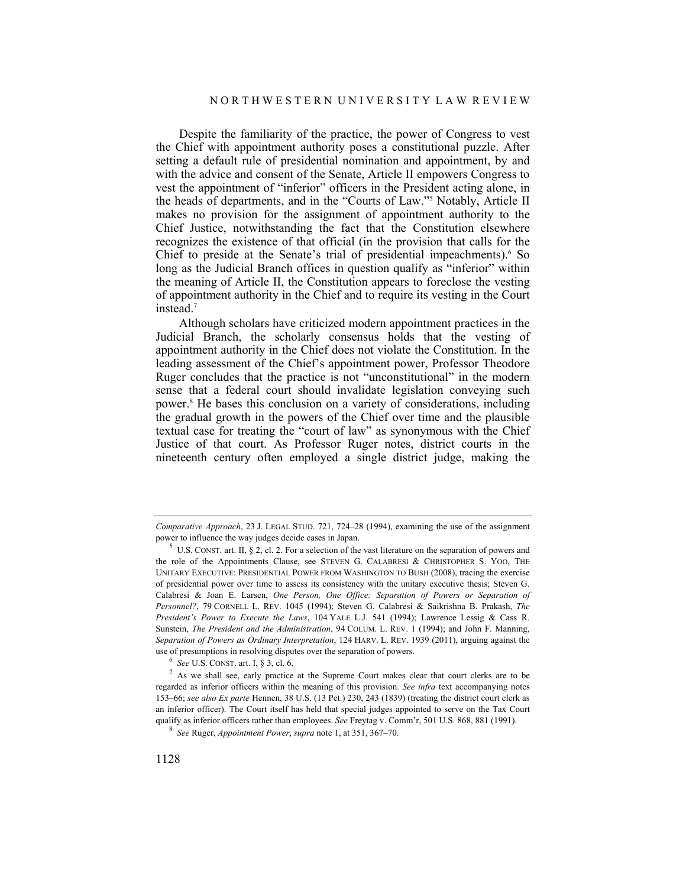Despite the familiarity of the practice, the power of Congress to vest the Chief with appointment authority poses a constitutional puzzle. After setting a default rule of presidential nomination and appointment, by and with the advice and consent of the Senate, Article II empowers Congress to vest the appointment of "inferior" officers in the President acting alone, in the heads of departments, and in the "Courts of Law."[5] Notably, Article II makes no provision for the assignment of appointment authority to the Chief Justice, notwithstanding the fact that the Constitution elsewhere recognizes the existence of that official (in the provision that calls for the Chief to preside at the Senate's trial of presidential impeachments).[6] So long as the Judicial Branch offices in question qualify as "inferior" within the meaning of Article II, the Constitution appears to foreclose the vesting of appointment authority in the Chief and to require its vesting in the Court instead.[7]

Although scholars have criticized modern appointment practices in the Judicial Branch, the scholarly consensus holds that the vesting of appointment authority in the Chief does not violate the Constitution. In the leading assessment of the Chief's appointment power, Professor Theodore Ruger concludes that the practice is not "unconstitutional" in the modern sense that a federal court should invalidate legislation conveying such power.[8] He bases this conclusion on a variety of considerations, including the gradual growth in the powers of the Chief over time and the plausible textual case for treating the "court of law" as synonymous with the Chief Justice of that court. As Professor Ruger notes, district courts in the nineteenth century often employed a single district judge, making the

---

*Comparative Approach*, 23 J. LEGAL STUD. 721, 724–28 (1994), examining the use of the assignment power to influence the way judges decide cases in Japan.

[5] U.S. CONST. art. II, § 2, cl. 2. For a selection of the vast literature on the separation of powers and the role of the Appointments Clause, see STEVEN G. CALABRESI & CHRISTOPHER S. YOO, THE UNITARY EXECUTIVE: PRESIDENTIAL POWER FROM WASHINGTON TO BUSH (2008), tracing the exercise of presidential power over time to assess its consistency with the unitary executive thesis; Steven G. Calabresi & Joan E. Larsen, *One Person, One Office: Separation of Powers or Separation of Personnel?*, 79 CORNELL L. REV. 1045 (1994); Steven G. Calabresi & Saikrishna B. Prakash, *The President's Power to Execute the Laws*, 104 YALE L.J. 541 (1994); Lawrence Lessig & Cass R. Sunstein, *The President and the Administration*, 94 COLUM. L. REV. 1 (1994); and John F. Manning, *Separation of Powers as Ordinary Interpretation*, 124 HARV. L. REV. 1939 (2011), arguing against the use of presumptions in resolving disputes over the separation of powers.

[6] *See* U.S. CONST. art. I, § 3, cl. 6.

[7] As we shall see, early practice at the Supreme Court makes clear that court clerks are to be regarded as inferior officers within the meaning of this provision. *See infra* text accompanying notes 153–66; *see also Ex parte* Hennen, 38 U.S. (13 Pet.) 230, 243 (1839) (treating the district court clerk as an inferior officer). The Court itself has held that special judges appointed to serve on the Tax Court qualify as inferior officers rather than employees. *See* Freytag v. Comm'r, 501 U.S. 868, 881 (1991).

[8] *See* Ruger, *Appointment Power*, *supra* note 1, at 351, 367–70.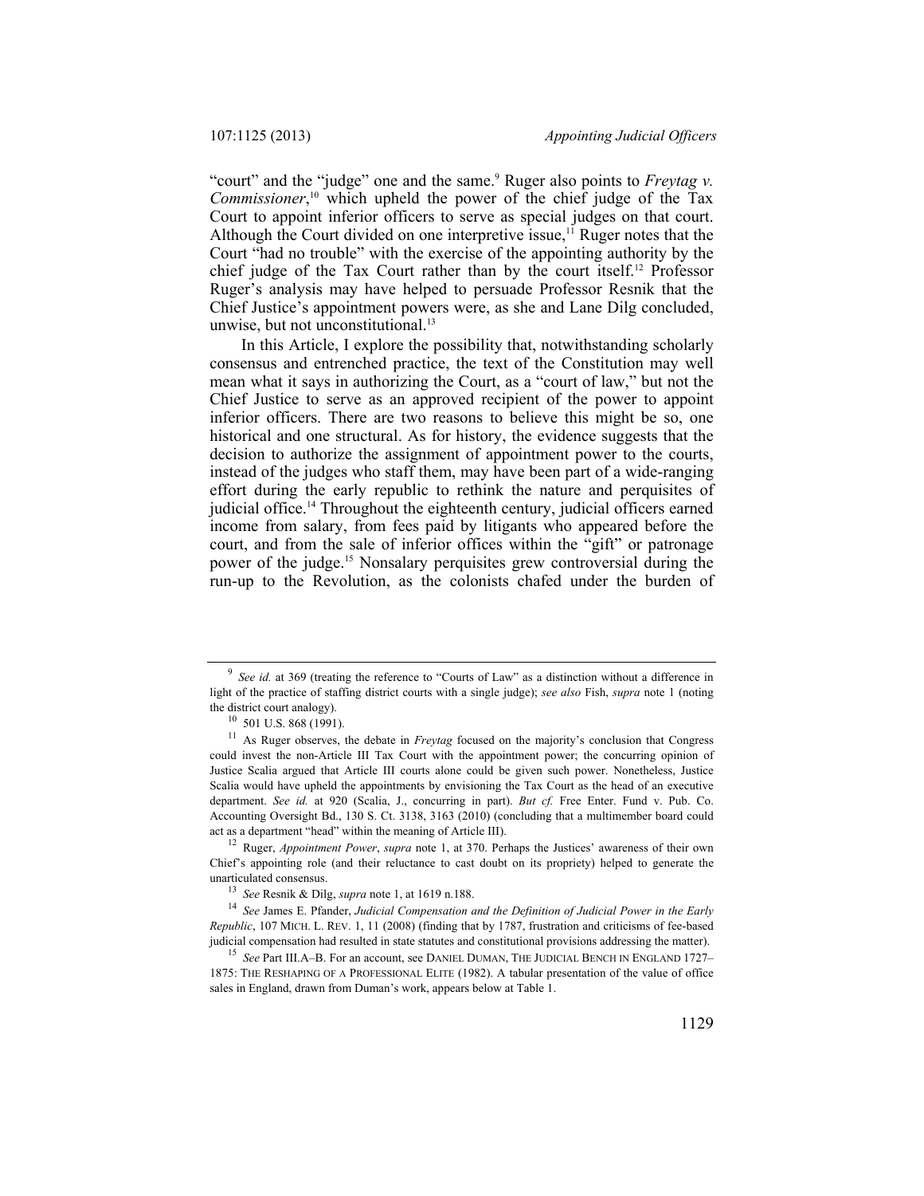"court" and the "judge" one and the same.[9] Ruger also points to *Freytag v. Commissioner*,[10] which upheld the power of the chief judge of the Tax Court to appoint inferior officers to serve as special judges on that court. Although the Court divided on one interpretive issue,[11] Ruger notes that the Court "had no trouble" with the exercise of the appointing authority by the chief judge of the Tax Court rather than by the court itself.[12] Professor Ruger's analysis may have helped to persuade Professor Resnik that the Chief Justice's appointment powers were, as she and Lane Dilg concluded, unwise, but not unconstitutional.[13]

In this Article, I explore the possibility that, notwithstanding scholarly consensus and entrenched practice, the text of the Constitution may well mean what it says in authorizing the Court, as a "court of law," but not the Chief Justice to serve as an approved recipient of the power to appoint inferior officers. There are two reasons to believe this might be so, one historical and one structural. As for history, the evidence suggests that the decision to authorize the assignment of appointment power to the courts, instead of the judges who staff them, may have been part of a wide-ranging effort during the early republic to rethink the nature and perquisites of judicial office.[14] Throughout the eighteenth century, judicial officers earned income from salary, from fees paid by litigants who appeared before the court, and from the sale of inferior offices within the "gift" or patronage power of the judge.[15] Nonsalary perquisites grew controversial during the run-up to the Revolution, as the colonists chafed under the burden of

---

[9] *See id.* at 369 (treating the reference to "Courts of Law" as a distinction without a difference in light of the practice of staffing district courts with a single judge); *see also* Fish, *supra* note 1 (noting the district court analogy).

[10] 501 U.S. 868 (1991).

[11] As Ruger observes, the debate in *Freytag* focused on the majority's conclusion that Congress could invest the non-Article III Tax Court with the appointment power; the concurring opinion of Justice Scalia argued that Article III courts alone could be given such power. Nonetheless, Justice Scalia would have upheld the appointments by envisioning the Tax Court as the head of an executive department. *See id.* at 920 (Scalia, J., concurring in part). *But cf.* Free Enter. Fund v. Pub. Co. Accounting Oversight Bd., 130 S. Ct. 3138, 3163 (2010) (concluding that a multimember board could act as a department "head" within the meaning of Article III).

[12] Ruger, *Appointment Power*, *supra* note 1, at 370. Perhaps the Justices' awareness of their own Chief's appointing role (and their reluctance to cast doubt on its propriety) helped to generate the unarticulated consensus.

[13] *See* Resnik & Dilg, *supra* note 1, at 1619 n.188.

[14] *See* James E. Pfander, *Judicial Compensation and the Definition of Judicial Power in the Early Republic*, 107 MICH. L. REV. 1, 11 (2008) (finding that by 1787, frustration and criticisms of fee-based judicial compensation had resulted in state statutes and constitutional provisions addressing the matter).

[15] *See* Part III.A–B. For an account, see DANIEL DUMAN, THE JUDICIAL BENCH IN ENGLAND 1727–1875: THE RESHAPING OF A PROFESSIONAL ELITE (1982). A tabular presentation of the value of office sales in England, drawn from Duman's work, appears below at Table 1.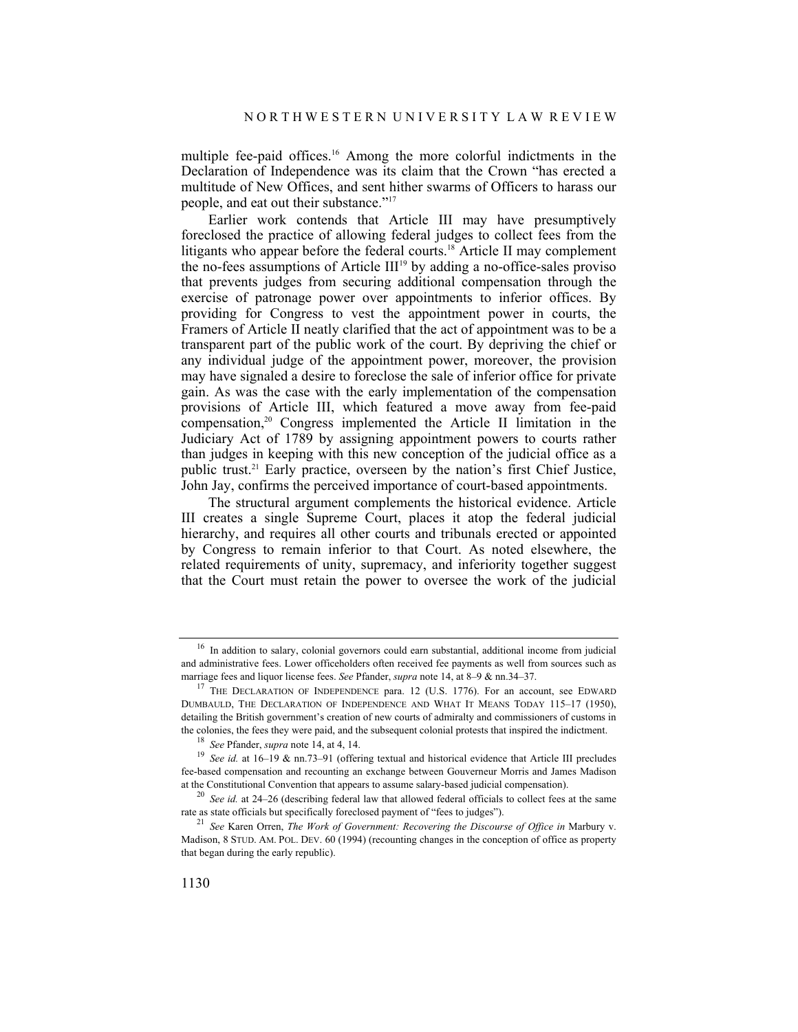multiple fee-paid offices.[16] Among the more colorful indictments in the Declaration of Independence was its claim that the Crown "has erected a multitude of New Offices, and sent hither swarms of Officers to harass our people, and eat out their substance."[17]

Earlier work contends that Article III may have presumptively foreclosed the practice of allowing federal judges to collect fees from the litigants who appear before the federal courts.[18] Article II may complement the no-fees assumptions of Article III[19] by adding a no-office-sales proviso that prevents judges from securing additional compensation through the exercise of patronage power over appointments to inferior offices. By providing for Congress to vest the appointment power in courts, the Framers of Article II neatly clarified that the act of appointment was to be a transparent part of the public work of the court. By depriving the chief or any individual judge of the appointment power, moreover, the provision may have signaled a desire to foreclose the sale of inferior office for private gain. As was the case with the early implementation of the compensation provisions of Article III, which featured a move away from fee-paid compensation,[20] Congress implemented the Article II limitation in the Judiciary Act of 1789 by assigning appointment powers to courts rather than judges in keeping with this new conception of the judicial office as a public trust.[21] Early practice, overseen by the nation's first Chief Justice, John Jay, confirms the perceived importance of court-based appointments.

The structural argument complements the historical evidence. Article III creates a single Supreme Court, places it atop the federal judicial hierarchy, and requires all other courts and tribunals erected or appointed by Congress to remain inferior to that Court. As noted elsewhere, the related requirements of unity, supremacy, and inferiority together suggest that the Court must retain the power to oversee the work of the judicial

---

[16] In addition to salary, colonial governors could earn substantial, additional income from judicial and administrative fees. Lower officeholders often received fee payments as well from sources such as marriage fees and liquor license fees. *See* Pfander, *supra* note 14, at 8–9 & nn.34–37.

[17] THE DECLARATION OF INDEPENDENCE para. 12 (U.S. 1776). For an account, see EDWARD DUMBAULD, THE DECLARATION OF INDEPENDENCE AND WHAT IT MEANS TODAY 115–17 (1950), detailing the British government's creation of new courts of admiralty and commissioners of customs in the colonies, the fees they were paid, and the subsequent colonial protests that inspired the indictment.

[18] *See* Pfander, *supra* note 14, at 4, 14.

[19] *See id.* at 16–19 & nn.73–91 (offering textual and historical evidence that Article III precludes fee-based compensation and recounting an exchange between Gouverneur Morris and James Madison at the Constitutional Convention that appears to assume salary-based judicial compensation).

[20] *See id.* at 24–26 (describing federal law that allowed federal officials to collect fees at the same rate as state officials but specifically foreclosed payment of "fees to judges").

[21] *See* Karen Orren, *The Work of Government: Recovering the Discourse of Office in* Marbury v. Madison, 8 STUD. AM. POL. DEV. 60 (1994) (recounting changes in the conception of office as property that began during the early republic).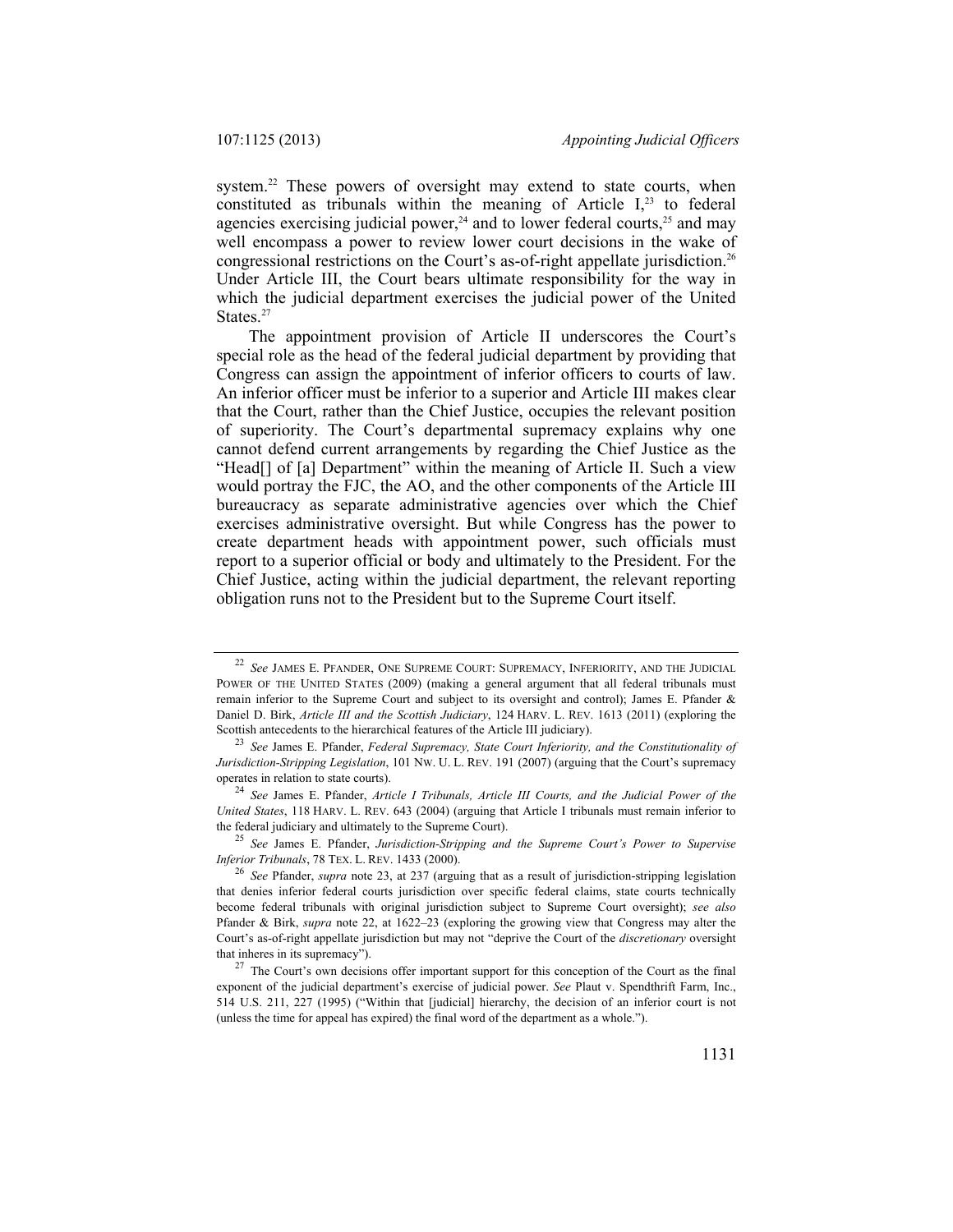system.[22] These powers of oversight may extend to state courts, when constituted as tribunals within the meaning of Article I,[23] to federal agencies exercising judicial power,[24] and to lower federal courts,[25] and may well encompass a power to review lower court decisions in the wake of congressional restrictions on the Court's as-of-right appellate jurisdiction.[26] Under Article III, the Court bears ultimate responsibility for the way in which the judicial department exercises the judicial power of the United States.[27]

The appointment provision of Article II underscores the Court's special role as the head of the federal judicial department by providing that Congress can assign the appointment of inferior officers to courts of law. An inferior officer must be inferior to a superior and Article III makes clear that the Court, rather than the Chief Justice, occupies the relevant position of superiority. The Court's departmental supremacy explains why one cannot defend current arrangements by regarding the Chief Justice as the "Head[] of [a] Department" within the meaning of Article II. Such a view would portray the FJC, the AO, and the other components of the Article III bureaucracy as separate administrative agencies over which the Chief exercises administrative oversight. But while Congress has the power to create department heads with appointment power, such officials must report to a superior official or body and ultimately to the President. For the Chief Justice, acting within the judicial department, the relevant reporting obligation runs not to the President but to the Supreme Court itself.

---

[22] *See* JAMES E. PFANDER, ONE SUPREME COURT: SUPREMACY, INFERIORITY, AND THE JUDICIAL POWER OF THE UNITED STATES (2009) (making a general argument that all federal tribunals must remain inferior to the Supreme Court and subject to its oversight and control); James E. Pfander & Daniel D. Birk, *Article III and the Scottish Judiciary*, 124 HARV. L. REV. 1613 (2011) (exploring the Scottish antecedents to the hierarchical features of the Article III judiciary).

[23] *See* James E. Pfander, *Federal Supremacy, State Court Inferiority, and the Constitutionality of Jurisdiction-Stripping Legislation*, 101 NW. U. L. REV. 191 (2007) (arguing that the Court's supremacy operates in relation to state courts).

[24] *See* James E. Pfander, *Article I Tribunals, Article III Courts, and the Judicial Power of the United States*, 118 HARV. L. REV. 643 (2004) (arguing that Article I tribunals must remain inferior to the federal judiciary and ultimately to the Supreme Court).

[25] *See* James E. Pfander, *Jurisdiction-Stripping and the Supreme Court's Power to Supervise Inferior Tribunals*, 78 TEX. L. REV. 1433 (2000).

[26] *See* Pfander, *supra* note 23, at 237 (arguing that as a result of jurisdiction-stripping legislation that denies inferior federal courts jurisdiction over specific federal claims, state courts technically become federal tribunals with original jurisdiction subject to Supreme Court oversight); *see also* Pfander & Birk, *supra* note 22, at 1622–23 (exploring the growing view that Congress may alter the Court's as-of-right appellate jurisdiction but may not "deprive the Court of the *discretionary* oversight that inheres in its supremacy").

[27] The Court's own decisions offer important support for this conception of the Court as the final exponent of the judicial department's exercise of judicial power. *See* Plaut v. Spendthrift Farm, Inc., 514 U.S. 211, 227 (1995) ("Within that [judicial] hierarchy, the decision of an inferior court is not (unless the time for appeal has expired) the final word of the department as a whole.").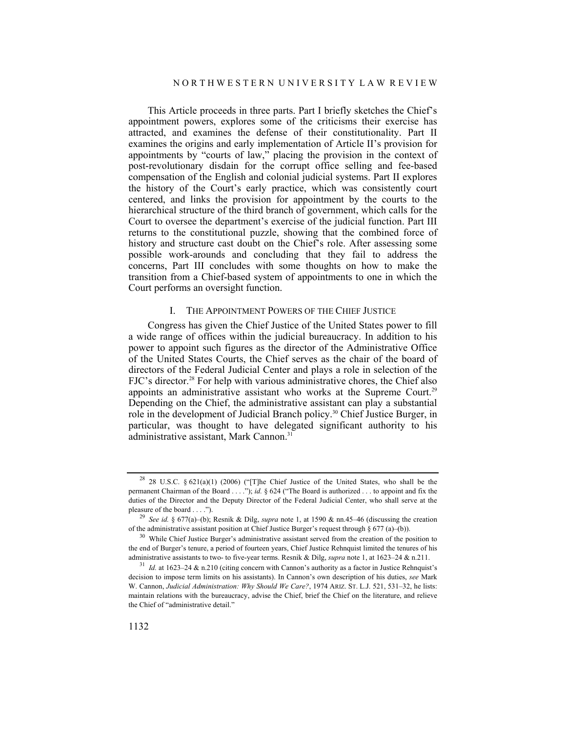This Article proceeds in three parts. Part I briefly sketches the Chief's appointment powers, explores some of the criticisms their exercise has attracted, and examines the defense of their constitutionality. Part II examines the origins and early implementation of Article II's provision for appointments by "courts of law," placing the provision in the context of post-revolutionary disdain for the corrupt office selling and fee-based compensation of the English and colonial judicial systems. Part II explores the history of the Court's early practice, which was consistently court centered, and links the provision for appointment by the courts to the hierarchical structure of the third branch of government, which calls for the Court to oversee the department's exercise of the judicial function. Part III returns to the constitutional puzzle, showing that the combined force of history and structure cast doubt on the Chief's role. After assessing some possible work-arounds and concluding that they fail to address the concerns, Part III concludes with some thoughts on how to make the transition from a Chief-based system of appointments to one in which the Court performs an oversight function.

## I. THE APPOINTMENT POWERS OF THE CHIEF JUSTICE

Congress has given the Chief Justice of the United States power to fill a wide range of offices within the judicial bureaucracy. In addition to his power to appoint such figures as the director of the Administrative Office of the United States Courts, the Chief serves as the chair of the board of directors of the Federal Judicial Center and plays a role in selection of the FJC's director.[28] For help with various administrative chores, the Chief also appoints an administrative assistant who works at the Supreme Court.[29] Depending on the Chief, the administrative assistant can play a substantial role in the development of Judicial Branch policy.[30] Chief Justice Burger, in particular, was thought to have delegated significant authority to his administrative assistant, Mark Cannon.[31]

---

[28] 28 U.S.C. § 621(a)(1) (2006) ("[T]he Chief Justice of the United States, who shall be the permanent Chairman of the Board . . . ."); *id.* § 624 ("The Board is authorized . . . to appoint and fix the duties of the Director and the Deputy Director of the Federal Judicial Center, who shall serve at the pleasure of the board . . . .").

[29] *See id.* § 677(a)–(b); Resnik & Dilg, *supra* note 1, at 1590 & nn.45–46 (discussing the creation of the administrative assistant position at Chief Justice Burger's request through § 677 (a)–(b)).

[30] While Chief Justice Burger's administrative assistant served from the creation of the position to the end of Burger's tenure, a period of fourteen years, Chief Justice Rehnquist limited the tenures of his administrative assistants to two- to five-year terms. Resnik & Dilg, *supra* note 1, at 1623–24 & n.211.

[31] *Id.* at 1623–24 & n.210 (citing concern with Cannon's authority as a factor in Justice Rehnquist's decision to impose term limits on his assistants). In Cannon's own description of his duties, *see* Mark W. Cannon, *Judicial Administration: Why Should We Care?*, 1974 ARIZ. ST. L.J. 521, 531–32, he lists: maintain relations with the bureaucracy, advise the Chief, brief the Chief on the literature, and relieve the Chief of "administrative detail."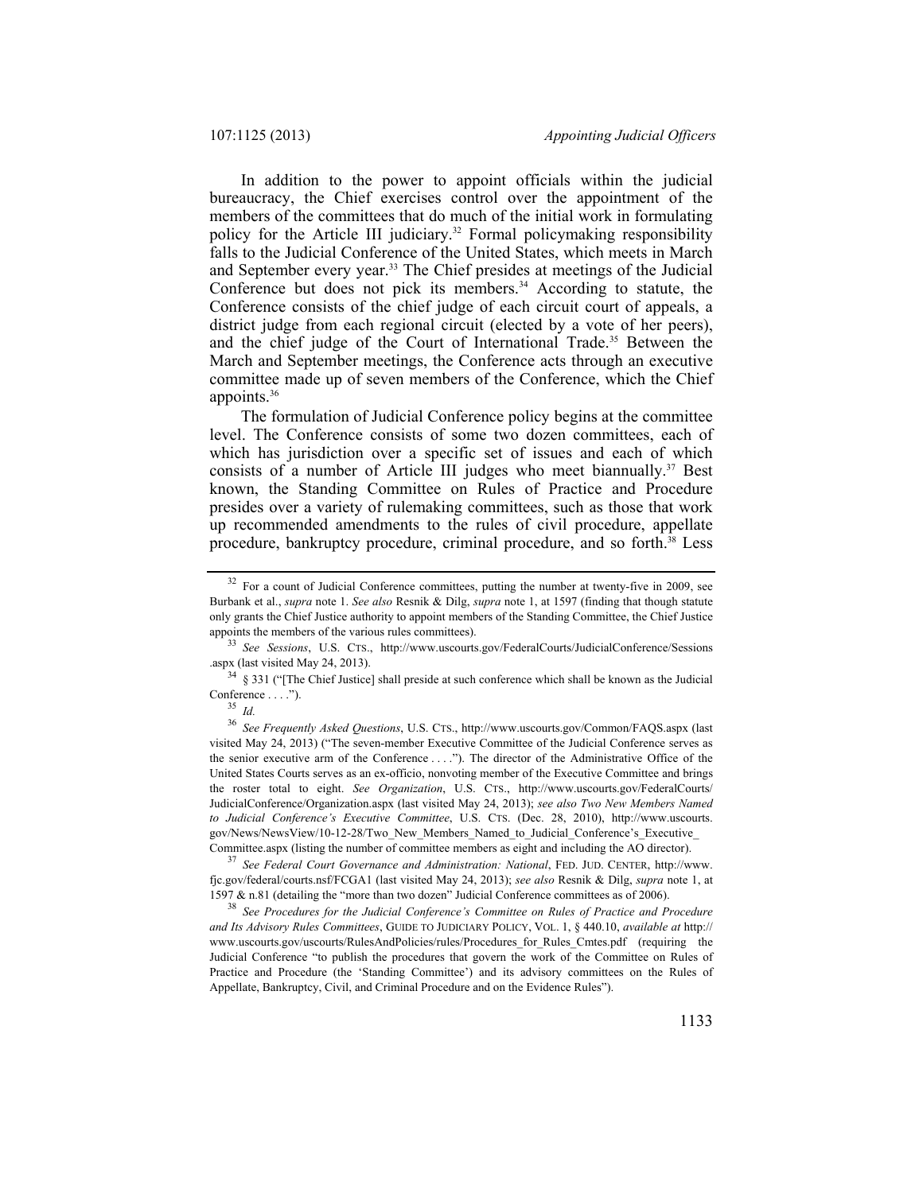In addition to the power to appoint officials within the judicial bureaucracy, the Chief exercises control over the appointment of the members of the committees that do much of the initial work in formulating policy for the Article III judiciary.[32] Formal policymaking responsibility falls to the Judicial Conference of the United States, which meets in March and September every year.[33] The Chief presides at meetings of the Judicial Conference but does not pick its members.[34] According to statute, the Conference consists of the chief judge of each circuit court of appeals, a district judge from each regional circuit (elected by a vote of her peers), and the chief judge of the Court of International Trade.[35] Between the March and September meetings, the Conference acts through an executive committee made up of seven members of the Conference, which the Chief appoints.[36]

The formulation of Judicial Conference policy begins at the committee level. The Conference consists of some two dozen committees, each of which has jurisdiction over a specific set of issues and each of which consists of a number of Article III judges who meet biannually.[37] Best known, the Standing Committee on Rules of Practice and Procedure presides over a variety of rulemaking committees, such as those that work up recommended amendments to the rules of civil procedure, appellate procedure, bankruptcy procedure, criminal procedure, and so forth.[38] Less

---

[32] For a count of Judicial Conference committees, putting the number at twenty-five in 2009, see Burbank et al., *supra* note 1. *See also* Resnik & Dilg, *supra* note 1, at 1597 (finding that though statute only grants the Chief Justice authority to appoint members of the Standing Committee, the Chief Justice appoints the members of the various rules committees).

[33] *See Sessions*, U.S. CTS., http://www.uscourts.gov/FederalCourts/JudicialConference/Sessions.aspx (last visited May 24, 2013).

[34] § 331 ("[The Chief Justice] shall preside at such conference which shall be known as the Judicial Conference . . . .").

[35] *Id.*

[36] *See Frequently Asked Questions*, U.S. CTS., http://www.uscourts.gov/Common/FAQS.aspx (last visited May 24, 2013) ("The seven-member Executive Committee of the Judicial Conference serves as the senior executive arm of the Conference . . . ."). The director of the Administrative Office of the United States Courts serves as an ex-officio, nonvoting member of the Executive Committee and brings the roster total to eight. *See Organization*, U.S. CTS., http://www.uscourts.gov/FederalCourts/JudicialConference/Organization.aspx (last visited May 24, 2013); *see also Two New Members Named to Judicial Conference's Executive Committee*, U.S. CTS. (Dec. 28, 2010), http://www.uscourts.gov/News/NewsView/10-12-28/Two_New_Members_Named_to_Judicial_Conference's_Executive_Committee.aspx (listing the number of committee members as eight and including the AO director).

[37] *See Federal Court Governance and Administration: National*, FED. JUD. CENTER, http://www.fjc.gov/federal/courts.nsf/FCGA1 (last visited May 24, 2013); *see also* Resnik & Dilg, *supra* note 1, at 1597 & n.81 (detailing the "more than two dozen" Judicial Conference committees as of 2006).

[38] *See Procedures for the Judicial Conference's Committee on Rules of Practice and Procedure and Its Advisory Rules Committees*, GUIDE TO JUDICIARY POLICY, VOL. 1, § 440.10, *available at* http://www.uscourts.gov/uscourts/RulesAndPolicies/rules/Procedures_for_Rules_Cmtes.pdf (requiring the Judicial Conference "to publish the procedures that govern the work of the Committee on Rules of Practice and Procedure (the 'Standing Committee') and its advisory committees on the Rules of Appellate, Bankruptcy, Civil, and Criminal Procedure and on the Evidence Rules").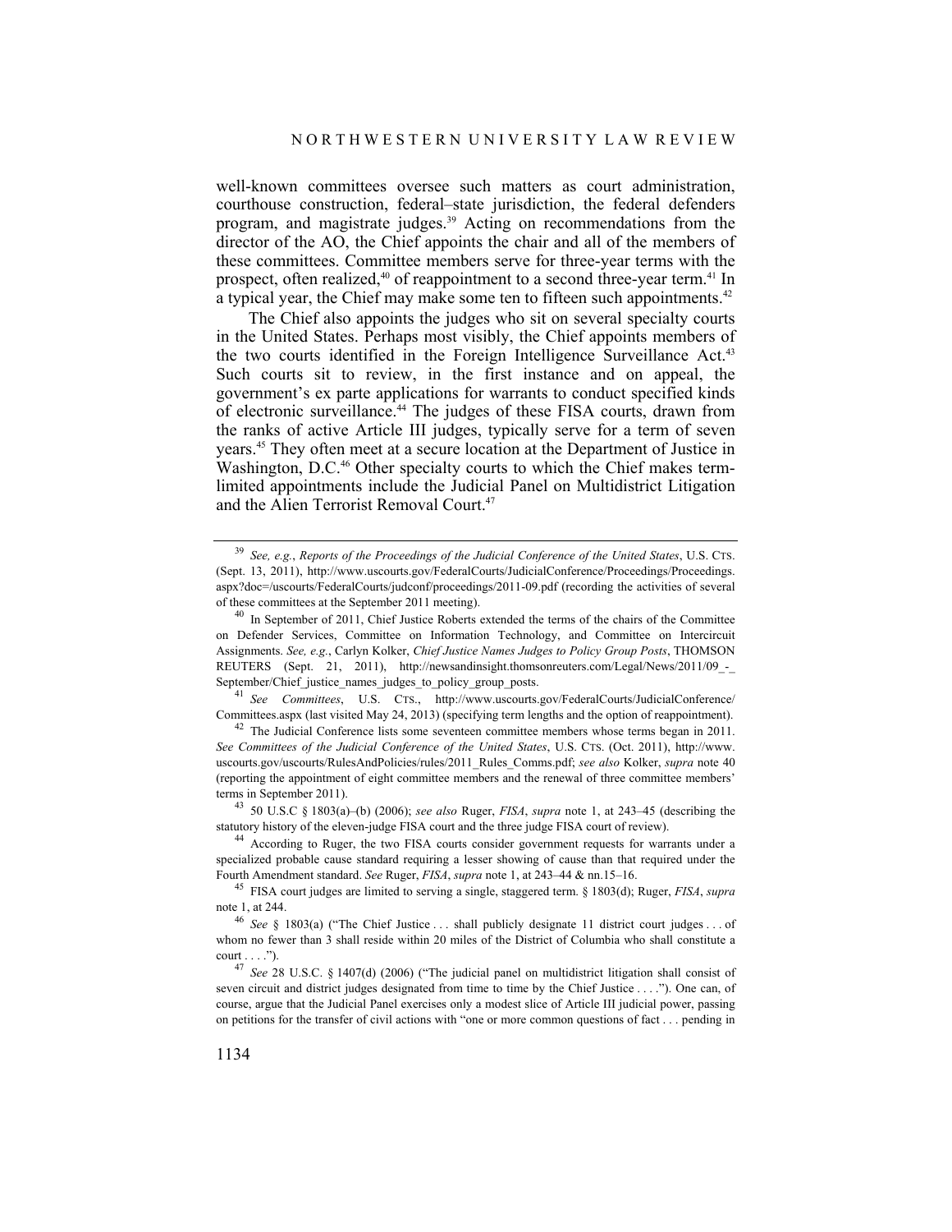well-known committees oversee such matters as court administration, courthouse construction, federal–state jurisdiction, the federal defenders program, and magistrate judges.[39] Acting on recommendations from the director of the AO, the Chief appoints the chair and all of the members of these committees. Committee members serve for three-year terms with the prospect, often realized,[40] of reappointment to a second three-year term.[41] In a typical year, the Chief may make some ten to fifteen such appointments.[42]

The Chief also appoints the judges who sit on several specialty courts in the United States. Perhaps most visibly, the Chief appoints members of the two courts identified in the Foreign Intelligence Surveillance Act.[43] Such courts sit to review, in the first instance and on appeal, the government's ex parte applications for warrants to conduct specified kinds of electronic surveillance.[44] The judges of these FISA courts, drawn from the ranks of active Article III judges, typically serve for a term of seven years.[45] They often meet at a secure location at the Department of Justice in Washington, D.C.[46] Other specialty courts to which the Chief makes term-limited appointments include the Judicial Panel on Multidistrict Litigation and the Alien Terrorist Removal Court.[47]

---

[39] *See, e.g.*, *Reports of the Proceedings of the Judicial Conference of the United States*, U.S. CTS. (Sept. 13, 2011), http://www.uscourts.gov/FederalCourts/JudicialConference/Proceedings/Proceedings.aspx?doc=/uscourts/FederalCourts/judconf/proceedings/2011-09.pdf (recording the activities of several of these committees at the September 2011 meeting).

[40] In September of 2011, Chief Justice Roberts extended the terms of the chairs of the Committee on Defender Services, Committee on Information Technology, and Committee on Intercircuit Assignments. *See, e.g.*, Carlyn Kolker, *Chief Justice Names Judges to Policy Group Posts*, THOMSON REUTERS (Sept. 21, 2011), http://newsandinsight.thomsonreuters.com/Legal/News/2011/09_-_September/Chief_justice_names_judges_to_policy_group_posts.

[41] *See* *Committees*, U.S. CTS., http://www.uscourts.gov/FederalCourts/JudicialConference/Committees.aspx (last visited May 24, 2013) (specifying term lengths and the option of reappointment).

[42] The Judicial Conference lists some seventeen committee members whose terms began in 2011. *See Committees of the Judicial Conference of the United States*, U.S. CTS. (Oct. 2011), http://www.uscourts.gov/uscourts/RulesAndPolicies/rules/2011_Rules_Comms.pdf; *see also* Kolker, *supra* note 40 (reporting the appointment of eight committee members and the renewal of three committee members' terms in September 2011).

[43] 50 U.S.C § 1803(a)–(b) (2006); *see also* Ruger, *FISA*, *supra* note 1, at 243–45 (describing the statutory history of the eleven-judge FISA court and the three judge FISA court of review).

[44] According to Ruger, the two FISA courts consider government requests for warrants under a specialized probable cause standard requiring a lesser showing of cause than that required under the Fourth Amendment standard. *See* Ruger, *FISA*, *supra* note 1, at 243–44 & nn.15–16.

[45] FISA court judges are limited to serving a single, staggered term. § 1803(d); Ruger, *FISA*, *supra* note 1, at 244.

[46] *See* § 1803(a) ("The Chief Justice . . . shall publicly designate 11 district court judges . . . of whom no fewer than 3 shall reside within 20 miles of the District of Columbia who shall constitute a court . . . .").

[47] *See* 28 U.S.C. § 1407(d) (2006) ("The judicial panel on multidistrict litigation shall consist of seven circuit and district judges designated from time to time by the Chief Justice . . . ."). One can, of course, argue that the Judicial Panel exercises only a modest slice of Article III judicial power, passing on petitions for the transfer of civil actions with "one or more common questions of fact . . . pending in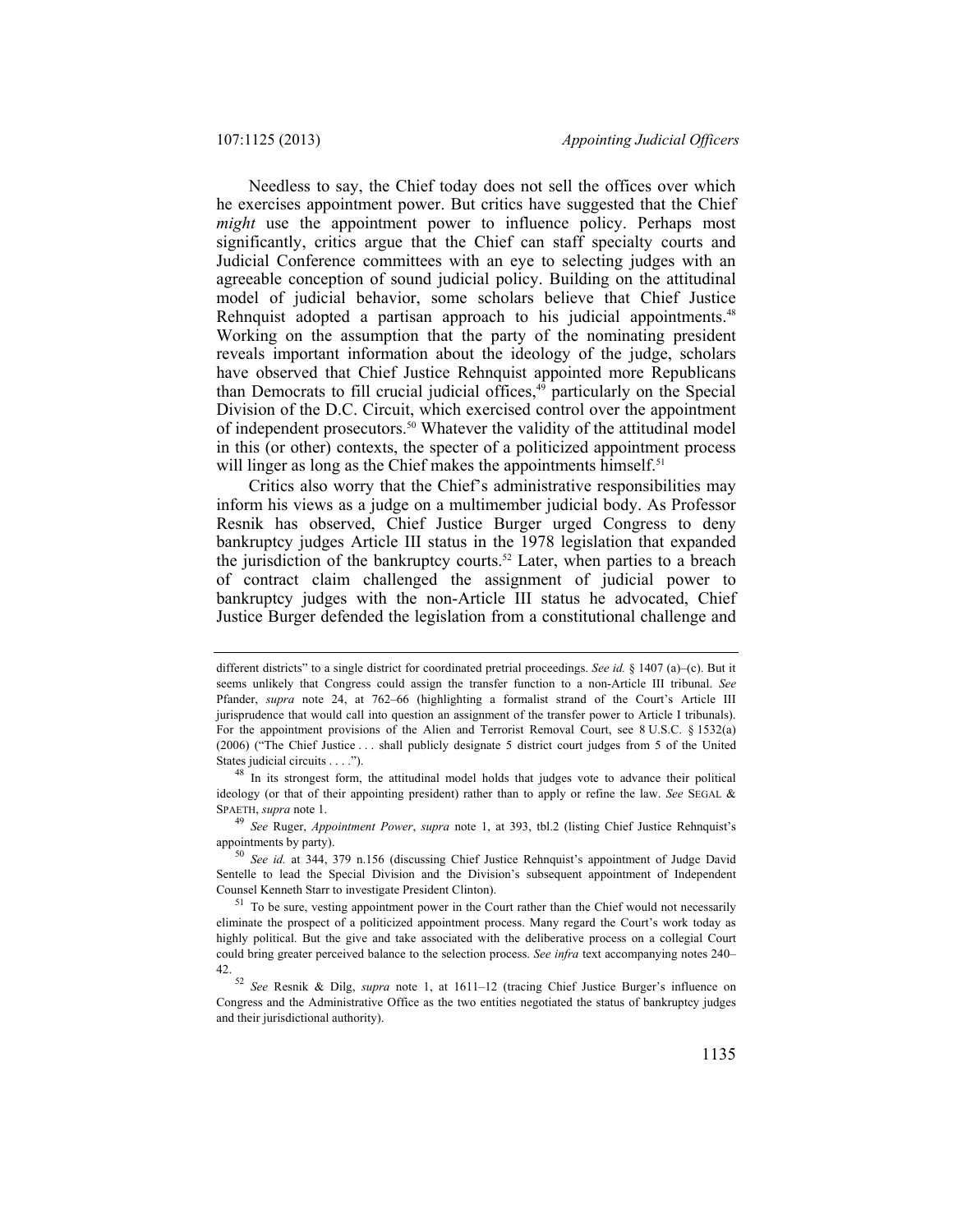Needless to say, the Chief today does not sell the offices over which he exercises appointment power. But critics have suggested that the Chief *might* use the appointment power to influence policy. Perhaps most significantly, critics argue that the Chief can staff specialty courts and Judicial Conference committees with an eye to selecting judges with an agreeable conception of sound judicial policy. Building on the attitudinal model of judicial behavior, some scholars believe that Chief Justice Rehnquist adopted a partisan approach to his judicial appointments.[48] Working on the assumption that the party of the nominating president reveals important information about the ideology of the judge, scholars have observed that Chief Justice Rehnquist appointed more Republicans than Democrats to fill crucial judicial offices,[49] particularly on the Special Division of the D.C. Circuit, which exercised control over the appointment of independent prosecutors.[50] Whatever the validity of the attitudinal model in this (or other) contexts, the specter of a politicized appointment process will linger as long as the Chief makes the appointments himself.[51]

Critics also worry that the Chief's administrative responsibilities may inform his views as a judge on a multimember judicial body. As Professor Resnik has observed, Chief Justice Burger urged Congress to deny bankruptcy judges Article III status in the 1978 legislation that expanded the jurisdiction of the bankruptcy courts.[52] Later, when parties to a breach of contract claim challenged the assignment of judicial power to bankruptcy judges with the non-Article III status he advocated, Chief Justice Burger defended the legislation from a constitutional challenge and

---

different districts" to a single district for coordinated pretrial proceedings. *See id.* § 1407 (a)–(c). But it seems unlikely that Congress could assign the transfer function to a non-Article III tribunal. *See* Pfander, *supra* note 24, at 762–66 (highlighting a formalist strand of the Court's Article III jurisprudence that would call into question an assignment of the transfer power to Article I tribunals). For the appointment provisions of the Alien and Terrorist Removal Court, see 8 U.S.C. § 1532(a) (2006) ("The Chief Justice . . . shall publicly designate 5 district court judges from 5 of the United States judicial circuits . . . .").

[48] In its strongest form, the attitudinal model holds that judges vote to advance their political ideology (or that of their appointing president) rather than to apply or refine the law. *See* SEGAL & SPAETH, *supra* note 1.

[49] *See* Ruger, *Appointment Power*, *supra* note 1, at 393, tbl.2 (listing Chief Justice Rehnquist's appointments by party).

[50] *See id.* at 344, 379 n.156 (discussing Chief Justice Rehnquist's appointment of Judge David Sentelle to lead the Special Division and the Division's subsequent appointment of Independent Counsel Kenneth Starr to investigate President Clinton).

[51] To be sure, vesting appointment power in the Court rather than the Chief would not necessarily eliminate the prospect of a politicized appointment process. Many regard the Court's work today as highly political. But the give and take associated with the deliberative process on a collegial Court could bring greater perceived balance to the selection process. *See infra* text accompanying notes 240–42.

[52] *See* Resnik & Dilg, *supra* note 1, at 1611–12 (tracing Chief Justice Burger's influence on Congress and the Administrative Office as the two entities negotiated the status of bankruptcy judges and their jurisdictional authority).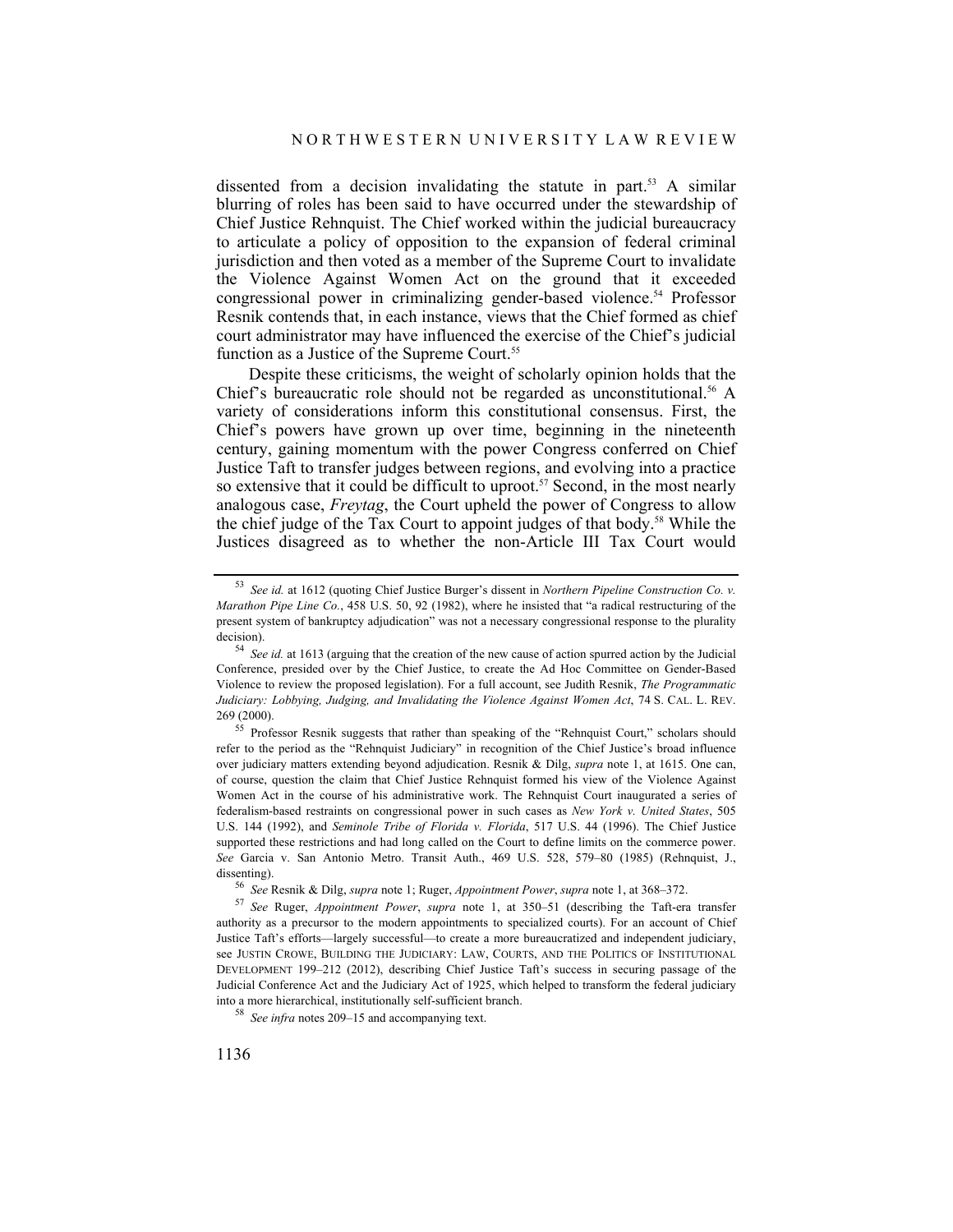dissented from a decision invalidating the statute in part.[53] A similar blurring of roles has been said to have occurred under the stewardship of Chief Justice Rehnquist. The Chief worked within the judicial bureaucracy to articulate a policy of opposition to the expansion of federal criminal jurisdiction and then voted as a member of the Supreme Court to invalidate the Violence Against Women Act on the ground that it exceeded congressional power in criminalizing gender-based violence.[54] Professor Resnik contends that, in each instance, views that the Chief formed as chief court administrator may have influenced the exercise of the Chief's judicial function as a Justice of the Supreme Court.[55]

Despite these criticisms, the weight of scholarly opinion holds that the Chief's bureaucratic role should not be regarded as unconstitutional.[56] A variety of considerations inform this constitutional consensus. First, the Chief's powers have grown up over time, beginning in the nineteenth century, gaining momentum with the power Congress conferred on Chief Justice Taft to transfer judges between regions, and evolving into a practice so extensive that it could be difficult to uproot.[57] Second, in the most nearly analogous case, *Freytag*, the Court upheld the power of Congress to allow the chief judge of the Tax Court to appoint judges of that body.[58] While the Justices disagreed as to whether the non-Article III Tax Court would

---

[53] *See id.* at 1612 (quoting Chief Justice Burger's dissent in *Northern Pipeline Construction Co. v. Marathon Pipe Line Co.*, 458 U.S. 50, 92 (1982), where he insisted that "a radical restructuring of the present system of bankruptcy adjudication" was not a necessary congressional response to the plurality decision).

[54] *See id.* at 1613 (arguing that the creation of the new cause of action spurred action by the Judicial Conference, presided over by the Chief Justice, to create the Ad Hoc Committee on Gender-Based Violence to review the proposed legislation). For a full account, see Judith Resnik, *The Programmatic Judiciary: Lobbying, Judging, and Invalidating the Violence Against Women Act*, 74 S. CAL. L. REV. 269 (2000).

[55] Professor Resnik suggests that rather than speaking of the "Rehnquist Court," scholars should refer to the period as the "Rehnquist Judiciary" in recognition of the Chief Justice's broad influence over judiciary matters extending beyond adjudication. Resnik & Dilg, *supra* note 1, at 1615. One can, of course, question the claim that Chief Justice Rehnquist formed his view of the Violence Against Women Act in the course of his administrative work. The Rehnquist Court inaugurated a series of federalism-based restraints on congressional power in such cases as *New York v. United States*, 505 U.S. 144 (1992), and *Seminole Tribe of Florida v. Florida*, 517 U.S. 44 (1996). The Chief Justice supported these restrictions and had long called on the Court to define limits on the commerce power. *See* Garcia v. San Antonio Metro. Transit Auth., 469 U.S. 528, 579–80 (1985) (Rehnquist, J., dissenting).

[56] *See* Resnik & Dilg, *supra* note 1; Ruger, *Appointment Power*, *supra* note 1, at 368–372.

[57] *See* Ruger, *Appointment Power*, *supra* note 1, at 350–51 (describing the Taft-era transfer authority as a precursor to the modern appointments to specialized courts). For an account of Chief Justice Taft's efforts—largely successful—to create a more bureaucratized and independent judiciary, see JUSTIN CROWE, BUILDING THE JUDICIARY: LAW, COURTS, AND THE POLITICS OF INSTITUTIONAL DEVELOPMENT 199–212 (2012), describing Chief Justice Taft's success in securing passage of the Judicial Conference Act and the Judiciary Act of 1925, which helped to transform the federal judiciary into a more hierarchical, institutionally self-sufficient branch.

[58] *See infra* notes 209–15 and accompanying text.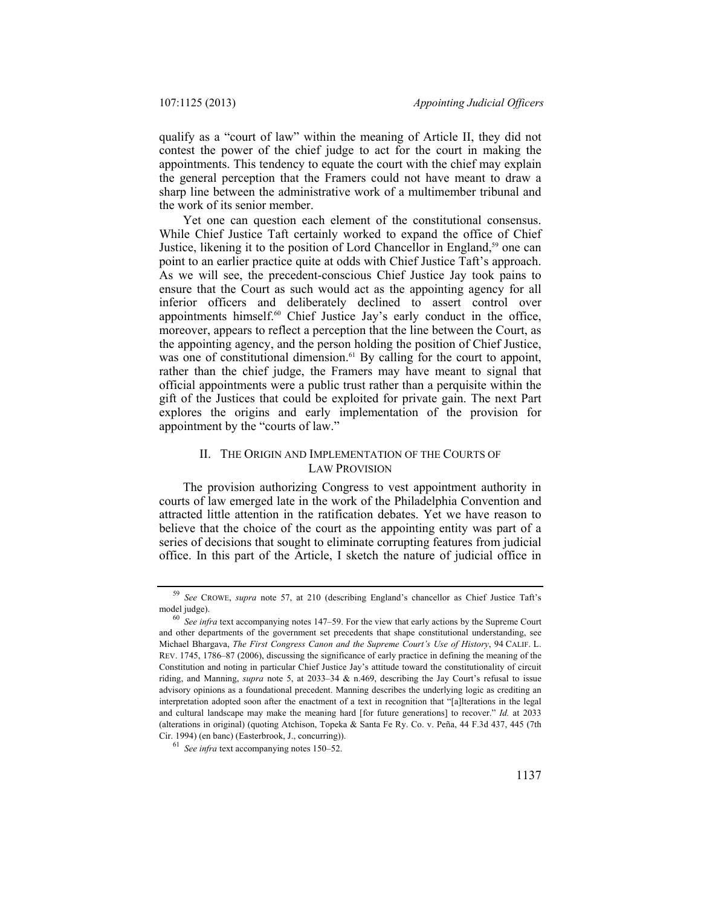qualify as a "court of law" within the meaning of Article II, they did not contest the power of the chief judge to act for the court in making the appointments. This tendency to equate the court with the chief may explain the general perception that the Framers could not have meant to draw a sharp line between the administrative work of a multimember tribunal and the work of its senior member.

Yet one can question each element of the constitutional consensus. While Chief Justice Taft certainly worked to expand the office of Chief Justice, likening it to the position of Lord Chancellor in England,[59] one can point to an earlier practice quite at odds with Chief Justice Taft's approach. As we will see, the precedent-conscious Chief Justice Jay took pains to ensure that the Court as such would act as the appointing agency for all inferior officers and deliberately declined to assert control over appointments himself.[60] Chief Justice Jay's early conduct in the office, moreover, appears to reflect a perception that the line between the Court, as the appointing agency, and the person holding the position of Chief Justice, was one of constitutional dimension.[61] By calling for the court to appoint, rather than the chief judge, the Framers may have meant to signal that official appointments were a public trust rather than a perquisite within the gift of the Justices that could be exploited for private gain. The next Part explores the origins and early implementation of the provision for appointment by the "courts of law."

## II. THE ORIGIN AND IMPLEMENTATION OF THE COURTS OF LAW PROVISION

The provision authorizing Congress to vest appointment authority in courts of law emerged late in the work of the Philadelphia Convention and attracted little attention in the ratification debates. Yet we have reason to believe that the choice of the court as the appointing entity was part of a series of decisions that sought to eliminate corrupting features from judicial office. In this part of the Article, I sketch the nature of judicial office in

---

[59] *See* CROWE, *supra* note 57, at 210 (describing England's chancellor as Chief Justice Taft's model judge).

[60] *See infra* text accompanying notes 147–59. For the view that early actions by the Supreme Court and other departments of the government set precedents that shape constitutional understanding, see Michael Bhargava, *The First Congress Canon and the Supreme Court's Use of History*, 94 CALIF. L. REV. 1745, 1786–87 (2006), discussing the significance of early practice in defining the meaning of the Constitution and noting in particular Chief Justice Jay's attitude toward the constitutionality of circuit riding, and Manning, *supra* note 5, at 2033–34 & n.469, describing the Jay Court's refusal to issue advisory opinions as a foundational precedent. Manning describes the underlying logic as crediting an interpretation adopted soon after the enactment of a text in recognition that "[a]lterations in the legal and cultural landscape may make the meaning hard [for future generations] to recover." *Id.* at 2033 (alterations in original) (quoting Atchison, Topeka & Santa Fe Ry. Co. v. Peña, 44 F.3d 437, 445 (7th Cir. 1994) (en banc) (Easterbrook, J., concurring)).

[61] *See infra* text accompanying notes 150–52.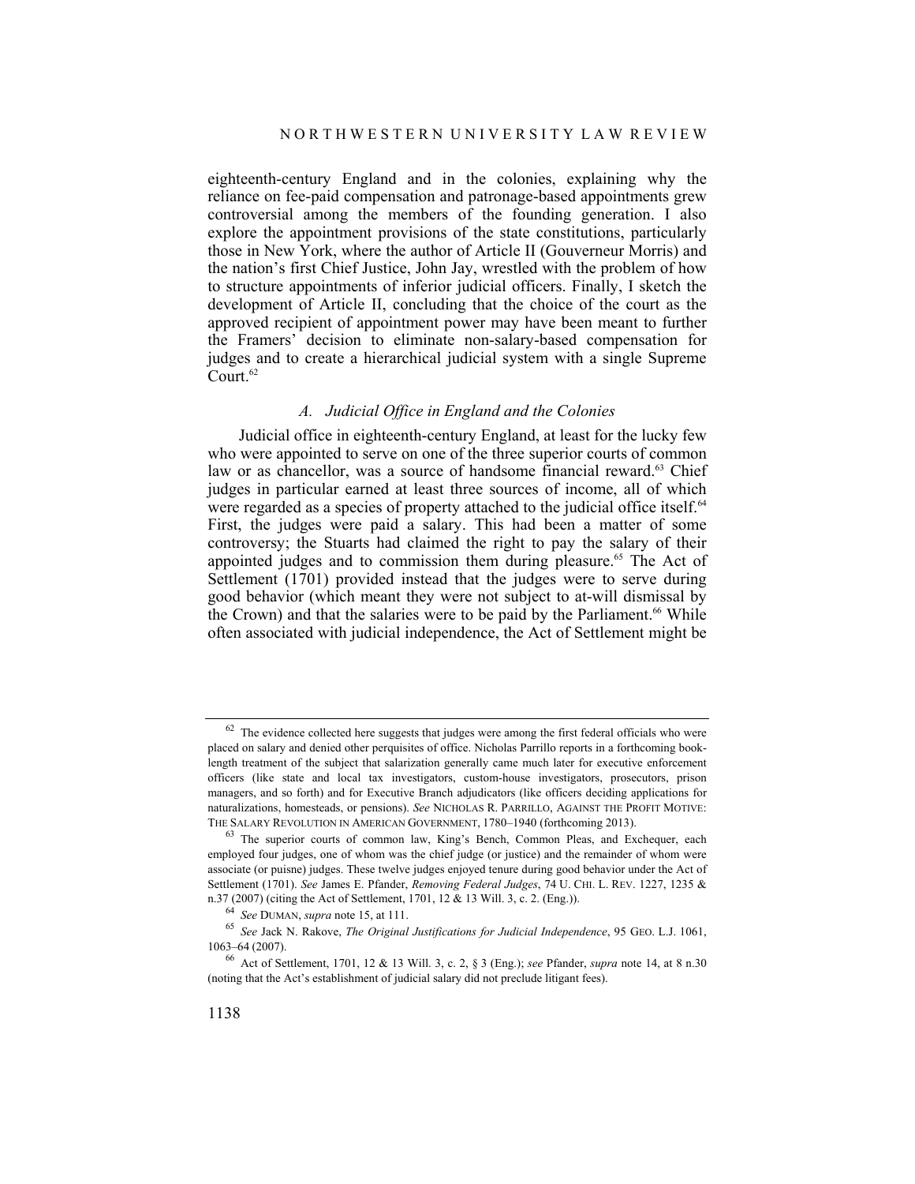eighteenth-century England and in the colonies, explaining why the reliance on fee-paid compensation and patronage-based appointments grew controversial among the members of the founding generation. I also explore the appointment provisions of the state constitutions, particularly those in New York, where the author of Article II (Gouverneur Morris) and the nation's first Chief Justice, John Jay, wrestled with the problem of how to structure appointments of inferior judicial officers. Finally, I sketch the development of Article II, concluding that the choice of the court as the approved recipient of appointment power may have been meant to further the Framers' decision to eliminate non-salary-based compensation for judges and to create a hierarchical judicial system with a single Supreme Court.[62]

### *A. Judicial Office in England and the Colonies*

Judicial office in eighteenth-century England, at least for the lucky few who were appointed to serve on one of the three superior courts of common law or as chancellor, was a source of handsome financial reward.[63] Chief judges in particular earned at least three sources of income, all of which were regarded as a species of property attached to the judicial office itself.[64] First, the judges were paid a salary. This had been a matter of some controversy; the Stuarts had claimed the right to pay the salary of their appointed judges and to commission them during pleasure.[65] The Act of Settlement (1701) provided instead that the judges were to serve during good behavior (which meant they were not subject to at-will dismissal by the Crown) and that the salaries were to be paid by the Parliament.[66] While often associated with judicial independence, the Act of Settlement might be

---

[62] The evidence collected here suggests that judges were among the first federal officials who were placed on salary and denied other perquisites of office. Nicholas Parrillo reports in a forthcoming book-length treatment of the subject that salarization generally came much later for executive enforcement officers (like state and local tax investigators, custom-house investigators, prosecutors, prison managers, and so forth) and for Executive Branch adjudicators (like officers deciding applications for naturalizations, homesteads, or pensions). *See* NICHOLAS R. PARRILLO, AGAINST THE PROFIT MOTIVE: THE SALARY REVOLUTION IN AMERICAN GOVERNMENT, 1780–1940 (forthcoming 2013).

[63] The superior courts of common law, King's Bench, Common Pleas, and Exchequer, each employed four judges, one of whom was the chief judge (or justice) and the remainder of whom were associate (or puisne) judges. These twelve judges enjoyed tenure during good behavior under the Act of Settlement (1701). *See* James E. Pfander, *Removing Federal Judges*, 74 U. CHI. L. REV. 1227, 1235 & n.37 (2007) (citing the Act of Settlement, 1701, 12 & 13 Will. 3, c. 2. (Eng.)).

[64] *See* DUMAN, *supra* note 15, at 111.

[65] *See* Jack N. Rakove, *The Original Justifications for Judicial Independence*, 95 GEO. L.J. 1061, 1063–64 (2007).

[66] Act of Settlement, 1701, 12 & 13 Will. 3, c. 2, § 3 (Eng.); *see* Pfander, *supra* note 14, at 8 n.30 (noting that the Act's establishment of judicial salary did not preclude litigant fees).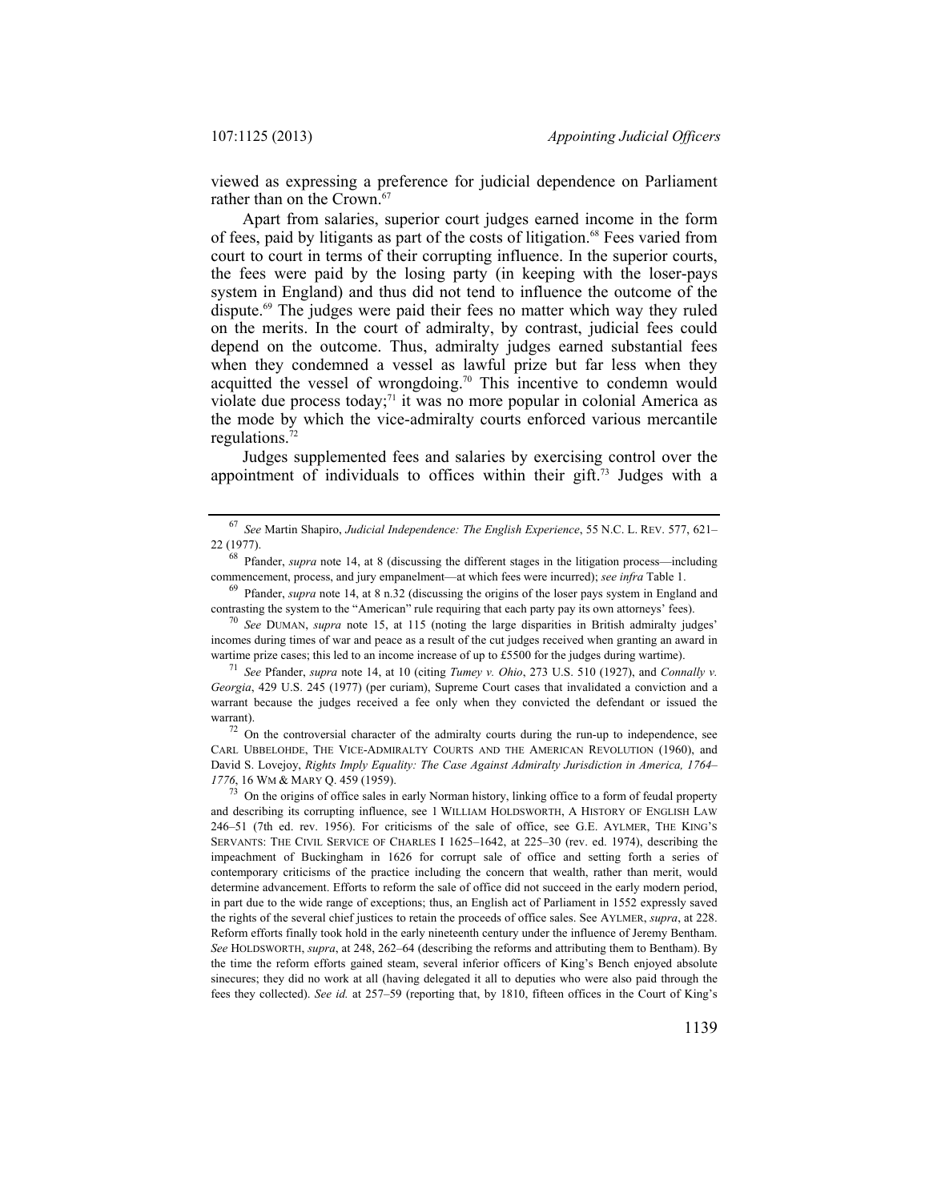viewed as expressing a preference for judicial dependence on Parliament rather than on the Crown.[67]

Apart from salaries, superior court judges earned income in the form of fees, paid by litigants as part of the costs of litigation.[68] Fees varied from court to court in terms of their corrupting influence. In the superior courts, the fees were paid by the losing party (in keeping with the loser-pays system in England) and thus did not tend to influence the outcome of the dispute.[69] The judges were paid their fees no matter which way they ruled on the merits. In the court of admiralty, by contrast, judicial fees could depend on the outcome. Thus, admiralty judges earned substantial fees when they condemned a vessel as lawful prize but far less when they acquitted the vessel of wrongdoing.[70] This incentive to condemn would violate due process today;[71] it was no more popular in colonial America as the mode by which the vice-admiralty courts enforced various mercantile regulations.[72]

Judges supplemented fees and salaries by exercising control over the appointment of individuals to offices within their gift.[73] Judges with a

---

[67] *See* Martin Shapiro, *Judicial Independence: The English Experience*, 55 N.C. L. REV. 577, 621–22 (1977).

[68] Pfander, *supra* note 14, at 8 (discussing the different stages in the litigation process—including commencement, process, and jury empanelment—at which fees were incurred); *see infra* Table 1.

[69] Pfander, *supra* note 14, at 8 n.32 (discussing the origins of the loser pays system in England and contrasting the system to the "American" rule requiring that each party pay its own attorneys' fees).

[70] *See* DUMAN, *supra* note 15, at 115 (noting the large disparities in British admiralty judges' incomes during times of war and peace as a result of the cut judges received when granting an award in wartime prize cases; this led to an income increase of up to £5500 for the judges during wartime).

[71] *See* Pfander, *supra* note 14, at 10 (citing *Tumey v. Ohio*, 273 U.S. 510 (1927), and *Connally v. Georgia*, 429 U.S. 245 (1977) (per curiam), Supreme Court cases that invalidated a conviction and a warrant because the judges received a fee only when they convicted the defendant or issued the warrant).

[72] On the controversial character of the admiralty courts during the run-up to independence, see CARL UBBELOHDE, THE VICE-ADMIRALTY COURTS AND THE AMERICAN REVOLUTION (1960), and David S. Lovejoy, *Rights Imply Equality: The Case Against Admiralty Jurisdiction in America, 1764–1776*, 16 WM & MARY Q. 459 (1959).

[73] On the origins of office sales in early Norman history, linking office to a form of feudal property and describing its corrupting influence, see 1 WILLIAM HOLDSWORTH, A HISTORY OF ENGLISH LAW 246–51 (7th ed. rev. 1956). For criticisms of the sale of office, see G.E. AYLMER, THE KING'S SERVANTS: THE CIVIL SERVICE OF CHARLES I 1625–1642, at 225–30 (rev. ed. 1974), describing the impeachment of Buckingham in 1626 for corrupt sale of office and setting forth a series of contemporary criticisms of the practice including the concern that wealth, rather than merit, would determine advancement. Efforts to reform the sale of office did not succeed in the early modern period, in part due to the wide range of exceptions; thus, an English act of Parliament in 1552 expressly saved the rights of the several chief justices to retain the proceeds of office sales. See AYLMER, *supra*, at 228. Reform efforts finally took hold in the early nineteenth century under the influence of Jeremy Bentham. *See* HOLDSWORTH, *supra*, at 248, 262–64 (describing the reforms and attributing them to Bentham). By the time the reform efforts gained steam, several inferior officers of King's Bench enjoyed absolute sinecures; they did no work at all (having delegated it all to deputies who were also paid through the fees they collected). *See id.* at 257–59 (reporting that, by 1810, fifteen offices in the Court of King's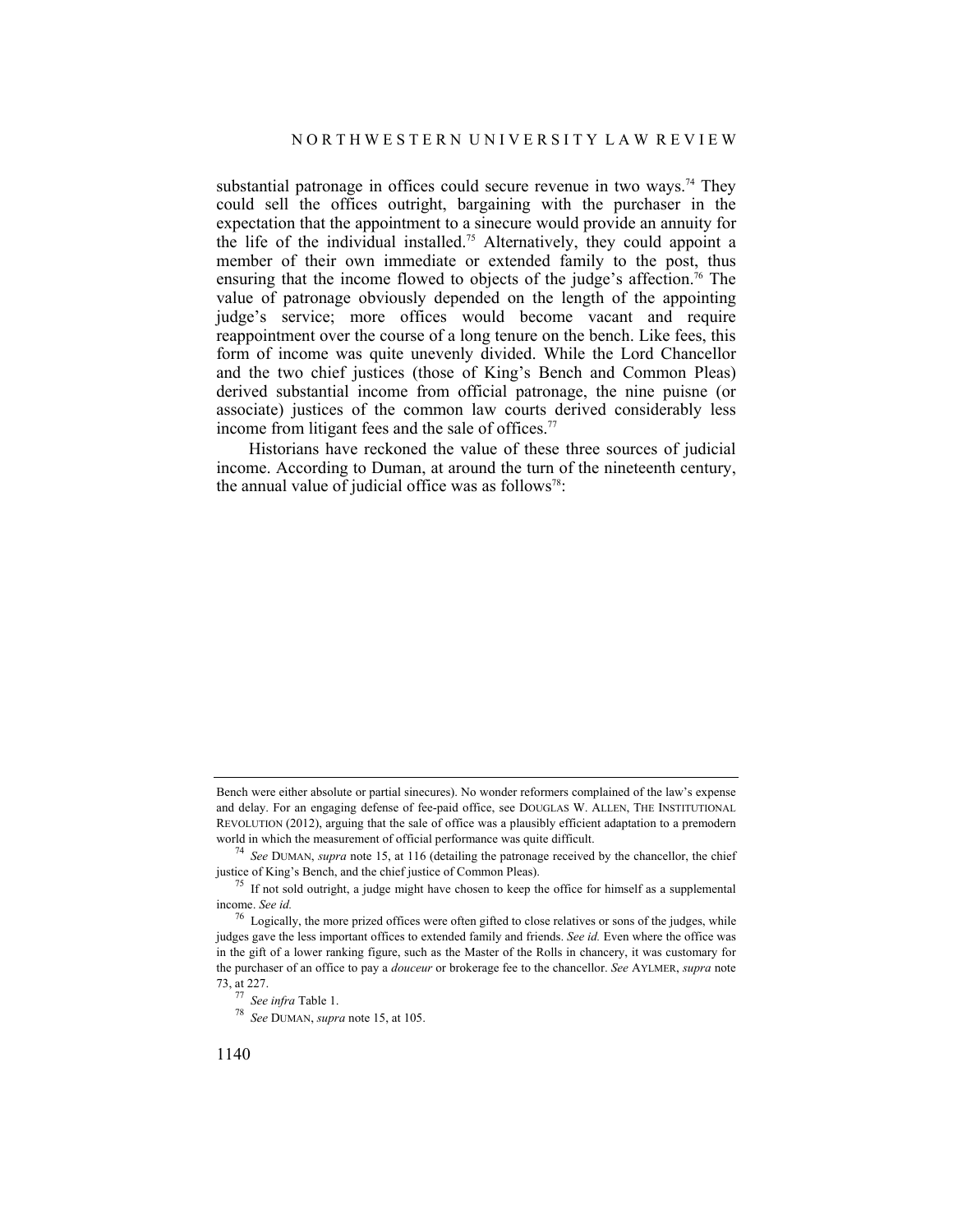substantial patronage in offices could secure revenue in two ways.[74] They could sell the offices outright, bargaining with the purchaser in the expectation that the appointment to a sinecure would provide an annuity for the life of the individual installed.[75] Alternatively, they could appoint a member of their own immediate or extended family to the post, thus ensuring that the income flowed to objects of the judge's affection.[76] The value of patronage obviously depended on the length of the appointing judge's service; more offices would become vacant and require reappointment over the course of a long tenure on the bench. Like fees, this form of income was quite unevenly divided. While the Lord Chancellor and the two chief justices (those of King's Bench and Common Pleas) derived substantial income from official patronage, the nine puisne (or associate) justices of the common law courts derived considerably less income from litigant fees and the sale of offices.[77]

Historians have reckoned the value of these three sources of judicial income. According to Duman, at around the turn of the nineteenth century, the annual value of judicial office was as follows[78]:

---

Bench were either absolute or partial sinecures). No wonder reformers complained of the law's expense and delay. For an engaging defense of fee-paid office, see DOUGLAS W. ALLEN, THE INSTITUTIONAL REVOLUTION (2012), arguing that the sale of office was a plausibly efficient adaptation to a premodern world in which the measurement of official performance was quite difficult.

[74] *See* DUMAN, *supra* note 15, at 116 (detailing the patronage received by the chancellor, the chief justice of King's Bench, and the chief justice of Common Pleas).

[75] If not sold outright, a judge might have chosen to keep the office for himself as a supplemental income. *See id.*

[76] Logically, the more prized offices were often gifted to close relatives or sons of the judges, while judges gave the less important offices to extended family and friends. *See id.* Even where the office was in the gift of a lower ranking figure, such as the Master of the Rolls in chancery, it was customary for the purchaser of an office to pay a *douceur* or brokerage fee to the chancellor. *See* AYLMER, *supra* note 73, at 227.

[77] *See infra* Table 1.

[78] *See* DUMAN, *supra* note 15, at 105.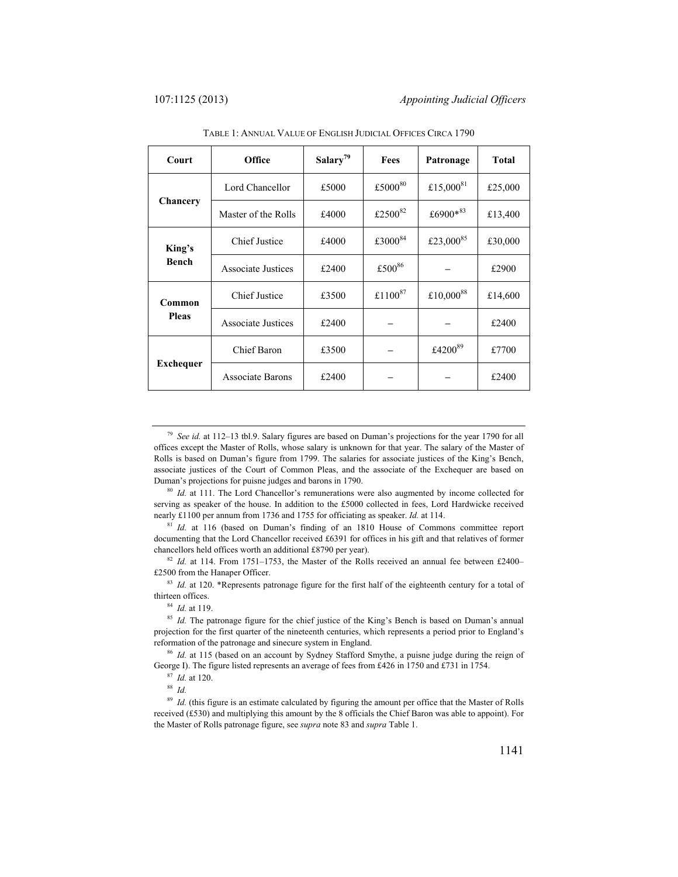TABLE 1: ANNUAL VALUE OF ENGLISH JUDICIAL OFFICES CIRCA 1790

| Court | Office | Salary[79] | Fees | Patronage | Total |
|---|---|---|---|---|---|
| Chancery | Lord Chancellor | £5000 | £5000[80] | £15,000[81] | £25,000 |
| | Master of the Rolls | £4000 | £2500[82] | £6900*[83] | £13,400 |
| King's Bench | Chief Justice | £4000 | £3000[84] | £23,000[85] | £30,000 |
| | Associate Justices | £2400 | £500[86] | – | £2900 |
| Common Pleas | Chief Justice | £3500 | £1100[87] | £10,000[88] | £14,600 |
| | Associate Justices | £2400 | – | – | £2400 |
| Exchequer | Chief Baron | £3500 | – | £4200[89] | £7700 |
| | Associate Barons | £2400 | – | – | £2400 |

---

[79] *See id.* at 112–13 tbl.9. Salary figures are based on Duman's projections for the year 1790 for all offices except the Master of Rolls, whose salary is unknown for that year. The salary of the Master of Rolls is based on Duman's figure from 1799. The salaries for associate justices of the King's Bench, associate justices of the Court of Common Pleas, and the associate of the Exchequer are based on Duman's projections for puisne judges and barons in 1790.

[80] *Id.* at 111. The Lord Chancellor's remunerations were also augmented by income collected for serving as speaker of the house. In addition to the £5000 collected in fees, Lord Hardwicke received nearly £1100 per annum from 1736 and 1755 for officiating as speaker. *Id.* at 114.

[81] *Id.* at 116 (based on Duman's finding of an 1810 House of Commons committee report documenting that the Lord Chancellor received £6391 for offices in his gift and that relatives of former chancellors held offices worth an additional £8790 per year).

[82] *Id.* at 114. From 1751–1753, the Master of the Rolls received an annual fee between £2400–£2500 from the Hanaper Officer.

[83] *Id.* at 120. *Represents patronage figure for the first half of the eighteenth century for a total of thirteen offices.

[84] *Id.* at 119.

[85] *Id.* The patronage figure for the chief justice of the King's Bench is based on Duman's annual projection for the first quarter of the nineteenth centuries, which represents a period prior to England's reformation of the patronage and sinecure system in England.

[86] *Id.* at 115 (based on an account by Sydney Stafford Smythe, a puisne judge during the reign of George I). The figure listed represents an average of fees from £426 in 1750 and £731 in 1754.

[87] *Id.* at 120.

[88] *Id.*

[89] *Id.* (this figure is an estimate calculated by figuring the amount per office that the Master of Rolls received (£530) and multiplying this amount by the 8 officials the Chief Baron was able to appoint). For the Master of Rolls patronage figure, see *supra* note 83 and *supra* Table 1.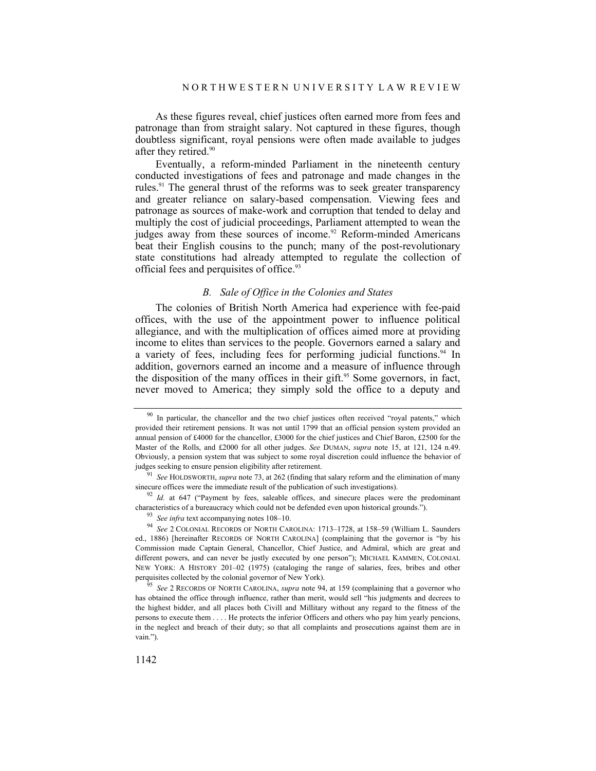As these figures reveal, chief justices often earned more from fees and patronage than from straight salary. Not captured in these figures, though doubtless significant, royal pensions were often made available to judges after they retired.[90]

Eventually, a reform-minded Parliament in the nineteenth century conducted investigations of fees and patronage and made changes in the rules.[91] The general thrust of the reforms was to seek greater transparency and greater reliance on salary-based compensation. Viewing fees and patronage as sources of make-work and corruption that tended to delay and multiply the cost of judicial proceedings, Parliament attempted to wean the judges away from these sources of income.[92] Reform-minded Americans beat their English cousins to the punch; many of the post-revolutionary state constitutions had already attempted to regulate the collection of official fees and perquisites of office.[93]

### *B. Sale of Office in the Colonies and States*

The colonies of British North America had experience with fee-paid offices, with the use of the appointment power to influence political allegiance, and with the multiplication of offices aimed more at providing income to elites than services to the people. Governors earned a salary and a variety of fees, including fees for performing judicial functions.[94] In addition, governors earned an income and a measure of influence through the disposition of the many offices in their gift.[95] Some governors, in fact, never moved to America; they simply sold the office to a deputy and

---

[90] In particular, the chancellor and the two chief justices often received "royal patents," which provided their retirement pensions. It was not until 1799 that an official pension system provided an annual pension of £4000 for the chancellor, £3000 for the chief justices and Chief Baron, £2500 for the Master of the Rolls, and £2000 for all other judges. *See* DUMAN, *supra* note 15, at 121, 124 n.49. Obviously, a pension system that was subject to some royal discretion could influence the behavior of judges seeking to ensure pension eligibility after retirement.

[91] *See* HOLDSWORTH, *supra* note 73, at 262 (finding that salary reform and the elimination of many sinecure offices were the immediate result of the publication of such investigations).

[92] *Id.* at 647 ("Payment by fees, saleable offices, and sinecure places were the predominant characteristics of a bureaucracy which could not be defended even upon historical grounds.").

[93] *See infra* text accompanying notes 108–10.

[94] *See* 2 COLONIAL RECORDS OF NORTH CAROLINA: 1713–1728, at 158–59 (William L. Saunders ed., 1886) [hereinafter RECORDS OF NORTH CAROLINA] (complaining that the governor is "by his Commission made Captain General, Chancellor, Chief Justice, and Admiral, which are great and different powers, and can never be justly executed by one person"); MICHAEL KAMMEN, COLONIAL NEW YORK: A HISTORY 201–02 (1975) (cataloging the range of salaries, fees, bribes and other perquisites collected by the colonial governor of New York).

[95] *See* 2 RECORDS OF NORTH CAROLINA, *supra* note 94, at 159 (complaining that a governor who has obtained the office through influence, rather than merit, would sell "his judgments and decrees to the highest bidder, and all places both Civill and Millitary without any regard to the fitness of the persons to execute them . . . . He protects the inferior Officers and others who pay him yearly pencions, in the neglect and breach of their duty; so that all complaints and prosecutions against them are in vain.").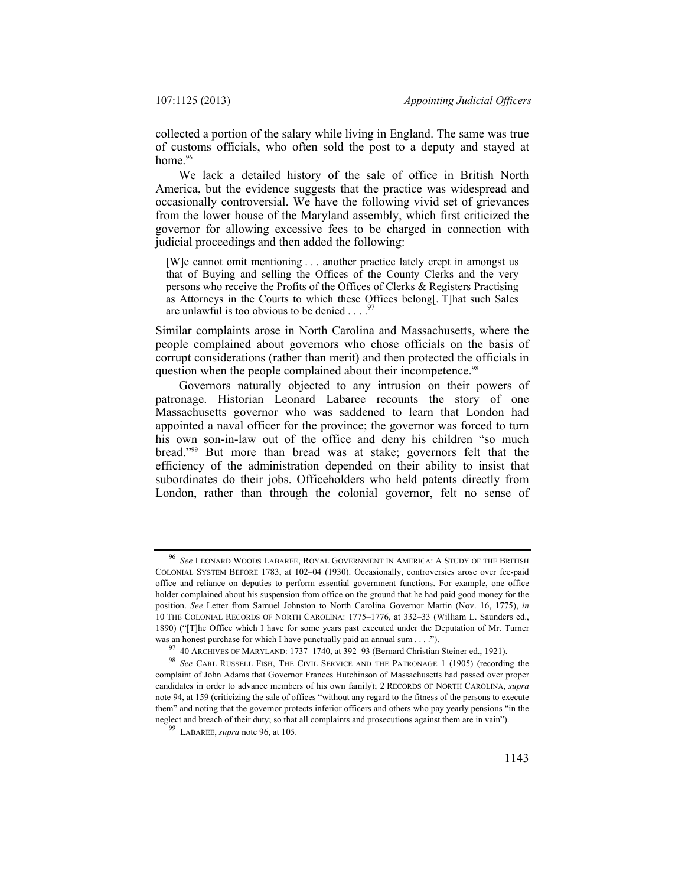collected a portion of the salary while living in England. The same was true of customs officials, who often sold the post to a deputy and stayed at home.[96]

We lack a detailed history of the sale of office in British North America, but the evidence suggests that the practice was widespread and occasionally controversial. We have the following vivid set of grievances from the lower house of the Maryland assembly, which first criticized the governor for allowing excessive fees to be charged in connection with judicial proceedings and then added the following:

> [W]e cannot omit mentioning . . . another practice lately crept in amongst us that of Buying and selling the Offices of the County Clerks and the very persons who receive the Profits of the Offices of Clerks & Registers Practising as Attorneys in the Courts to which these Offices belong[. T]hat such Sales are unlawful is too obvious to be denied . . . .[97]

Similar complaints arose in North Carolina and Massachusetts, where the people complained about governors who chose officials on the basis of corrupt considerations (rather than merit) and then protected the officials in question when the people complained about their incompetence.[98]

Governors naturally objected to any intrusion on their powers of patronage. Historian Leonard Labaree recounts the story of one Massachusetts governor who was saddened to learn that London had appointed a naval officer for the province; the governor was forced to turn his own son-in-law out of the office and deny his children "so much bread."[99] But more than bread was at stake; governors felt that the efficiency of the administration depended on their ability to insist that subordinates do their jobs. Officeholders who held patents directly from London, rather than through the colonial governor, felt no sense of

---

[96] *See* LEONARD WOODS LABAREE, ROYAL GOVERNMENT IN AMERICA: A STUDY OF THE BRITISH COLONIAL SYSTEM BEFORE 1783, at 102–04 (1930). Occasionally, controversies arose over fee-paid office and reliance on deputies to perform essential government functions. For example, one office holder complained about his suspension from office on the ground that he had paid good money for the position. *See* Letter from Samuel Johnston to North Carolina Governor Martin (Nov. 16, 1775), *in* 10 THE COLONIAL RECORDS OF NORTH CAROLINA: 1775–1776, at 332–33 (William L. Saunders ed., 1890) ("[T]he Office which I have for some years past executed under the Deputation of Mr. Turner was an honest purchase for which I have punctually paid an annual sum . . . .").

[97] 40 ARCHIVES OF MARYLAND: 1737–1740, at 392–93 (Bernard Christian Steiner ed., 1921).

[98] *See* CARL RUSSELL FISH, THE CIVIL SERVICE AND THE PATRONAGE 1 (1905) (recording the complaint of John Adams that Governor Frances Hutchinson of Massachusetts had passed over proper candidates in order to advance members of his own family); 2 RECORDS OF NORTH CAROLINA, *supra* note 94, at 159 (criticizing the sale of offices "without any regard to the fitness of the persons to execute them" and noting that the governor protects inferior officers and others who pay yearly pensions "in the neglect and breach of their duty; so that all complaints and prosecutions against them are in vain").

[99] LABAREE, *supra* note 96, at 105.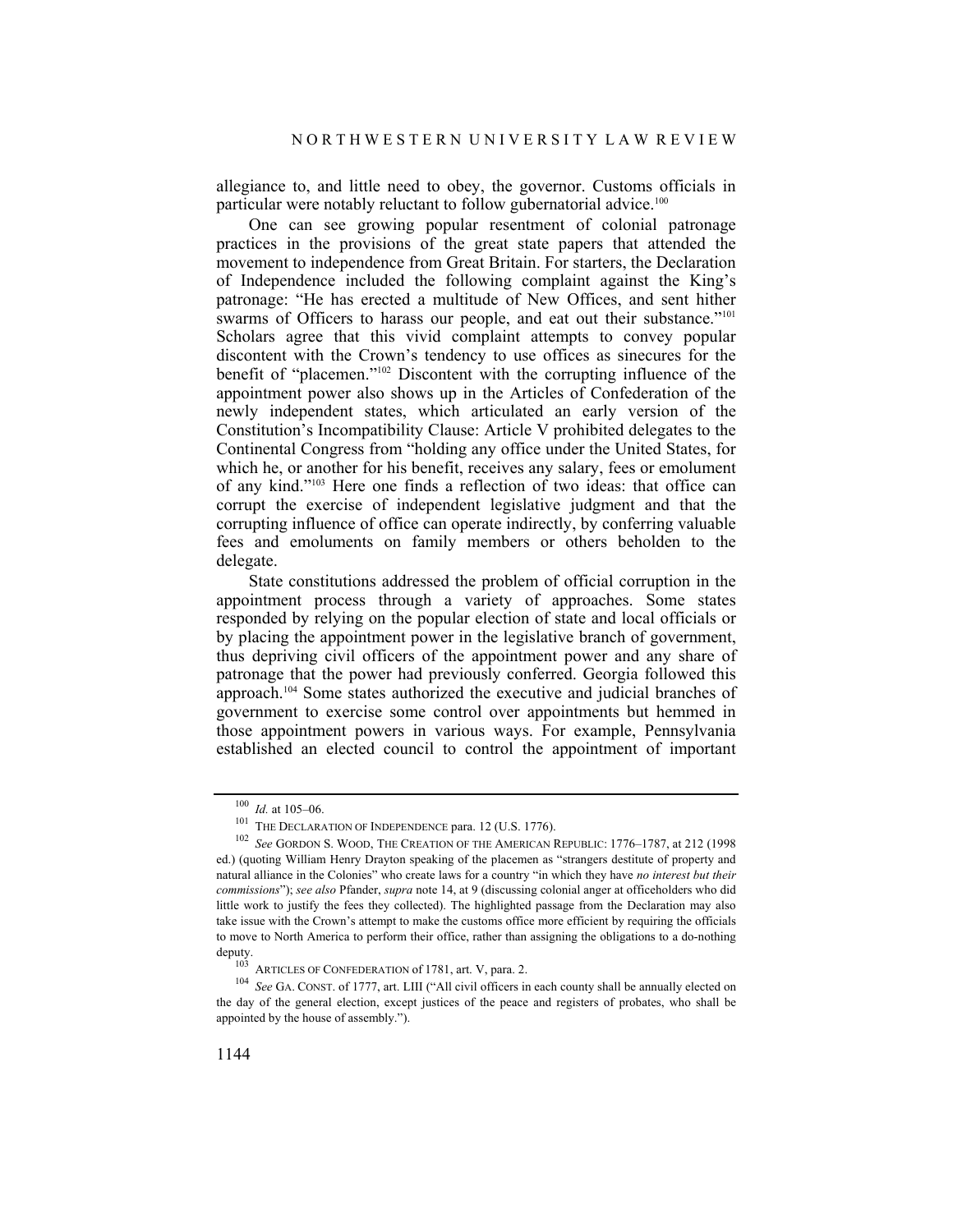allegiance to, and little need to obey, the governor. Customs officials in particular were notably reluctant to follow gubernatorial advice.[100]

One can see growing popular resentment of colonial patronage practices in the provisions of the great state papers that attended the movement to independence from Great Britain. For starters, the Declaration of Independence included the following complaint against the King's patronage: "He has erected a multitude of New Offices, and sent hither swarms of Officers to harass our people, and eat out their substance."[101] Scholars agree that this vivid complaint attempts to convey popular discontent with the Crown's tendency to use offices as sinecures for the benefit of "placemen."[102] Discontent with the corrupting influence of the appointment power also shows up in the Articles of Confederation of the newly independent states, which articulated an early version of the Constitution's Incompatibility Clause: Article V prohibited delegates to the Continental Congress from "holding any office under the United States, for which he, or another for his benefit, receives any salary, fees or emolument of any kind."[103] Here one finds a reflection of two ideas: that office can corrupt the exercise of independent legislative judgment and that the corrupting influence of office can operate indirectly, by conferring valuable fees and emoluments on family members or others beholden to the delegate.

State constitutions addressed the problem of official corruption in the appointment process through a variety of approaches. Some states responded by relying on the popular election of state and local officials or by placing the appointment power in the legislative branch of government, thus depriving civil officers of the appointment power and any share of patronage that the power had previously conferred. Georgia followed this approach.[104] Some states authorized the executive and judicial branches of government to exercise some control over appointments but hemmed in those appointment powers in various ways. For example, Pennsylvania established an elected council to control the appointment of important

---

[100] *Id.* at 105–06.

[101] THE DECLARATION OF INDEPENDENCE para. 12 (U.S. 1776).

[102] *See* GORDON S. WOOD, THE CREATION OF THE AMERICAN REPUBLIC: 1776–1787, at 212 (1998 ed.) (quoting William Henry Drayton speaking of the placemen as "strangers destitute of property and natural alliance in the Colonies" who create laws for a country "in which they have *no interest but their commissions*"); *see also* Pfander, *supra* note 14, at 9 (discussing colonial anger at officeholders who did little work to justify the fees they collected). The highlighted passage from the Declaration may also take issue with the Crown's attempt to make the customs office more efficient by requiring the officials to move to North America to perform their office, rather than assigning the obligations to a do-nothing deputy.

[103] ARTICLES OF CONFEDERATION of 1781, art. V, para. 2.

[104] *See* GA. CONST. of 1777, art. LIII ("All civil officers in each county shall be annually elected on the day of the general election, except justices of the peace and registers of probates, who shall be appointed by the house of assembly.").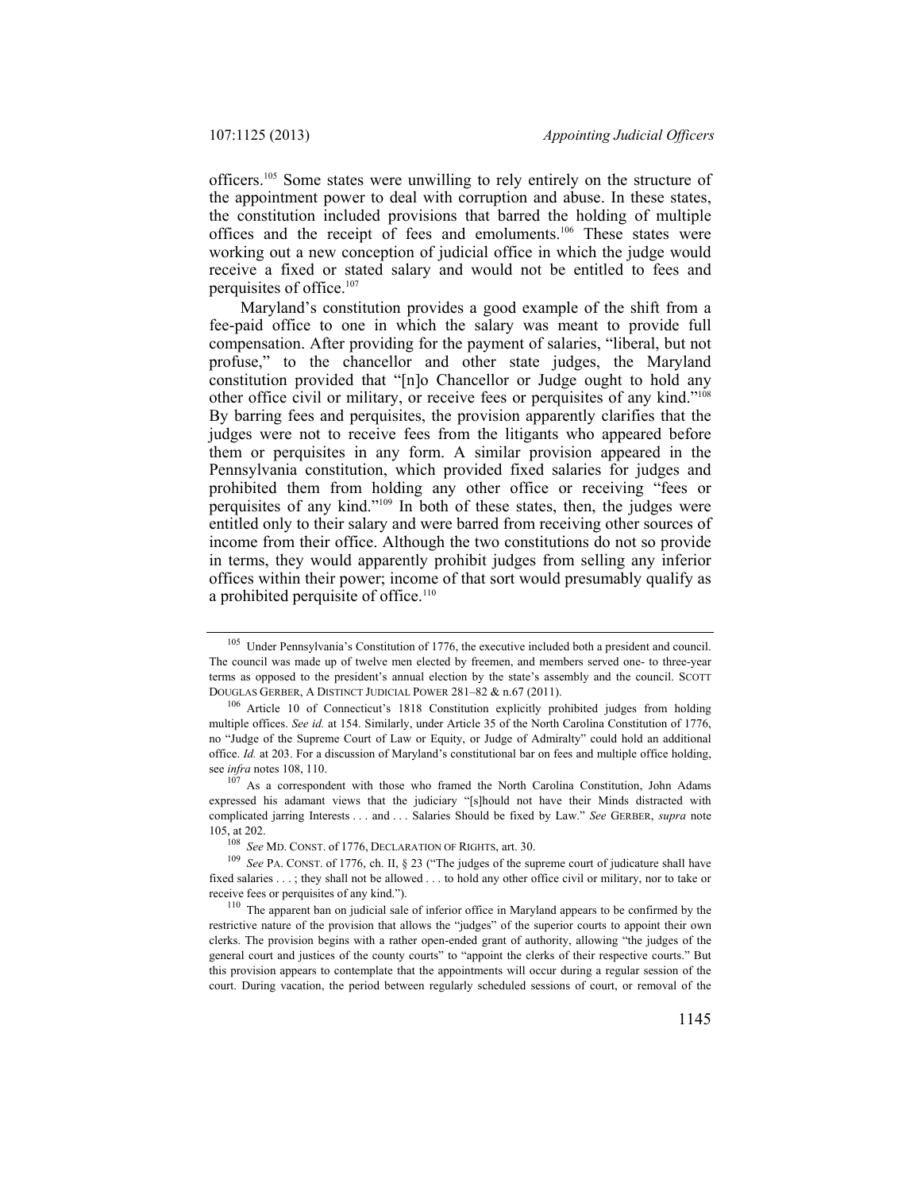officers.[105] Some states were unwilling to rely entirely on the structure of the appointment power to deal with corruption and abuse. In these states, the constitution included provisions that barred the holding of multiple offices and the receipt of fees and emoluments.[106] These states were working out a new conception of judicial office in which the judge would receive a fixed or stated salary and would not be entitled to fees and perquisites of office.[107]

Maryland's constitution provides a good example of the shift from a fee-paid office to one in which the salary was meant to provide full compensation. After providing for the payment of salaries, "liberal, but not profuse," to the chancellor and other state judges, the Maryland constitution provided that "[n]o Chancellor or Judge ought to hold any other office civil or military, or receive fees or perquisites of any kind."[108] By barring fees and perquisites, the provision apparently clarifies that the judges were not to receive fees from the litigants who appeared before them or perquisites in any form. A similar provision appeared in the Pennsylvania constitution, which provided fixed salaries for judges and prohibited them from holding any other office or receiving "fees or perquisites of any kind."[109] In both of these states, then, the judges were entitled only to their salary and were barred from receiving other sources of income from their office. Although the two constitutions do not so provide in terms, they would apparently prohibit judges from selling any inferior offices within their power; income of that sort would presumably qualify as a prohibited perquisite of office.[110]

---

[105] Under Pennsylvania's Constitution of 1776, the executive included both a president and council. The council was made up of twelve men elected by freemen, and members served one- to three-year terms as opposed to the president's annual election by the state's assembly and the council. SCOTT DOUGLAS GERBER, A DISTINCT JUDICIAL POWER 281–82 & n.67 (2011).

[106] Article 10 of Connecticut's 1818 Constitution explicitly prohibited judges from holding multiple offices. *See id.* at 154. Similarly, under Article 35 of the North Carolina Constitution of 1776, no "Judge of the Supreme Court of Law or Equity, or Judge of Admiralty" could hold an additional office. *Id.* at 203. For a discussion of Maryland's constitutional bar on fees and multiple office holding, see *infra* notes 108, 110.

[107] As a correspondent with those who framed the North Carolina Constitution, John Adams expressed his adamant views that the judiciary "[s]hould not have their Minds distracted with complicated jarring Interests . . . and . . . Salaries Should be fixed by Law." *See* GERBER, *supra* note 105, at 202.

[108] *See* MD. CONST. of 1776, DECLARATION OF RIGHTS, art. 30.

[109] *See* PA. CONST. of 1776, ch. II, § 23 ("The judges of the supreme court of judicature shall have fixed salaries . . . ; they shall not be allowed . . . to hold any other office civil or military, nor to take or receive fees or perquisites of any kind.").

[110] The apparent ban on judicial sale of inferior office in Maryland appears to be confirmed by the restrictive nature of the provision that allows the "judges" of the superior courts to appoint their own clerks. The provision begins with a rather open-ended grant of authority, allowing "the judges of the general court and justices of the county courts" to "appoint the clerks of their respective courts." But this provision appears to contemplate that the appointments will occur during a regular session of the court. During vacation, the period between regularly scheduled sessions of court, or removal of the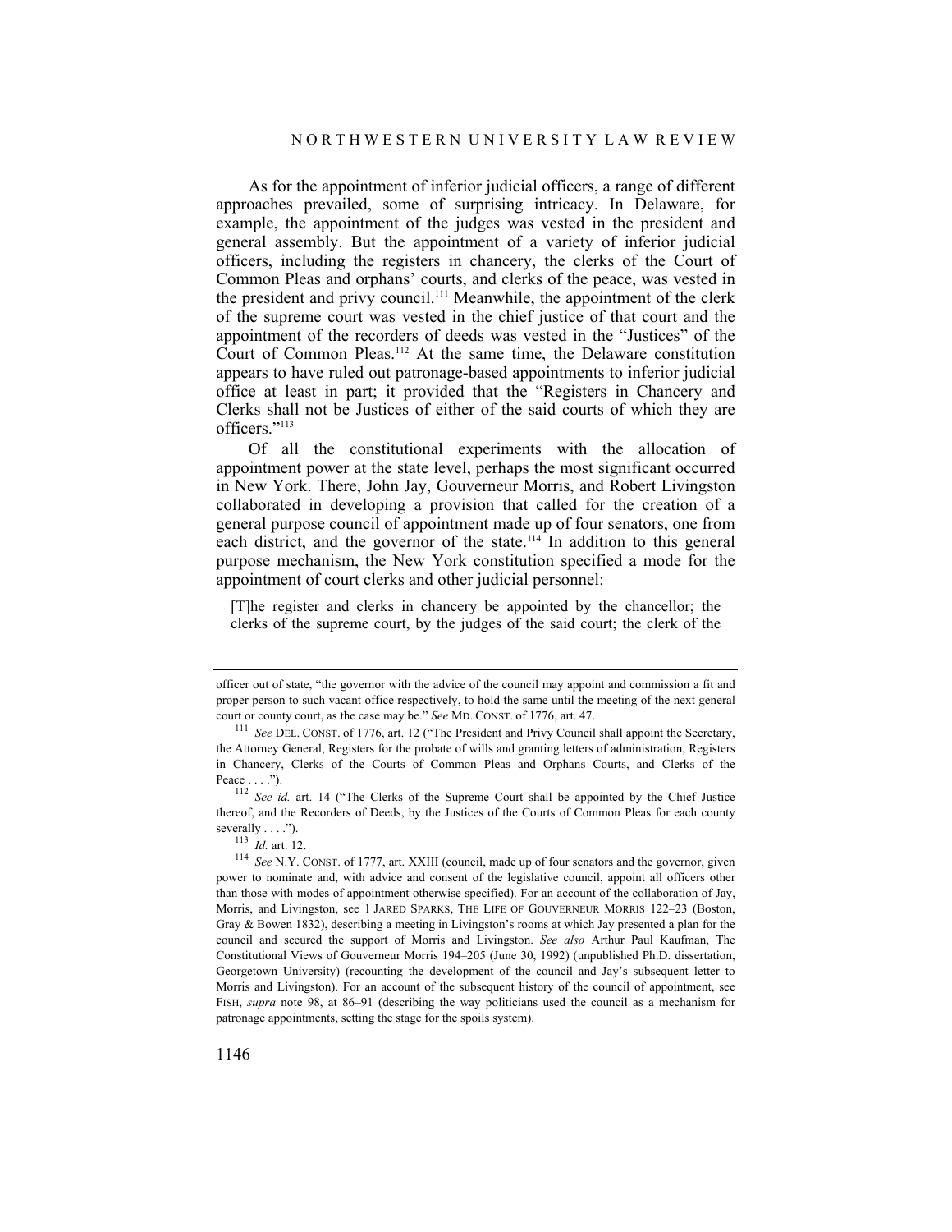As for the appointment of inferior judicial officers, a range of different approaches prevailed, some of surprising intricacy. In Delaware, for example, the appointment of the judges was vested in the president and general assembly. But the appointment of a variety of inferior judicial officers, including the registers in chancery, the clerks of the Court of Common Pleas and orphans' courts, and clerks of the peace, was vested in the president and privy council.[111] Meanwhile, the appointment of the clerk of the supreme court was vested in the chief justice of that court and the appointment of the recorders of deeds was vested in the "Justices" of the Court of Common Pleas.[112] At the same time, the Delaware constitution appears to have ruled out patronage-based appointments to inferior judicial office at least in part; it provided that the "Registers in Chancery and Clerks shall not be Justices of either of the said courts of which they are officers."[113]

Of all the constitutional experiments with the allocation of appointment power at the state level, perhaps the most significant occurred in New York. There, John Jay, Gouverneur Morris, and Robert Livingston collaborated in developing a provision that called for the creation of a general purpose council of appointment made up of four senators, one from each district, and the governor of the state.[114] In addition to this general purpose mechanism, the New York constitution specified a mode for the appointment of court clerks and other judicial personnel:

> [T]he register and clerks in chancery be appointed by the chancellor; the clerks of the supreme court, by the judges of the said court; the clerk of the

---

officer out of state, "the governor with the advice of the council may appoint and commission a fit and proper person to such vacant office respectively, to hold the same until the meeting of the next general court or county court, as the case may be." *See* MD. CONST. of 1776, art. 47.

[111] *See* DEL. CONST. of 1776, art. 12 ("The President and Privy Council shall appoint the Secretary, the Attorney General, Registers for the probate of wills and granting letters of administration, Registers in Chancery, Clerks of the Courts of Common Pleas and Orphans Courts, and Clerks of the Peace . . . .").

[112] *See id.* art. 14 ("The Clerks of the Supreme Court shall be appointed by the Chief Justice thereof, and the Recorders of Deeds, by the Justices of the Courts of Common Pleas for each county severally . . . .").

[113] *Id.* art. 12.

[114] *See* N.Y. CONST. of 1777, art. XXIII (council, made up of four senators and the governor, given power to nominate and, with advice and consent of the legislative council, appoint all officers other than those with modes of appointment otherwise specified). For an account of the collaboration of Jay, Morris, and Livingston, see 1 JARED SPARKS, THE LIFE OF GOUVERNEUR MORRIS 122–23 (Boston, Gray & Bowen 1832), describing a meeting in Livingston's rooms at which Jay presented a plan for the council and secured the support of Morris and Livingston. *See also* Arthur Paul Kaufman, The Constitutional Views of Gouverneur Morris 194–205 (June 30, 1992) (unpublished Ph.D. dissertation, Georgetown University) (recounting the development of the council and Jay's subsequent letter to Morris and Livingston). For an account of the subsequent history of the council of appointment, see FISH, *supra* note 98, at 86–91 (describing the way politicians used the council as a mechanism for patronage appointments, setting the stage for the spoils system).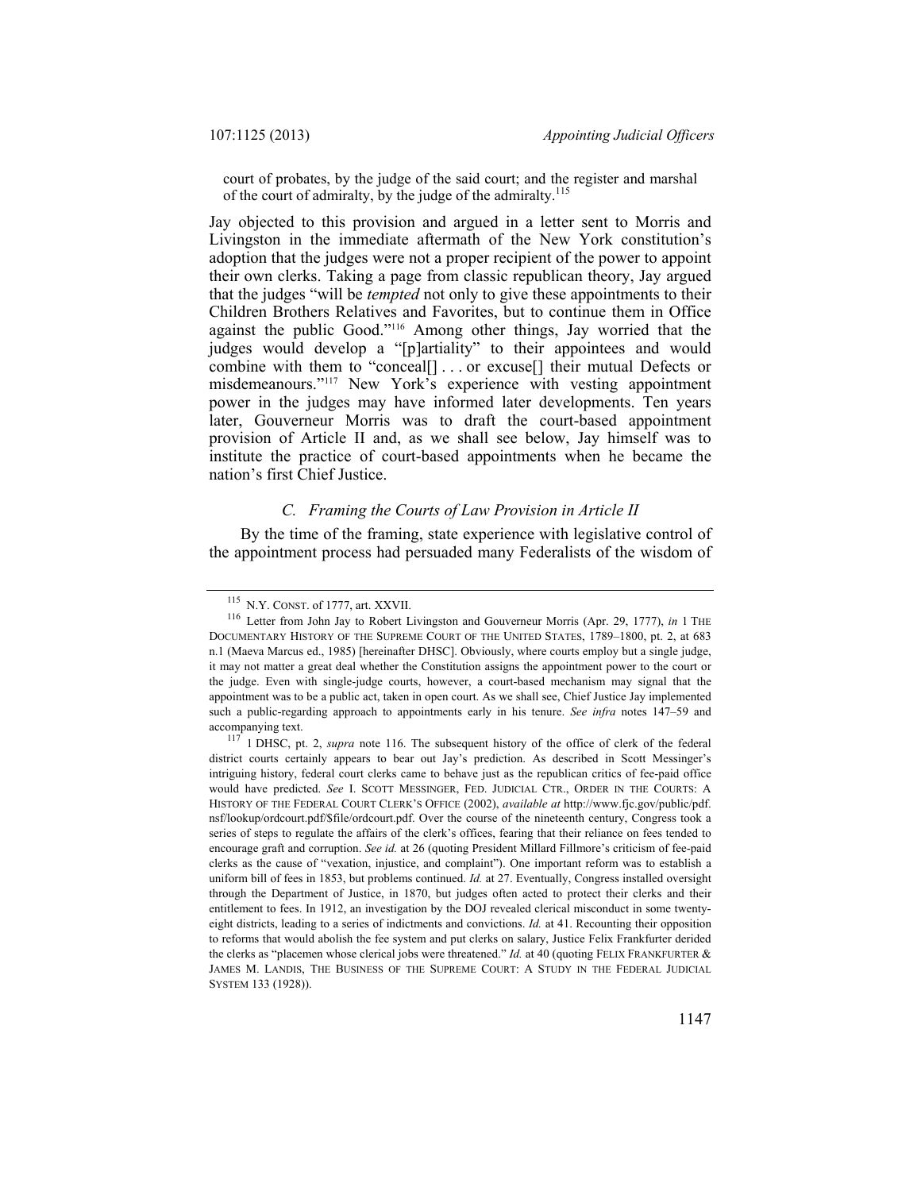court of probates, by the judge of the said court; and the register and marshal of the court of admiralty, by the judge of the admiralty.[115]

Jay objected to this provision and argued in a letter sent to Morris and Livingston in the immediate aftermath of the New York constitution's adoption that the judges were not a proper recipient of the power to appoint their own clerks. Taking a page from classic republican theory, Jay argued that the judges "will be *tempted* not only to give these appointments to their Children Brothers Relatives and Favorites, but to continue them in Office against the public Good."[116] Among other things, Jay worried that the judges would develop a "[p]artiality" to their appointees and would combine with them to "conceal[] . . . or excuse[] their mutual Defects or misdemeanours."[117] New York's experience with vesting appointment power in the judges may have informed later developments. Ten years later, Gouverneur Morris was to draft the court-based appointment provision of Article II and, as we shall see below, Jay himself was to institute the practice of court-based appointments when he became the nation's first Chief Justice.

### *C. Framing the Courts of Law Provision in Article II*

By the time of the framing, state experience with legislative control of the appointment process had persuaded many Federalists of the wisdom of

---

[115] N.Y. CONST. of 1777, art. XXVII.

[116] Letter from John Jay to Robert Livingston and Gouverneur Morris (Apr. 29, 1777), *in* 1 THE DOCUMENTARY HISTORY OF THE SUPREME COURT OF THE UNITED STATES, 1789–1800, pt. 2, at 683 n.1 (Maeva Marcus ed., 1985) [hereinafter DHSC]. Obviously, where courts employ but a single judge, it may not matter a great deal whether the Constitution assigns the appointment power to the court or the judge. Even with single-judge courts, however, a court-based mechanism may signal that the appointment was to be a public act, taken in open court. As we shall see, Chief Justice Jay implemented such a public-regarding approach to appointments early in his tenure. *See infra* notes 147–59 and accompanying text.

[117] 1 DHSC, pt. 2, *supra* note 116. The subsequent history of the office of clerk of the federal district courts certainly appears to bear out Jay's prediction. As described in Scott Messinger's intriguing history, federal court clerks came to behave just as the republican critics of fee-paid office would have predicted. *See* I. SCOTT MESSINGER, FED. JUDICIAL CTR., ORDER IN THE COURTS: A HISTORY OF THE FEDERAL COURT CLERK'S OFFICE (2002), *available at* http://www.fjc.gov/public/pdf.nsf/lookup/ordcourt.pdf/$file/ordcourt.pdf. Over the course of the nineteenth century, Congress took a series of steps to regulate the affairs of the clerk's offices, fearing that their reliance on fees tended to encourage graft and corruption. *See id.* at 26 (quoting President Millard Fillmore's criticism of fee-paid clerks as the cause of "vexation, injustice, and complaint"). One important reform was to establish a uniform bill of fees in 1853, but problems continued. *Id.* at 27. Eventually, Congress installed oversight through the Department of Justice, in 1870, but judges often acted to protect their clerks and their entitlement to fees. In 1912, an investigation by the DOJ revealed clerical misconduct in some twenty-eight districts, leading to a series of indictments and convictions. *Id.* at 41. Recounting their opposition to reforms that would abolish the fee system and put clerks on salary, Justice Felix Frankfurter derided the clerks as "placemen whose clerical jobs were threatened." *Id.* at 40 (quoting FELIX FRANKFURTER & JAMES M. LANDIS, THE BUSINESS OF THE SUPREME COURT: A STUDY IN THE FEDERAL JUDICIAL SYSTEM 133 (1928)).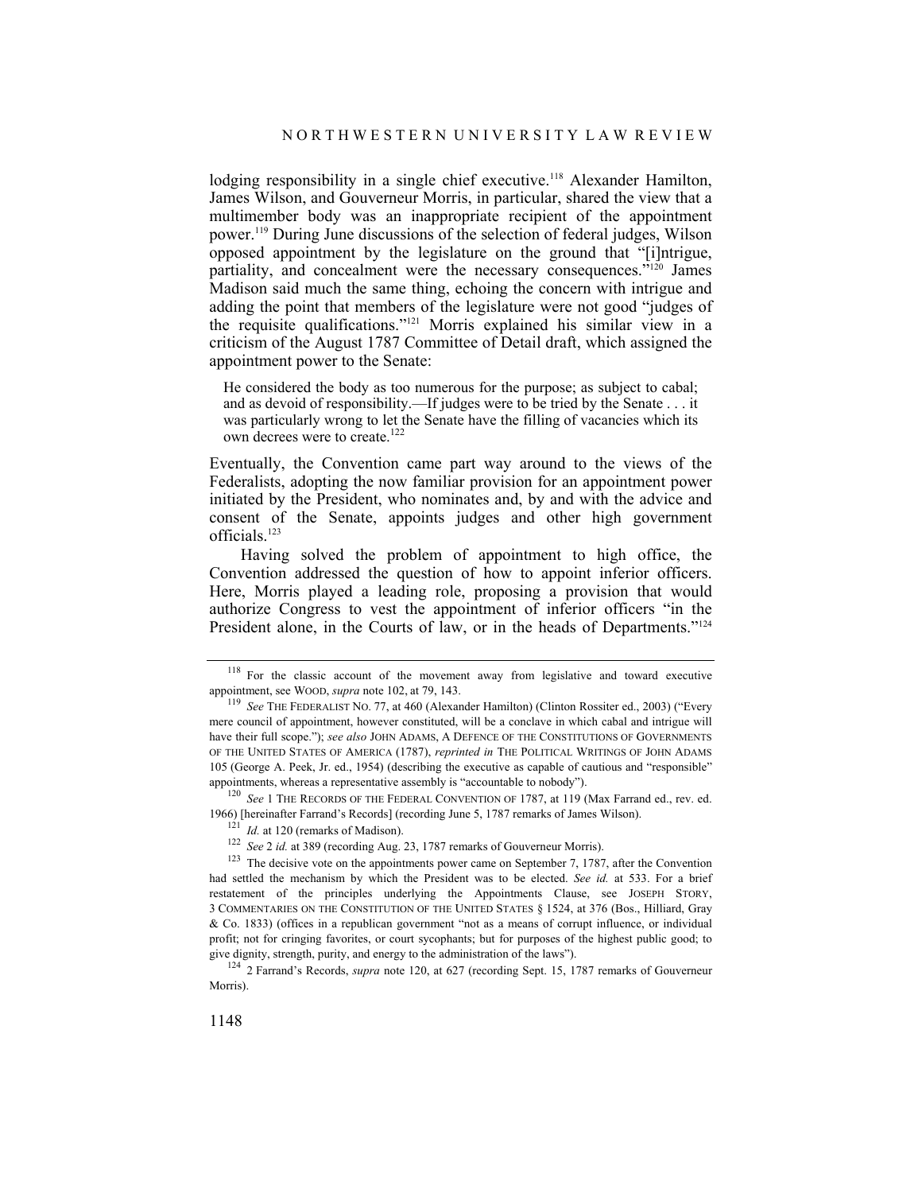lodging responsibility in a single chief executive.[118] Alexander Hamilton, James Wilson, and Gouverneur Morris, in particular, shared the view that a multimember body was an inappropriate recipient of the appointment power.[119] During June discussions of the selection of federal judges, Wilson opposed appointment by the legislature on the ground that "[i]ntrigue, partiality, and concealment were the necessary consequences."[120] James Madison said much the same thing, echoing the concern with intrigue and adding the point that members of the legislature were not good "judges of the requisite qualifications."[121] Morris explained his similar view in a criticism of the August 1787 Committee of Detail draft, which assigned the appointment power to the Senate:

> He considered the body as too numerous for the purpose; as subject to cabal; and as devoid of responsibility.—If judges were to be tried by the Senate . . . it was particularly wrong to let the Senate have the filling of vacancies which its own decrees were to create.[122]

Eventually, the Convention came part way around to the views of the Federalists, adopting the now familiar provision for an appointment power initiated by the President, who nominates and, by and with the advice and consent of the Senate, appoints judges and other high government officials.[123]

Having solved the problem of appointment to high office, the Convention addressed the question of how to appoint inferior officers. Here, Morris played a leading role, proposing a provision that would authorize Congress to vest the appointment of inferior officers "in the President alone, in the Courts of law, or in the heads of Departments."[124]

---

[118] For the classic account of the movement away from legislative and toward executive appointment, see WOOD, *supra* note 102, at 79, 143.

[119] *See* THE FEDERALIST NO. 77, at 460 (Alexander Hamilton) (Clinton Rossiter ed., 2003) ("Every mere council of appointment, however constituted, will be a conclave in which cabal and intrigue will have their full scope."); *see also* JOHN ADAMS, A DEFENCE OF THE CONSTITUTIONS OF GOVERNMENTS OF THE UNITED STATES OF AMERICA (1787), *reprinted in* THE POLITICAL WRITINGS OF JOHN ADAMS 105 (George A. Peek, Jr. ed., 1954) (describing the executive as capable of cautious and "responsible" appointments, whereas a representative assembly is "accountable to nobody").

[120] *See* 1 THE RECORDS OF THE FEDERAL CONVENTION OF 1787, at 119 (Max Farrand ed., rev. ed. 1966) [hereinafter Farrand's Records] (recording June 5, 1787 remarks of James Wilson).

[121] *Id.* at 120 (remarks of Madison).

[122] *See* 2 *id.* at 389 (recording Aug. 23, 1787 remarks of Gouverneur Morris).

[123] The decisive vote on the appointments power came on September 7, 1787, after the Convention had settled the mechanism by which the President was to be elected. *See id.* at 533. For a brief restatement of the principles underlying the Appointments Clause, see JOSEPH STORY, 3 COMMENTARIES ON THE CONSTITUTION OF THE UNITED STATES § 1524, at 376 (Bos., Hilliard, Gray & Co. 1833) (offices in a republican government "not as a means of corrupt influence, or individual profit; not for cringing favorites, or court sycophants; but for purposes of the highest public good; to give dignity, strength, purity, and energy to the administration of the laws").

[124] 2 Farrand's Records, *supra* note 120, at 627 (recording Sept. 15, 1787 remarks of Gouverneur Morris).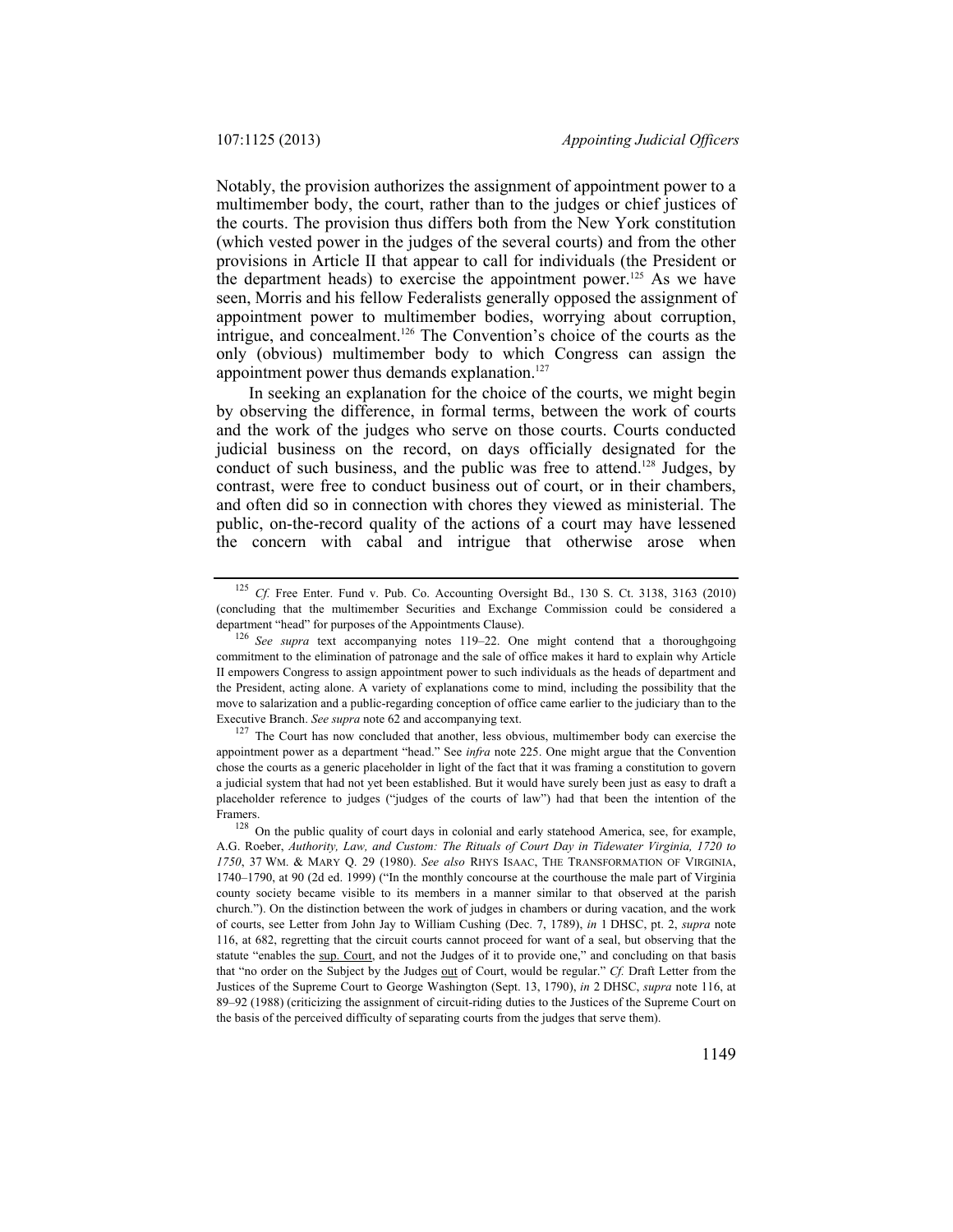Notably, the provision authorizes the assignment of appointment power to a multimember body, the court, rather than to the judges or chief justices of the courts. The provision thus differs both from the New York constitution (which vested power in the judges of the several courts) and from the other provisions in Article II that appear to call for individuals (the President or the department heads) to exercise the appointment power.[125] As we have seen, Morris and his fellow Federalists generally opposed the assignment of appointment power to multimember bodies, worrying about corruption, intrigue, and concealment.[126] The Convention's choice of the courts as the only (obvious) multimember body to which Congress can assign the appointment power thus demands explanation.[127]

In seeking an explanation for the choice of the courts, we might begin by observing the difference, in formal terms, between the work of courts and the work of the judges who serve on those courts. Courts conducted judicial business on the record, on days officially designated for the conduct of such business, and the public was free to attend.[128] Judges, by contrast, were free to conduct business out of court, or in their chambers, and often did so in connection with chores they viewed as ministerial. The public, on-the-record quality of the actions of a court may have lessened the concern with cabal and intrigue that otherwise arose when

---

[125] *Cf.* Free Enter. Fund v. Pub. Co. Accounting Oversight Bd., 130 S. Ct. 3138, 3163 (2010) (concluding that the multimember Securities and Exchange Commission could be considered a department "head" for purposes of the Appointments Clause).

[126] *See supra* text accompanying notes 119–22. One might contend that a thoroughgoing commitment to the elimination of patronage and the sale of office makes it hard to explain why Article II empowers Congress to assign appointment power to such individuals as the heads of department and the President, acting alone. A variety of explanations come to mind, including the possibility that the move to salarization and a public-regarding conception of office came earlier to the judiciary than to the Executive Branch. *See supra* note 62 and accompanying text.

[127] The Court has now concluded that another, less obvious, multimember body can exercise the appointment power as a department "head." See *infra* note 225. One might argue that the Convention chose the courts as a generic placeholder in light of the fact that it was framing a constitution to govern a judicial system that had not yet been established. But it would have surely been just as easy to draft a placeholder reference to judges ("judges of the courts of law") had that been the intention of the Framers.

[128] On the public quality of court days in colonial and early statehood America, see, for example, A.G. Roeber, *Authority, Law, and Custom: The Rituals of Court Day in Tidewater Virginia, 1720 to 1750*, 37 WM. & MARY Q. 29 (1980). *See also* RHYS ISAAC, THE TRANSFORMATION OF VIRGINIA, 1740–1790, at 90 (2d ed. 1999) ("In the monthly concourse at the courthouse the male part of Virginia county society became visible to its members in a manner similar to that observed at the parish church."). On the distinction between the work of judges in chambers or during vacation, and the work of courts, see Letter from John Jay to William Cushing (Dec. 7, 1789), *in* 1 DHSC, pt. 2, *supra* note 116, at 682, regretting that the circuit courts cannot proceed for want of a seal, but observing that the statute "enables the sup. Court, and not the Judges of it to provide one," and concluding on that basis that "no order on the Subject by the Judges out of Court, would be regular." *Cf.* Draft Letter from the Justices of the Supreme Court to George Washington (Sept. 13, 1790), *in* 2 DHSC, *supra* note 116, at 89–92 (1988) (criticizing the assignment of circuit-riding duties to the Justices of the Supreme Court on the basis of the perceived difficulty of separating courts from the judges that serve them).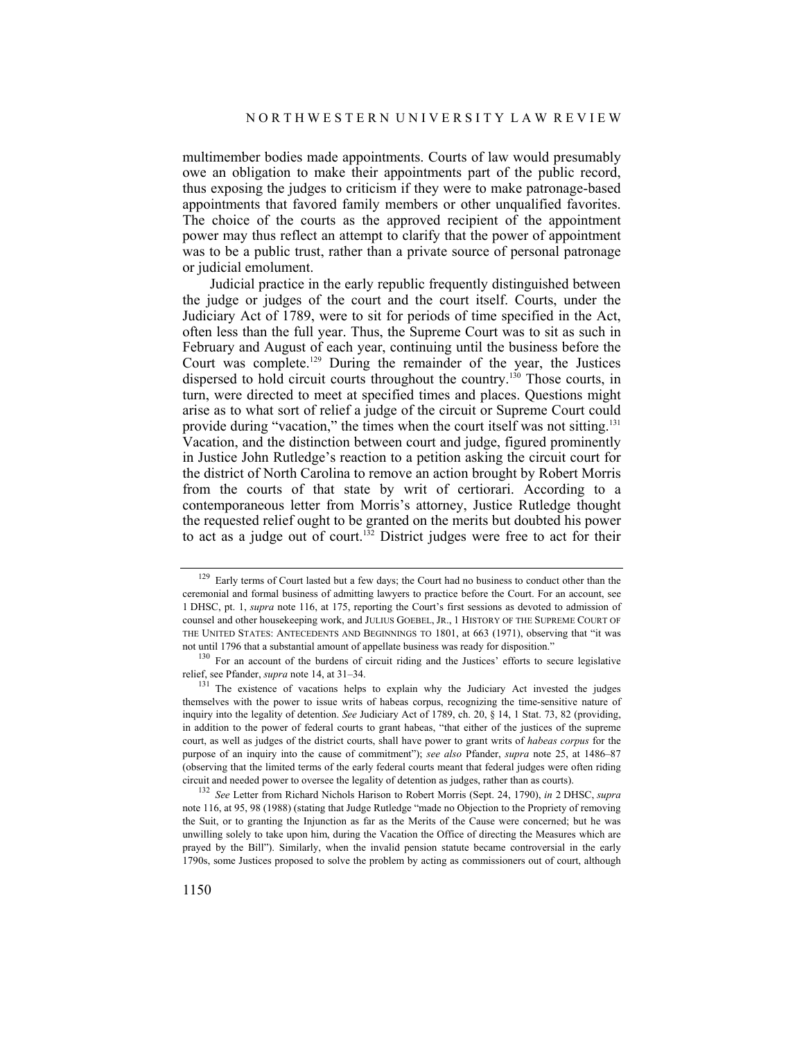multimember bodies made appointments. Courts of law would presumably owe an obligation to make their appointments part of the public record, thus exposing the judges to criticism if they were to make patronage-based appointments that favored family members or other unqualified favorites. The choice of the courts as the approved recipient of the appointment power may thus reflect an attempt to clarify that the power of appointment was to be a public trust, rather than a private source of personal patronage or judicial emolument.

Judicial practice in the early republic frequently distinguished between the judge or judges of the court and the court itself. Courts, under the Judiciary Act of 1789, were to sit for periods of time specified in the Act, often less than the full year. Thus, the Supreme Court was to sit as such in February and August of each year, continuing until the business before the Court was complete.[129] During the remainder of the year, the Justices dispersed to hold circuit courts throughout the country.[130] Those courts, in turn, were directed to meet at specified times and places. Questions might arise as to what sort of relief a judge of the circuit or Supreme Court could provide during "vacation," the times when the court itself was not sitting.[131] Vacation, and the distinction between court and judge, figured prominently in Justice John Rutledge's reaction to a petition asking the circuit court for the district of North Carolina to remove an action brought by Robert Morris from the courts of that state by writ of certiorari. According to a contemporaneous letter from Morris's attorney, Justice Rutledge thought the requested relief ought to be granted on the merits but doubted his power to act as a judge out of court.[132] District judges were free to act for their

---

[129] Early terms of Court lasted but a few days; the Court had no business to conduct other than the ceremonial and formal business of admitting lawyers to practice before the Court. For an account, see 1 DHSC, pt. 1, *supra* note 116, at 175, reporting the Court's first sessions as devoted to admission of counsel and other housekeeping work, and JULIUS GOEBEL, JR., 1 HISTORY OF THE SUPREME COURT OF THE UNITED STATES: ANTECEDENTS AND BEGINNINGS TO 1801, at 663 (1971), observing that "it was not until 1796 that a substantial amount of appellate business was ready for disposition."

[130] For an account of the burdens of circuit riding and the Justices' efforts to secure legislative relief, see Pfander, *supra* note 14, at 31–34.

[131] The existence of vacations helps to explain why the Judiciary Act invested the judges themselves with the power to issue writs of habeas corpus, recognizing the time-sensitive nature of inquiry into the legality of detention. *See* Judiciary Act of 1789, ch. 20, § 14, 1 Stat. 73, 82 (providing, in addition to the power of federal courts to grant habeas, "that either of the justices of the supreme court, as well as judges of the district courts, shall have power to grant writs of *habeas corpus* for the purpose of an inquiry into the cause of commitment"); *see also* Pfander, *supra* note 25, at 1486–87 (observing that the limited terms of the early federal courts meant that federal judges were often riding circuit and needed power to oversee the legality of detention as judges, rather than as courts).

[132] *See* Letter from Richard Nichols Harison to Robert Morris (Sept. 24, 1790), *in* 2 DHSC, *supra* note 116, at 95, 98 (1988) (stating that Judge Rutledge "made no Objection to the Propriety of removing the Suit, or to granting the Injunction as far as the Merits of the Cause were concerned; but he was unwilling solely to take upon him, during the Vacation the Office of directing the Measures which are prayed by the Bill"). Similarly, when the invalid pension statute became controversial in the early 1790s, some Justices proposed to solve the problem by acting as commissioners out of court, although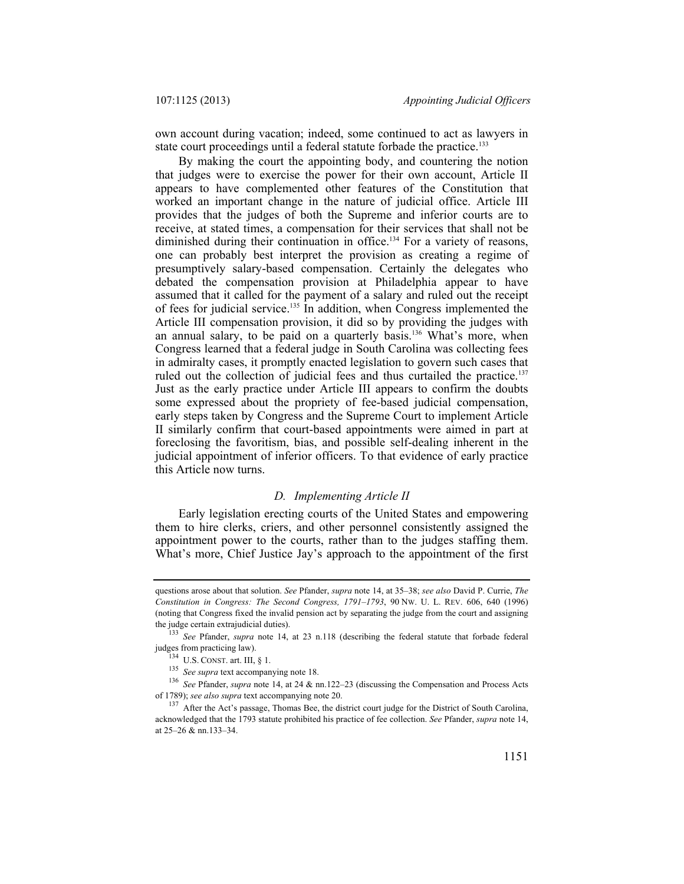own account during vacation; indeed, some continued to act as lawyers in state court proceedings until a federal statute forbade the practice.[133]

By making the court the appointing body, and countering the notion that judges were to exercise the power for their own account, Article II appears to have complemented other features of the Constitution that worked an important change in the nature of judicial office. Article III provides that the judges of both the Supreme and inferior courts are to receive, at stated times, a compensation for their services that shall not be diminished during their continuation in office.[134] For a variety of reasons, one can probably best interpret the provision as creating a regime of presumptively salary-based compensation. Certainly the delegates who debated the compensation provision at Philadelphia appear to have assumed that it called for the payment of a salary and ruled out the receipt of fees for judicial service.[135] In addition, when Congress implemented the Article III compensation provision, it did so by providing the judges with an annual salary, to be paid on a quarterly basis.[136] What's more, when Congress learned that a federal judge in South Carolina was collecting fees in admiralty cases, it promptly enacted legislation to govern such cases that ruled out the collection of judicial fees and thus curtailed the practice.[137] Just as the early practice under Article III appears to confirm the doubts some expressed about the propriety of fee-based judicial compensation, early steps taken by Congress and the Supreme Court to implement Article II similarly confirm that court-based appointments were aimed in part at foreclosing the favoritism, bias, and possible self-dealing inherent in the judicial appointment of inferior officers. To that evidence of early practice this Article now turns.

### *D. Implementing Article II*

Early legislation erecting courts of the United States and empowering them to hire clerks, criers, and other personnel consistently assigned the appointment power to the courts, rather than to the judges staffing them. What's more, Chief Justice Jay's approach to the appointment of the first

---

questions arose about that solution. *See* Pfander, *supra* note 14, at 35–38; *see also* David P. Currie, *The Constitution in Congress: The Second Congress, 1791–1793*, 90 NW. U. L. REV. 606, 640 (1996) (noting that Congress fixed the invalid pension act by separating the judge from the court and assigning the judge certain extrajudicial duties).

[133] *See* Pfander, *supra* note 14, at 23 n.118 (describing the federal statute that forbade federal judges from practicing law).

[134] U.S. CONST. art. III, § 1.

[135] *See supra* text accompanying note 18.

[136] *See* Pfander, *supra* note 14, at 24 & nn.122–23 (discussing the Compensation and Process Acts of 1789); *see also supra* text accompanying note 20.

[137] After the Act's passage, Thomas Bee, the district court judge for the District of South Carolina, acknowledged that the 1793 statute prohibited his practice of fee collection. *See* Pfander, *supra* note 14, at 25–26 & nn.133–34.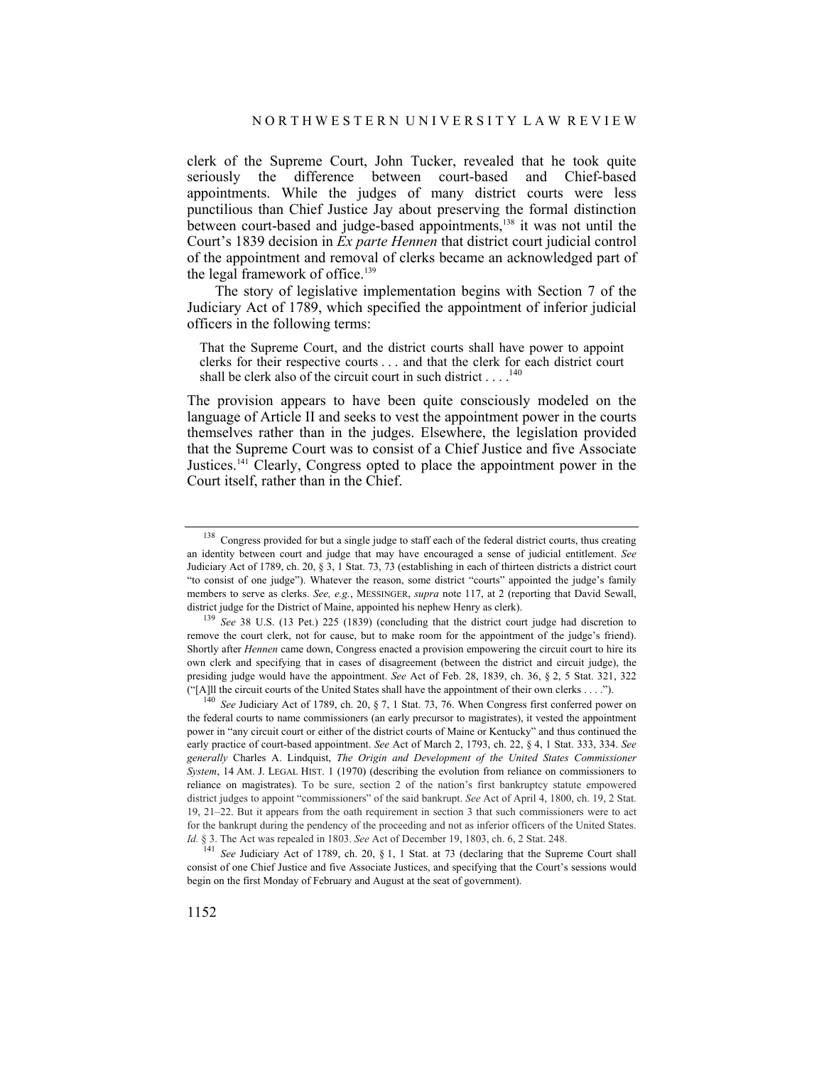clerk of the Supreme Court, John Tucker, revealed that he took quite seriously the difference between court-based and Chief-based appointments. While the judges of many district courts were less punctilious than Chief Justice Jay about preserving the formal distinction between court-based and judge-based appointments,[138] it was not until the Court's 1839 decision in *Ex parte Hennen* that district court judicial control of the appointment and removal of clerks became an acknowledged part of the legal framework of office.[139]

The story of legislative implementation begins with Section 7 of the Judiciary Act of 1789, which specified the appointment of inferior judicial officers in the following terms:

> That the Supreme Court, and the district courts shall have power to appoint clerks for their respective courts . . . and that the clerk for each district court shall be clerk also of the circuit court in such district . . . .[140]

The provision appears to have been quite consciously modeled on the language of Article II and seeks to vest the appointment power in the courts themselves rather than in the judges. Elsewhere, the legislation provided that the Supreme Court was to consist of a Chief Justice and five Associate Justices.[141] Clearly, Congress opted to place the appointment power in the Court itself, rather than in the Chief.

---

[138] Congress provided for but a single judge to staff each of the federal district courts, thus creating an identity between court and judge that may have encouraged a sense of judicial entitlement. *See* Judiciary Act of 1789, ch. 20, § 3, 1 Stat. 73, 73 (establishing in each of thirteen districts a district court "to consist of one judge"). Whatever the reason, some district "courts" appointed the judge's family members to serve as clerks. *See, e.g.*, MESSINGER, *supra* note 117, at 2 (reporting that David Sewall, district judge for the District of Maine, appointed his nephew Henry as clerk).

[139] *See* 38 U.S. (13 Pet.) 225 (1839) (concluding that the district court judge had discretion to remove the court clerk, not for cause, but to make room for the appointment of the judge's friend). Shortly after *Hennen* came down, Congress enacted a provision empowering the circuit court to hire its own clerk and specifying that in cases of disagreement (between the district and circuit judge), the presiding judge would have the appointment. *See* Act of Feb. 28, 1839, ch. 36, § 2, 5 Stat. 321, 322 ("[A]ll the circuit courts of the United States shall have the appointment of their own clerks . . . .").

[140] *See* Judiciary Act of 1789, ch. 20, § 7, 1 Stat. 73, 76. When Congress first conferred power on the federal courts to name commissioners (an early precursor to magistrates), it vested the appointment power in "any circuit court or either of the district courts of Maine or Kentucky" and thus continued the early practice of court-based appointment. *See* Act of March 2, 1793, ch. 22, § 4, 1 Stat. 333, 334. *See generally* Charles A. Lindquist, *The Origin and Development of the United States Commissioner System*, 14 AM. J. LEGAL HIST. 1 (1970) (describing the evolution from reliance on commissioners to reliance on magistrates). To be sure, section 2 of the nation's first bankruptcy statute empowered district judges to appoint "commissioners" of the said bankrupt. *See* Act of April 4, 1800, ch. 19, 2 Stat. 19, 21–22. But it appears from the oath requirement in section 3 that such commissioners were to act for the bankrupt during the pendency of the proceeding and not as inferior officers of the United States. *Id.* § 3. The Act was repealed in 1803. *See* Act of December 19, 1803, ch. 6, 2 Stat. 248.

[141] *See* Judiciary Act of 1789, ch. 20, § 1, 1 Stat. at 73 (declaring that the Supreme Court shall consist of one Chief Justice and five Associate Justices, and specifying that the Court's sessions would begin on the first Monday of February and August at the seat of government).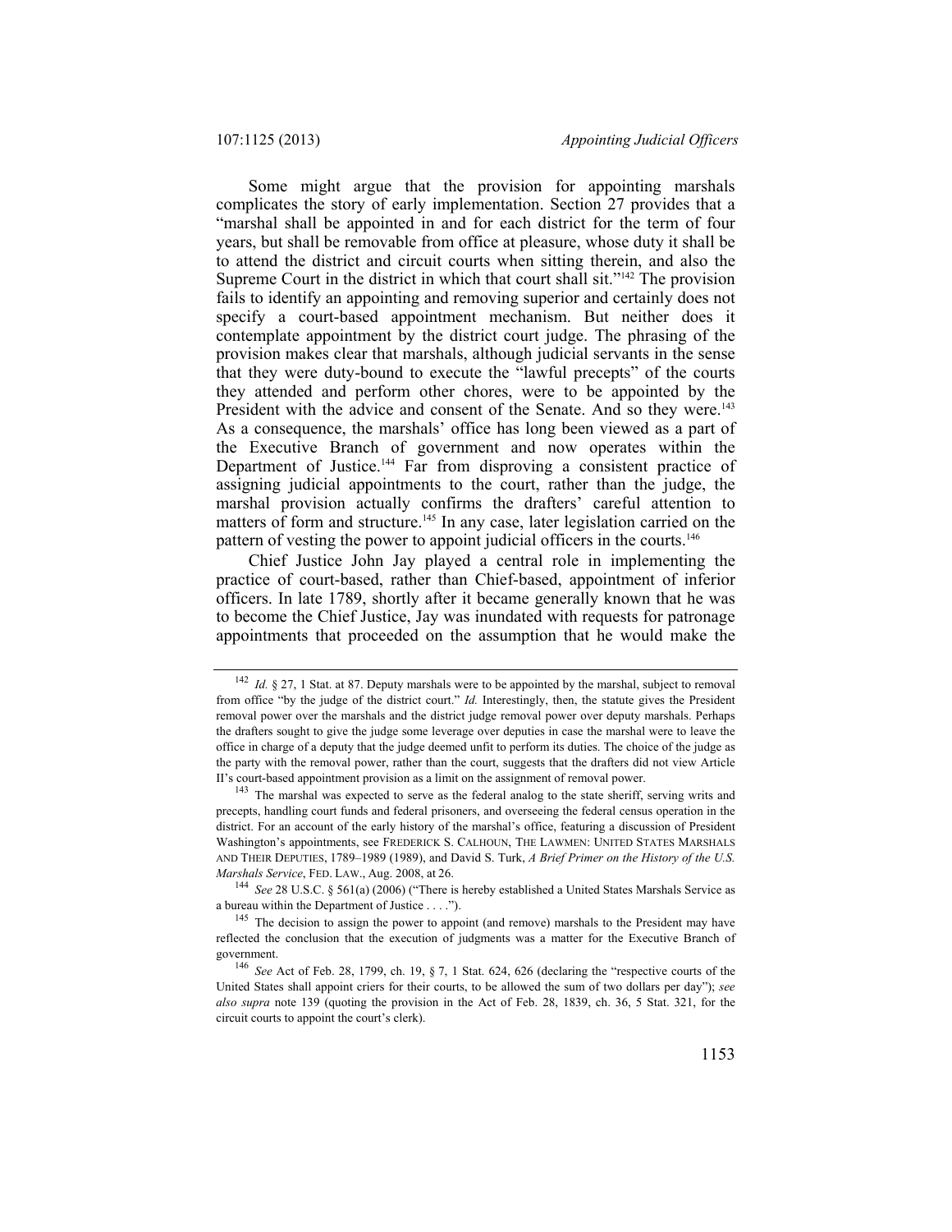Some might argue that the provision for appointing marshals complicates the story of early implementation. Section 27 provides that a "marshal shall be appointed in and for each district for the term of four years, but shall be removable from office at pleasure, whose duty it shall be to attend the district and circuit courts when sitting therein, and also the Supreme Court in the district in which that court shall sit."[142] The provision fails to identify an appointing and removing superior and certainly does not specify a court-based appointment mechanism. But neither does it contemplate appointment by the district court judge. The phrasing of the provision makes clear that marshals, although judicial servants in the sense that they were duty-bound to execute the "lawful precepts" of the courts they attended and perform other chores, were to be appointed by the President with the advice and consent of the Senate. And so they were.[143] As a consequence, the marshals' office has long been viewed as a part of the Executive Branch of government and now operates within the Department of Justice.[144] Far from disproving a consistent practice of assigning judicial appointments to the court, rather than the judge, the marshal provision actually confirms the drafters' careful attention to matters of form and structure.[145] In any case, later legislation carried on the pattern of vesting the power to appoint judicial officers in the courts.[146]

Chief Justice John Jay played a central role in implementing the practice of court-based, rather than Chief-based, appointment of inferior officers. In late 1789, shortly after it became generally known that he was to become the Chief Justice, Jay was inundated with requests for patronage appointments that proceeded on the assumption that he would make the

---

[142] *Id.* § 27, 1 Stat. at 87. Deputy marshals were to be appointed by the marshal, subject to removal from office "by the judge of the district court." *Id.* Interestingly, then, the statute gives the President removal power over the marshals and the district judge removal power over deputy marshals. Perhaps the drafters sought to give the judge some leverage over deputies in case the marshal were to leave the office in charge of a deputy that the judge deemed unfit to perform its duties. The choice of the judge as the party with the removal power, rather than the court, suggests that the drafters did not view Article II's court-based appointment provision as a limit on the assignment of removal power.

[143] The marshal was expected to serve as the federal analog to the state sheriff, serving writs and precepts, handling court funds and federal prisoners, and overseeing the federal census operation in the district. For an account of the early history of the marshal's office, featuring a discussion of President Washington's appointments, see FREDERICK S. CALHOUN, THE LAWMEN: UNITED STATES MARSHALS AND THEIR DEPUTIES, 1789–1989 (1989), and David S. Turk, *A Brief Primer on the History of the U.S. Marshals Service*, FED. LAW., Aug. 2008, at 26.

[144] *See* 28 U.S.C. § 561(a) (2006) ("There is hereby established a United States Marshals Service as a bureau within the Department of Justice . . . .").

[145] The decision to assign the power to appoint (and remove) marshals to the President may have reflected the conclusion that the execution of judgments was a matter for the Executive Branch of government.

[146] *See* Act of Feb. 28, 1799, ch. 19, § 7, 1 Stat. 624, 626 (declaring the "respective courts of the United States shall appoint criers for their courts, to be allowed the sum of two dollars per day"); *see also supra* note 139 (quoting the provision in the Act of Feb. 28, 1839, ch. 36, 5 Stat. 321, for the circuit courts to appoint the court's clerk).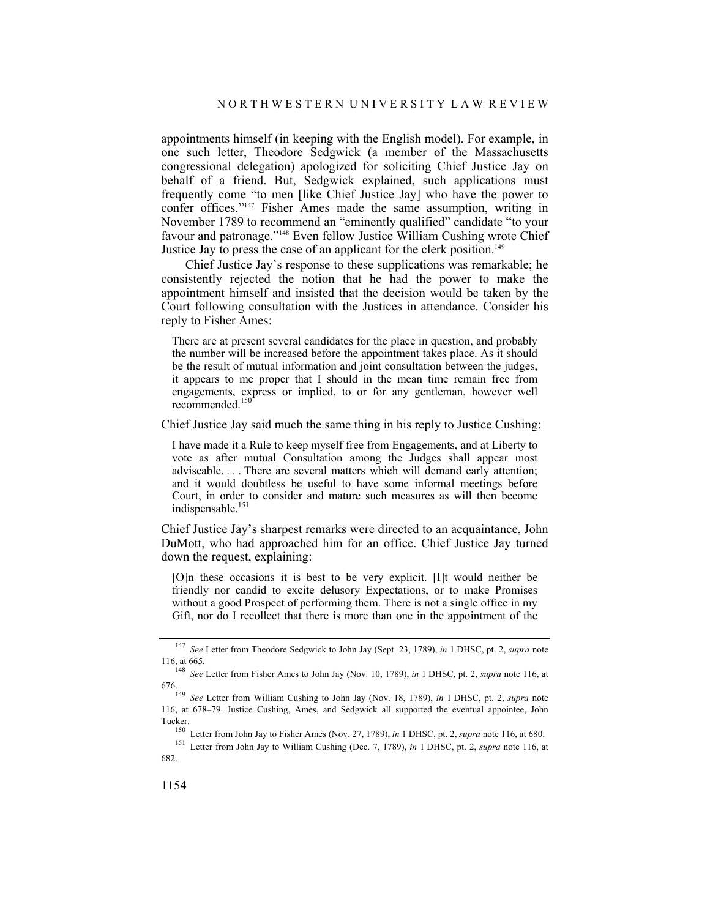appointments himself (in keeping with the English model). For example, in one such letter, Theodore Sedgwick (a member of the Massachusetts congressional delegation) apologized for soliciting Chief Justice Jay on behalf of a friend. But, Sedgwick explained, such applications must frequently come "to men [like Chief Justice Jay] who have the power to confer offices."[147] Fisher Ames made the same assumption, writing in November 1789 to recommend an "eminently qualified" candidate "to your favour and patronage."[148] Even fellow Justice William Cushing wrote Chief Justice Jay to press the case of an applicant for the clerk position.[149]

Chief Justice Jay's response to these supplications was remarkable; he consistently rejected the notion that he had the power to make the appointment himself and insisted that the decision would be taken by the Court following consultation with the Justices in attendance. Consider his reply to Fisher Ames:

> There are at present several candidates for the place in question, and probably the number will be increased before the appointment takes place. As it should be the result of mutual information and joint consultation between the judges, it appears to me proper that I should in the mean time remain free from engagements, express or implied, to or for any gentleman, however well recommended.[150]

Chief Justice Jay said much the same thing in his reply to Justice Cushing:

> I have made it a Rule to keep myself free from Engagements, and at Liberty to vote as after mutual Consultation among the Judges shall appear most adviseable. . . . There are several matters which will demand early attention; and it would doubtless be useful to have some informal meetings before Court, in order to consider and mature such measures as will then become indispensable.[151]

Chief Justice Jay's sharpest remarks were directed to an acquaintance, John DuMott, who had approached him for an office. Chief Justice Jay turned down the request, explaining:

> [O]n these occasions it is best to be very explicit. [I]t would neither be friendly nor candid to excite delusory Expectations, or to make Promises without a good Prospect of performing them. There is not a single office in my Gift, nor do I recollect that there is more than one in the appointment of the

---

[147] *See* Letter from Theodore Sedgwick to John Jay (Sept. 23, 1789), *in* 1 DHSC, pt. 2, *supra* note 116, at 665.

[148] *See* Letter from Fisher Ames to John Jay (Nov. 10, 1789), *in* 1 DHSC, pt. 2, *supra* note 116, at 676.

[149] *See* Letter from William Cushing to John Jay (Nov. 18, 1789), *in* 1 DHSC, pt. 2, *supra* note 116, at 678–79. Justice Cushing, Ames, and Sedgwick all supported the eventual appointee, John Tucker.

[150] Letter from John Jay to Fisher Ames (Nov. 27, 1789), *in* 1 DHSC, pt. 2, *supra* note 116, at 680.

[151] Letter from John Jay to William Cushing (Dec. 7, 1789), *in* 1 DHSC, pt. 2, *supra* note 116, at 682.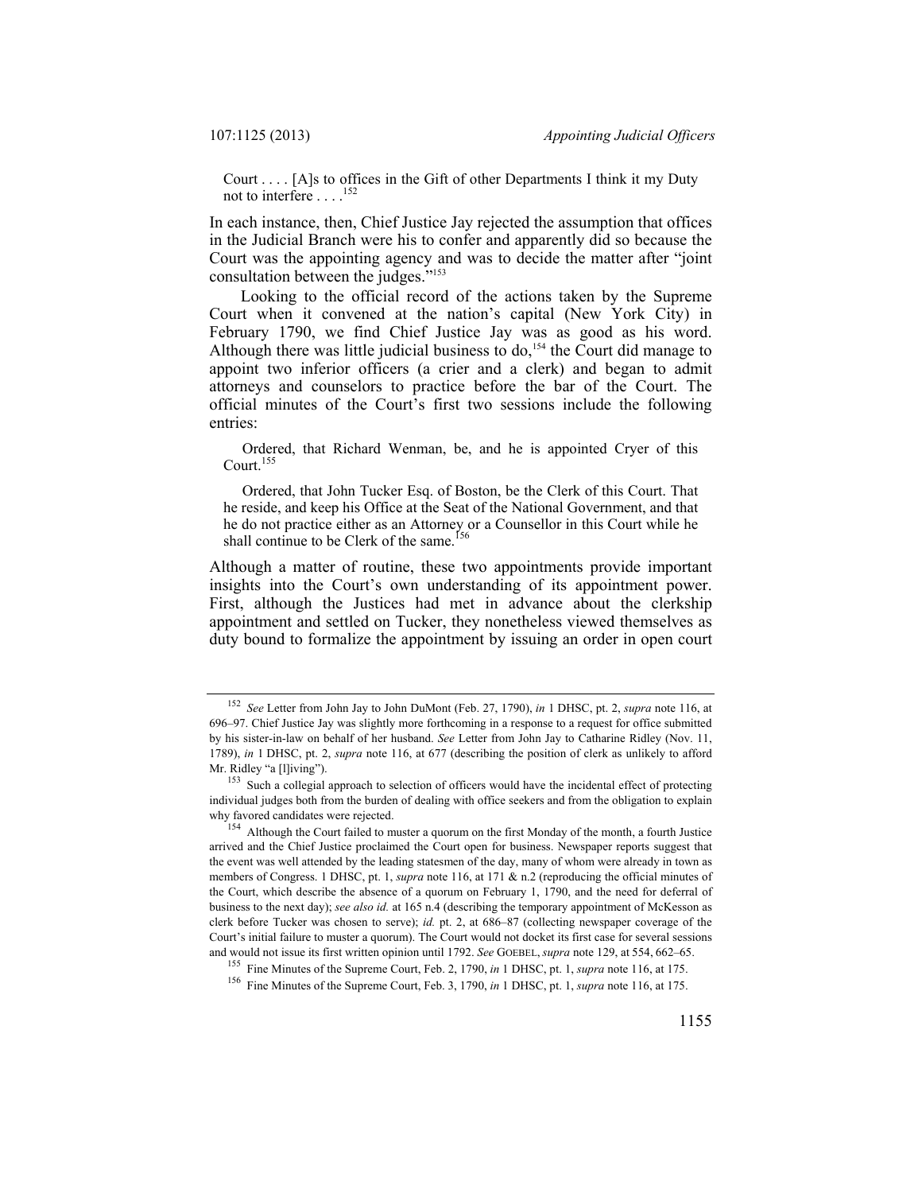Court . . . . [A]s to offices in the Gift of other Departments I think it my Duty not to interfere . . . .[152]

In each instance, then, Chief Justice Jay rejected the assumption that offices in the Judicial Branch were his to confer and apparently did so because the Court was the appointing agency and was to decide the matter after "joint consultation between the judges."[153]

Looking to the official record of the actions taken by the Supreme Court when it convened at the nation's capital (New York City) in February 1790, we find Chief Justice Jay was as good as his word. Although there was little judicial business to do,[154] the Court did manage to appoint two inferior officers (a crier and a clerk) and began to admit attorneys and counselors to practice before the bar of the Court. The official minutes of the Court's first two sessions include the following entries:

> Ordered, that Richard Wenman, be, and he is appointed Cryer of this Court.[155]
>
> Ordered, that John Tucker Esq. of Boston, be the Clerk of this Court. That he reside, and keep his Office at the Seat of the National Government, and that he do not practice either as an Attorney or a Counsellor in this Court while he shall continue to be Clerk of the same.[156]

Although a matter of routine, these two appointments provide important insights into the Court's own understanding of its appointment power. First, although the Justices had met in advance about the clerkship appointment and settled on Tucker, they nonetheless viewed themselves as duty bound to formalize the appointment by issuing an order in open court

---

[152] *See* Letter from John Jay to John DuMont (Feb. 27, 1790), *in* 1 DHSC, pt. 2, *supra* note 116, at 696–97. Chief Justice Jay was slightly more forthcoming in a response to a request for office submitted by his sister-in-law on behalf of her husband. *See* Letter from John Jay to Catharine Ridley (Nov. 11, 1789), *in* 1 DHSC, pt. 2, *supra* note 116, at 677 (describing the position of clerk as unlikely to afford Mr. Ridley "a [l]iving").

[153] Such a collegial approach to selection of officers would have the incidental effect of protecting individual judges both from the burden of dealing with office seekers and from the obligation to explain why favored candidates were rejected.

[154] Although the Court failed to muster a quorum on the first Monday of the month, a fourth Justice arrived and the Chief Justice proclaimed the Court open for business. Newspaper reports suggest that the event was well attended by the leading statesmen of the day, many of whom were already in town as members of Congress. 1 DHSC, pt. 1, *supra* note 116, at 171 & n.2 (reproducing the official minutes of the Court, which describe the absence of a quorum on February 1, 1790, and the need for deferral of business to the next day); *see also id.* at 165 n.4 (describing the temporary appointment of McKesson as clerk before Tucker was chosen to serve); *id.* pt. 2, at 686–87 (collecting newspaper coverage of the Court's initial failure to muster a quorum). The Court would not docket its first case for several sessions and would not issue its first written opinion until 1792. *See* GOEBEL, *supra* note 129, at 554, 662–65.

[155] Fine Minutes of the Supreme Court, Feb. 2, 1790, *in* 1 DHSC, pt. 1, *supra* note 116, at 175.

[156] Fine Minutes of the Supreme Court, Feb. 3, 1790, *in* 1 DHSC, pt. 1, *supra* note 116, at 175.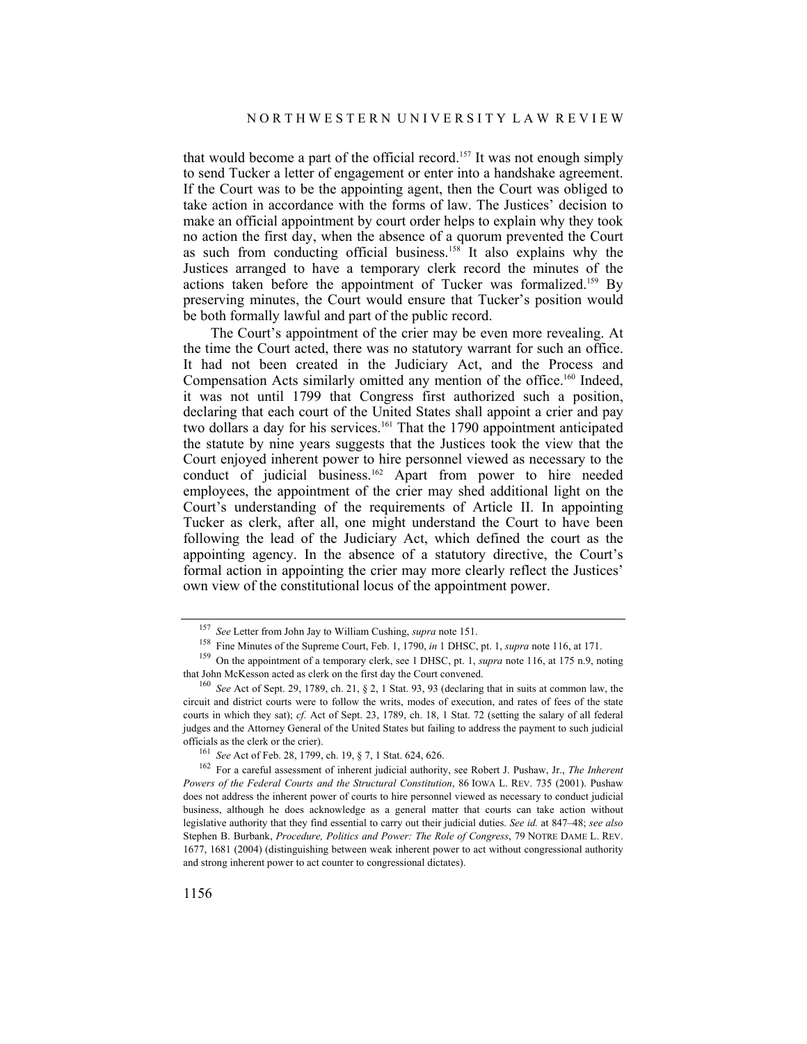that would become a part of the official record.[157] It was not enough simply to send Tucker a letter of engagement or enter into a handshake agreement. If the Court was to be the appointing agent, then the Court was obliged to take action in accordance with the forms of law. The Justices' decision to make an official appointment by court order helps to explain why they took no action the first day, when the absence of a quorum prevented the Court as such from conducting official business.[158] It also explains why the Justices arranged to have a temporary clerk record the minutes of the actions taken before the appointment of Tucker was formalized.[159] By preserving minutes, the Court would ensure that Tucker's position would be both formally lawful and part of the public record.

The Court's appointment of the crier may be even more revealing. At the time the Court acted, there was no statutory warrant for such an office. It had not been created in the Judiciary Act, and the Process and Compensation Acts similarly omitted any mention of the office.[160] Indeed, it was not until 1799 that Congress first authorized such a position, declaring that each court of the United States shall appoint a crier and pay two dollars a day for his services.[161] That the 1790 appointment anticipated the statute by nine years suggests that the Justices took the view that the Court enjoyed inherent power to hire personnel viewed as necessary to the conduct of judicial business.[162] Apart from power to hire needed employees, the appointment of the crier may shed additional light on the Court's understanding of the requirements of Article II. In appointing Tucker as clerk, after all, one might understand the Court to have been following the lead of the Judiciary Act, which defined the court as the appointing agency. In the absence of a statutory directive, the Court's formal action in appointing the crier may more clearly reflect the Justices' own view of the constitutional locus of the appointment power.

---

[157] *See* Letter from John Jay to William Cushing, *supra* note 151.

[158] Fine Minutes of the Supreme Court, Feb. 1, 1790, *in* 1 DHSC, pt. 1, *supra* note 116, at 171.

[159] On the appointment of a temporary clerk, see 1 DHSC, pt. 1, *supra* note 116, at 175 n.9, noting that John McKesson acted as clerk on the first day the Court convened.

[160] *See* Act of Sept. 29, 1789, ch. 21, § 2, 1 Stat. 93, 93 (declaring that in suits at common law, the circuit and district courts were to follow the writs, modes of execution, and rates of fees of the state courts in which they sat); *cf.* Act of Sept. 23, 1789, ch. 18, 1 Stat. 72 (setting the salary of all federal judges and the Attorney General of the United States but failing to address the payment to such judicial officials as the clerk or the crier).

[161] *See* Act of Feb. 28, 1799, ch. 19, § 7, 1 Stat. 624, 626.

[162] For a careful assessment of inherent judicial authority, see Robert J. Pushaw, Jr., *The Inherent Powers of the Federal Courts and the Structural Constitution*, 86 IOWA L. REV. 735 (2001). Pushaw does not address the inherent power of courts to hire personnel viewed as necessary to conduct judicial business, although he does acknowledge as a general matter that courts can take action without legislative authority that they find essential to carry out their judicial duties. *See id.* at 847–48; *see also* Stephen B. Burbank, *Procedure, Politics and Power: The Role of Congress*, 79 NOTRE DAME L. REV. 1677, 1681 (2004) (distinguishing between weak inherent power to act without congressional authority and strong inherent power to act counter to congressional dictates).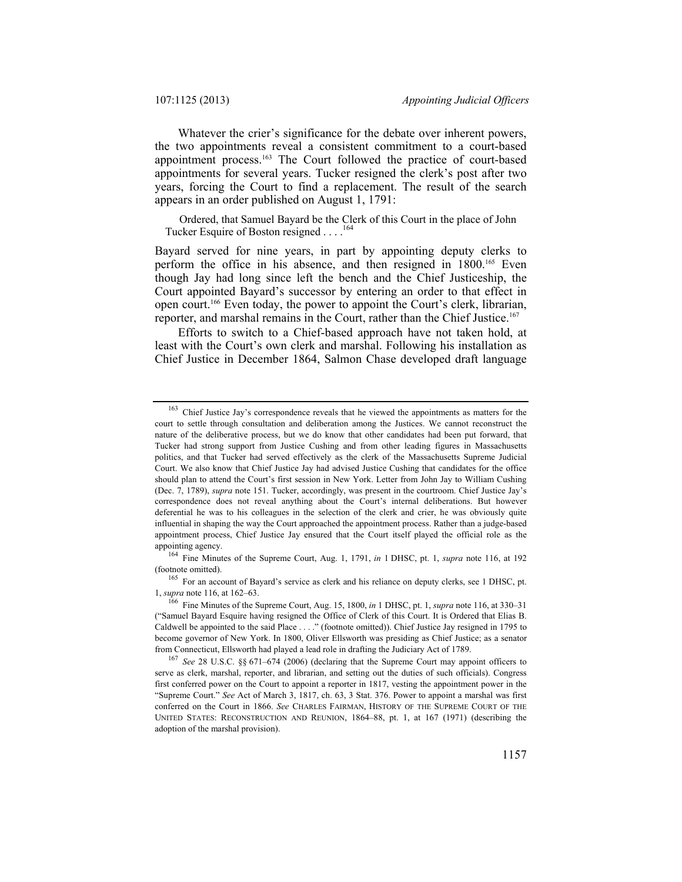Whatever the crier's significance for the debate over inherent powers, the two appointments reveal a consistent commitment to a court-based appointment process.[163] The Court followed the practice of court-based appointments for several years. Tucker resigned the clerk's post after two years, forcing the Court to find a replacement. The result of the search appears in an order published on August 1, 1791:

> Ordered, that Samuel Bayard be the Clerk of this Court in the place of John Tucker Esquire of Boston resigned . . . .[164]

Bayard served for nine years, in part by appointing deputy clerks to perform the office in his absence, and then resigned in 1800.[165] Even though Jay had long since left the bench and the Chief Justiceship, the Court appointed Bayard's successor by entering an order to that effect in open court.[166] Even today, the power to appoint the Court's clerk, librarian, reporter, and marshal remains in the Court, rather than the Chief Justice.[167]

Efforts to switch to a Chief-based approach have not taken hold, at least with the Court's own clerk and marshal. Following his installation as Chief Justice in December 1864, Salmon Chase developed draft language

---

[163] Chief Justice Jay's correspondence reveals that he viewed the appointments as matters for the court to settle through consultation and deliberation among the Justices. We cannot reconstruct the nature of the deliberative process, but we do know that other candidates had been put forward, that Tucker had strong support from Justice Cushing and from other leading figures in Massachusetts politics, and that Tucker had served effectively as the clerk of the Massachusetts Supreme Judicial Court. We also know that Chief Justice Jay had advised Justice Cushing that candidates for the office should plan to attend the Court's first session in New York. Letter from John Jay to William Cushing (Dec. 7, 1789), *supra* note 151. Tucker, accordingly, was present in the courtroom. Chief Justice Jay's correspondence does not reveal anything about the Court's internal deliberations. But however deferential he was to his colleagues in the selection of the clerk and crier, he was obviously quite influential in shaping the way the Court approached the appointment process. Rather than a judge-based appointment process, Chief Justice Jay ensured that the Court itself played the official role as the appointing agency.

[164] Fine Minutes of the Supreme Court, Aug. 1, 1791, *in* 1 DHSC, pt. 1, *supra* note 116, at 192 (footnote omitted).

[165] For an account of Bayard's service as clerk and his reliance on deputy clerks, see 1 DHSC, pt. 1, *supra* note 116, at 162–63.

[166] Fine Minutes of the Supreme Court, Aug. 15, 1800, *in* 1 DHSC, pt. 1, *supra* note 116, at 330–31 ("Samuel Bayard Esquire having resigned the Office of Clerk of this Court. It is Ordered that Elias B. Caldwell be appointed to the said Place . . . ." (footnote omitted)). Chief Justice Jay resigned in 1795 to become governor of New York. In 1800, Oliver Ellsworth was presiding as Chief Justice; as a senator from Connecticut, Ellsworth had played a lead role in drafting the Judiciary Act of 1789.

[167] *See* 28 U.S.C. §§ 671–674 (2006) (declaring that the Supreme Court may appoint officers to serve as clerk, marshal, reporter, and librarian, and setting out the duties of such officials). Congress first conferred power on the Court to appoint a reporter in 1817, vesting the appointment power in the "Supreme Court." *See* Act of March 3, 1817, ch. 63, 3 Stat. 376. Power to appoint a marshal was first conferred on the Court in 1866. *See* CHARLES FAIRMAN, HISTORY OF THE SUPREME COURT OF THE UNITED STATES: RECONSTRUCTION AND REUNION, 1864–88, pt. 1, at 167 (1971) (describing the adoption of the marshal provision).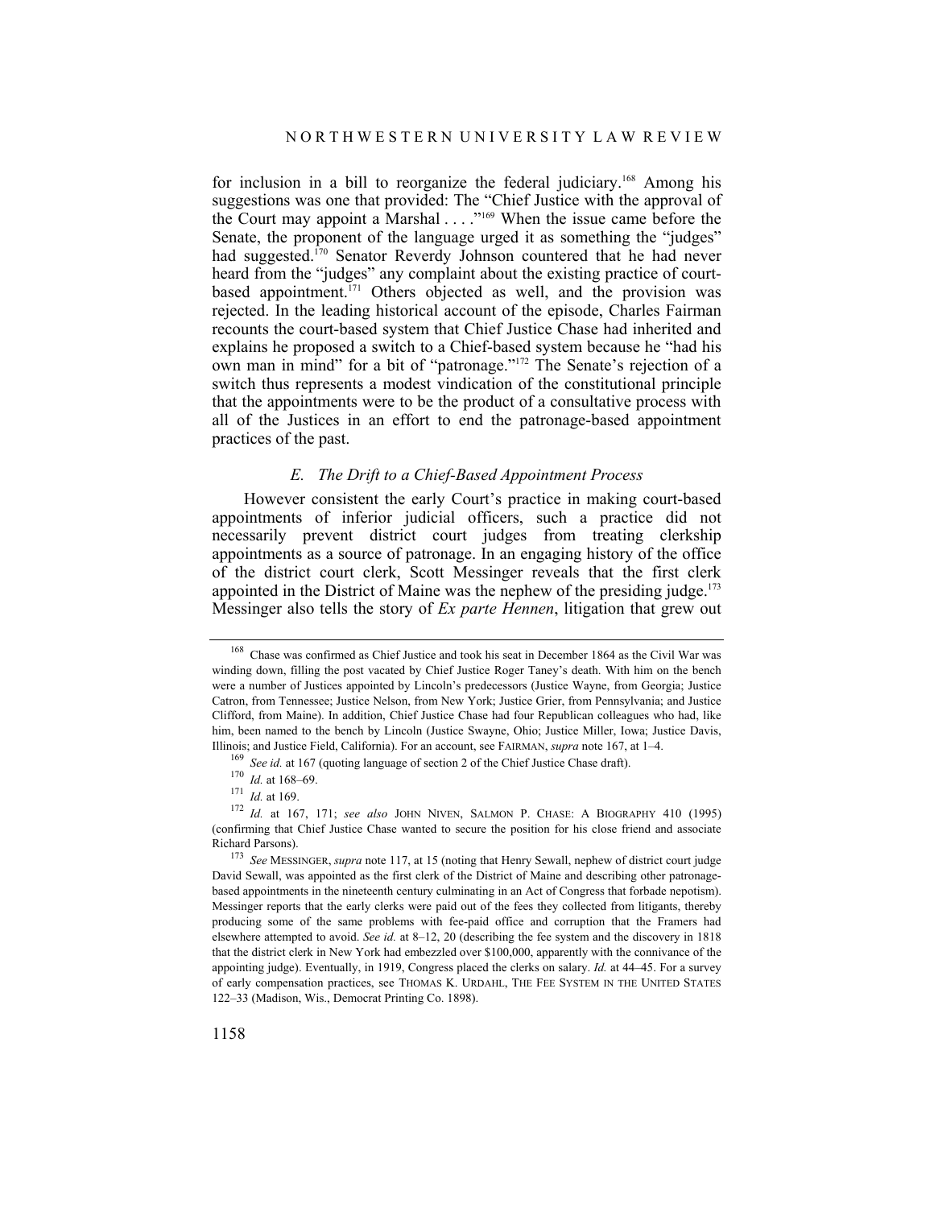for inclusion in a bill to reorganize the federal judiciary.[168] Among his suggestions was one that provided: The "Chief Justice with the approval of the Court may appoint a Marshal . . . ."[169] When the issue came before the Senate, the proponent of the language urged it as something the "judges" had suggested.[170] Senator Reverdy Johnson countered that he had never heard from the "judges" any complaint about the existing practice of court-based appointment.[171] Others objected as well, and the provision was rejected. In the leading historical account of the episode, Charles Fairman recounts the court-based system that Chief Justice Chase had inherited and explains he proposed a switch to a Chief-based system because he "had his own man in mind" for a bit of "patronage."[172] The Senate's rejection of a switch thus represents a modest vindication of the constitutional principle that the appointments were to be the product of a consultative process with all of the Justices in an effort to end the patronage-based appointment practices of the past.

### *E. The Drift to a Chief-Based Appointment Process*

However consistent the early Court's practice in making court-based appointments of inferior judicial officers, such a practice did not necessarily prevent district court judges from treating clerkship appointments as a source of patronage. In an engaging history of the office of the district court clerk, Scott Messinger reveals that the first clerk appointed in the District of Maine was the nephew of the presiding judge.[173] Messinger also tells the story of *Ex parte Hennen*, litigation that grew out

---

[168] Chase was confirmed as Chief Justice and took his seat in December 1864 as the Civil War was winding down, filling the post vacated by Chief Justice Roger Taney's death. With him on the bench were a number of Justices appointed by Lincoln's predecessors (Justice Wayne, from Georgia; Justice Catron, from Tennessee; Justice Nelson, from New York; Justice Grier, from Pennsylvania; and Justice Clifford, from Maine). In addition, Chief Justice Chase had four Republican colleagues who had, like him, been named to the bench by Lincoln (Justice Swayne, Ohio; Justice Miller, Iowa; Justice Davis, Illinois; and Justice Field, California). For an account, see FAIRMAN, *supra* note 167, at 1–4.

[169] *See id.* at 167 (quoting language of section 2 of the Chief Justice Chase draft).

[170] *Id.* at 168–69.

[171] *Id.* at 169.

[172] *Id.* at 167, 171; *see also* JOHN NIVEN, SALMON P. CHASE: A BIOGRAPHY 410 (1995) (confirming that Chief Justice Chase wanted to secure the position for his close friend and associate Richard Parsons).

[173] *See* MESSINGER, *supra* note 117, at 15 (noting that Henry Sewall, nephew of district court judge David Sewall, was appointed as the first clerk of the District of Maine and describing other patronage-based appointments in the nineteenth century culminating in an Act of Congress that forbade nepotism). Messinger reports that the early clerks were paid out of the fees they collected from litigants, thereby producing some of the same problems with fee-paid office and corruption that the Framers had elsewhere attempted to avoid. *See id.* at 8–12, 20 (describing the fee system and the discovery in 1818 that the district clerk in New York had embezzled over $100,000, apparently with the connivance of the appointing judge). Eventually, in 1919, Congress placed the clerks on salary. *Id.* at 44–45. For a survey of early compensation practices, see THOMAS K. URDAHL, THE FEE SYSTEM IN THE UNITED STATES 122–33 (Madison, Wis., Democrat Printing Co. 1898).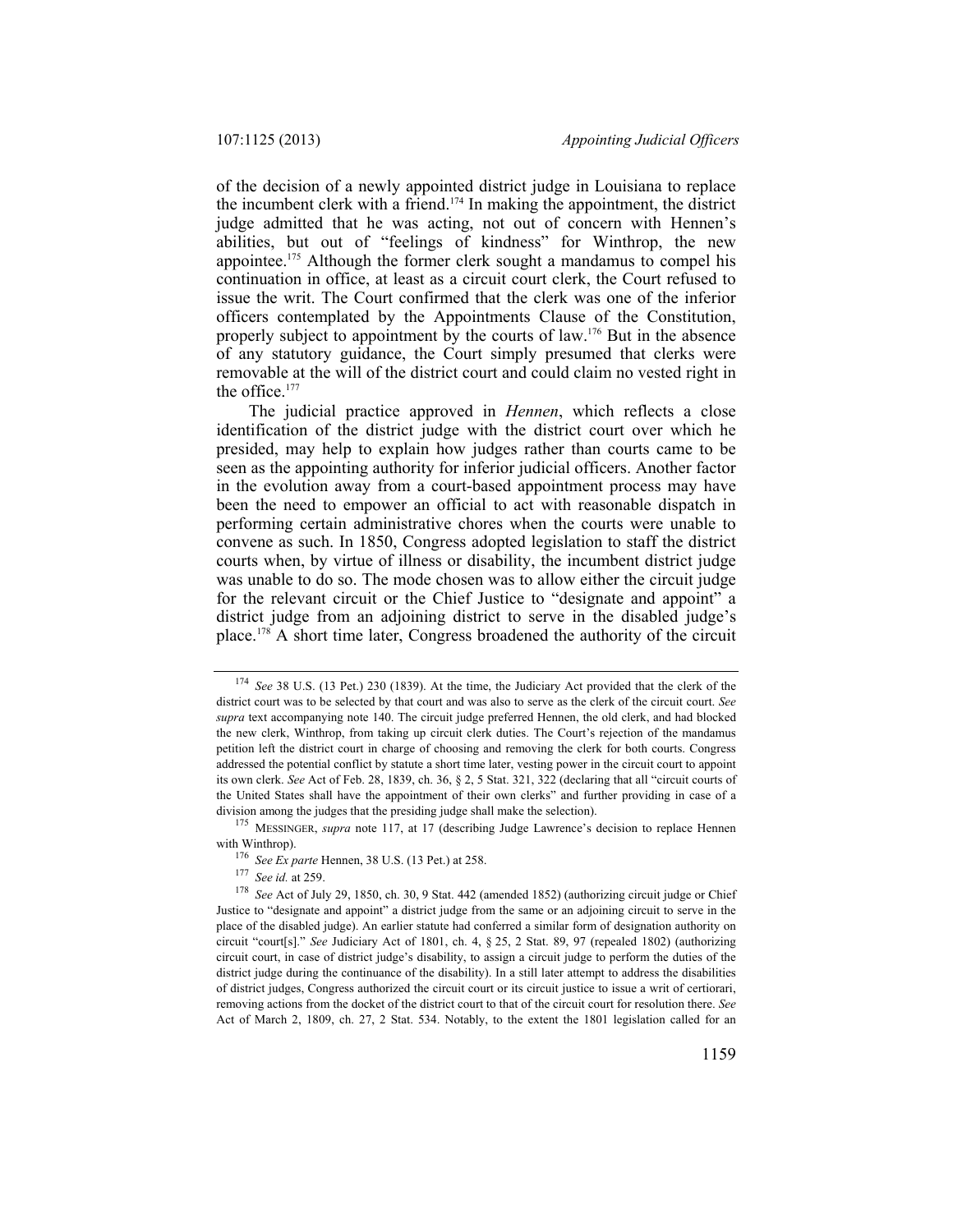of the decision of a newly appointed district judge in Louisiana to replace the incumbent clerk with a friend.[174] In making the appointment, the district judge admitted that he was acting, not out of concern with Hennen's abilities, but out of "feelings of kindness" for Winthrop, the new appointee.[175] Although the former clerk sought a mandamus to compel his continuation in office, at least as a circuit court clerk, the Court refused to issue the writ. The Court confirmed that the clerk was one of the inferior officers contemplated by the Appointments Clause of the Constitution, properly subject to appointment by the courts of law.[176] But in the absence of any statutory guidance, the Court simply presumed that clerks were removable at the will of the district court and could claim no vested right in the office.[177]

The judicial practice approved in *Hennen*, which reflects a close identification of the district judge with the district court over which he presided, may help to explain how judges rather than courts came to be seen as the appointing authority for inferior judicial officers. Another factor in the evolution away from a court-based appointment process may have been the need to empower an official to act with reasonable dispatch in performing certain administrative chores when the courts were unable to convene as such. In 1850, Congress adopted legislation to staff the district courts when, by virtue of illness or disability, the incumbent district judge was unable to do so. The mode chosen was to allow either the circuit judge for the relevant circuit or the Chief Justice to "designate and appoint" a district judge from an adjoining district to serve in the disabled judge's place.[178] A short time later, Congress broadened the authority of the circuit

[174] *See* 38 U.S. (13 Pet.) 230 (1839). At the time, the Judiciary Act provided that the clerk of the district court was to be selected by that court and was also to serve as the clerk of the circuit court. *See supra* text accompanying note 140. The circuit judge preferred Hennen, the old clerk, and had blocked the new clerk, Winthrop, from taking up circuit clerk duties. The Court's rejection of the mandamus petition left the district court in charge of choosing and removing the clerk for both courts. Congress addressed the potential conflict by statute a short time later, vesting power in the circuit court to appoint its own clerk. *See* Act of Feb. 28, 1839, ch. 36, § 2, 5 Stat. 321, 322 (declaring that all "circuit courts of the United States shall have the appointment of their own clerks" and further providing in case of a division among the judges that the presiding judge shall make the selection).

[175] MESSINGER, *supra* note 117, at 17 (describing Judge Lawrence's decision to replace Hennen with Winthrop).

[176] *See Ex parte* Hennen, 38 U.S. (13 Pet.) at 258.

[177] *See id.* at 259.

[178] *See* Act of July 29, 1850, ch. 30, 9 Stat. 442 (amended 1852) (authorizing circuit judge or Chief Justice to "designate and appoint" a district judge from the same or an adjoining circuit to serve in the place of the disabled judge). An earlier statute had conferred a similar form of designation authority on circuit "court[s]." *See* Judiciary Act of 1801, ch. 4, § 25, 2 Stat. 89, 97 (repealed 1802) (authorizing circuit court, in case of district judge's disability, to assign a circuit judge to perform the duties of the district judge during the continuance of the disability). In a still later attempt to address the disabilities of district judges, Congress authorized the circuit court or its circuit justice to issue a writ of certiorari, removing actions from the docket of the district court to that of the circuit court for resolution there. *See* Act of March 2, 1809, ch. 27, 2 Stat. 534. Notably, to the extent the 1801 legislation called for an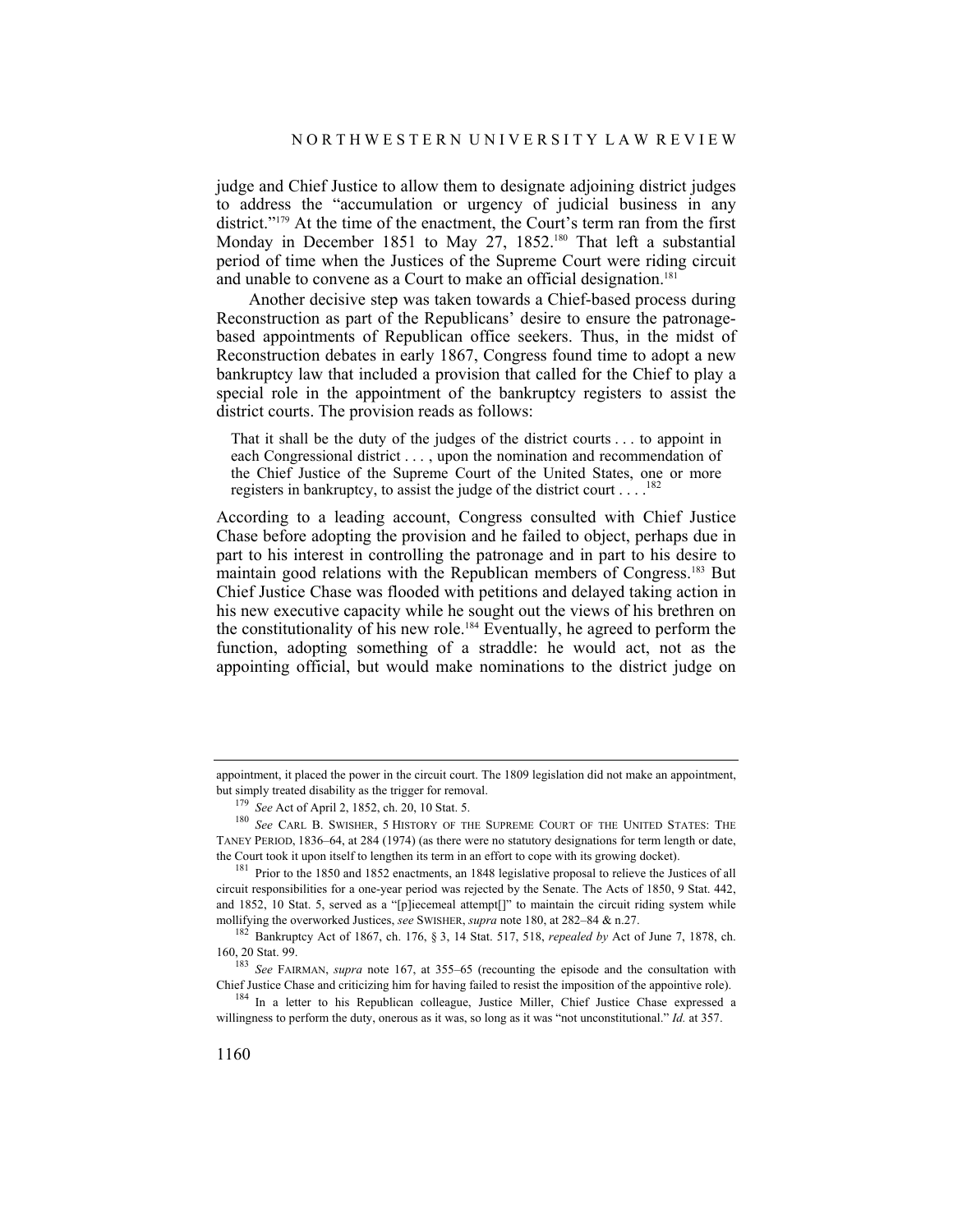judge and Chief Justice to allow them to designate adjoining district judges to address the "accumulation or urgency of judicial business in any district."[179] At the time of the enactment, the Court's term ran from the first Monday in December 1851 to May 27, 1852.[180] That left a substantial period of time when the Justices of the Supreme Court were riding circuit and unable to convene as a Court to make an official designation.[181]

Another decisive step was taken towards a Chief-based process during Reconstruction as part of the Republicans' desire to ensure the patronage-based appointments of Republican office seekers. Thus, in the midst of Reconstruction debates in early 1867, Congress found time to adopt a new bankruptcy law that included a provision that called for the Chief to play a special role in the appointment of the bankruptcy registers to assist the district courts. The provision reads as follows:

> That it shall be the duty of the judges of the district courts . . . to appoint in each Congressional district . . . , upon the nomination and recommendation of the Chief Justice of the Supreme Court of the United States, one or more registers in bankruptcy, to assist the judge of the district court . . . .[182]

According to a leading account, Congress consulted with Chief Justice Chase before adopting the provision and he failed to object, perhaps due in part to his interest in controlling the patronage and in part to his desire to maintain good relations with the Republican members of Congress.[183] But Chief Justice Chase was flooded with petitions and delayed taking action in his new executive capacity while he sought out the views of his brethren on the constitutionality of his new role.[184] Eventually, he agreed to perform the function, adopting something of a straddle: he would act, not as the appointing official, but would make nominations to the district judge on

---

appointment, it placed the power in the circuit court. The 1809 legislation did not make an appointment, but simply treated disability as the trigger for removal.

[179] *See* Act of April 2, 1852, ch. 20, 10 Stat. 5.

[180] *See* CARL B. SWISHER, 5 HISTORY OF THE SUPREME COURT OF THE UNITED STATES: THE TANEY PERIOD, 1836–64, at 284 (1974) (as there were no statutory designations for term length or date, the Court took it upon itself to lengthen its term in an effort to cope with its growing docket).

[181] Prior to the 1850 and 1852 enactments, an 1848 legislative proposal to relieve the Justices of all circuit responsibilities for a one-year period was rejected by the Senate. The Acts of 1850, 9 Stat. 442, and 1852, 10 Stat. 5, served as a "[p]iecemeal attempt[]" to maintain the circuit riding system while mollifying the overworked Justices, *see* SWISHER, *supra* note 180, at 282–84 & n.27.

[182] Bankruptcy Act of 1867, ch. 176, § 3, 14 Stat. 517, 518, *repealed by* Act of June 7, 1878, ch. 160, 20 Stat. 99.

[183] *See* FAIRMAN, *supra* note 167, at 355–65 (recounting the episode and the consultation with Chief Justice Chase and criticizing him for having failed to resist the imposition of the appointive role).

[184] In a letter to his Republican colleague, Justice Miller, Chief Justice Chase expressed a willingness to perform the duty, onerous as it was, so long as it was "not unconstitutional." *Id.* at 357.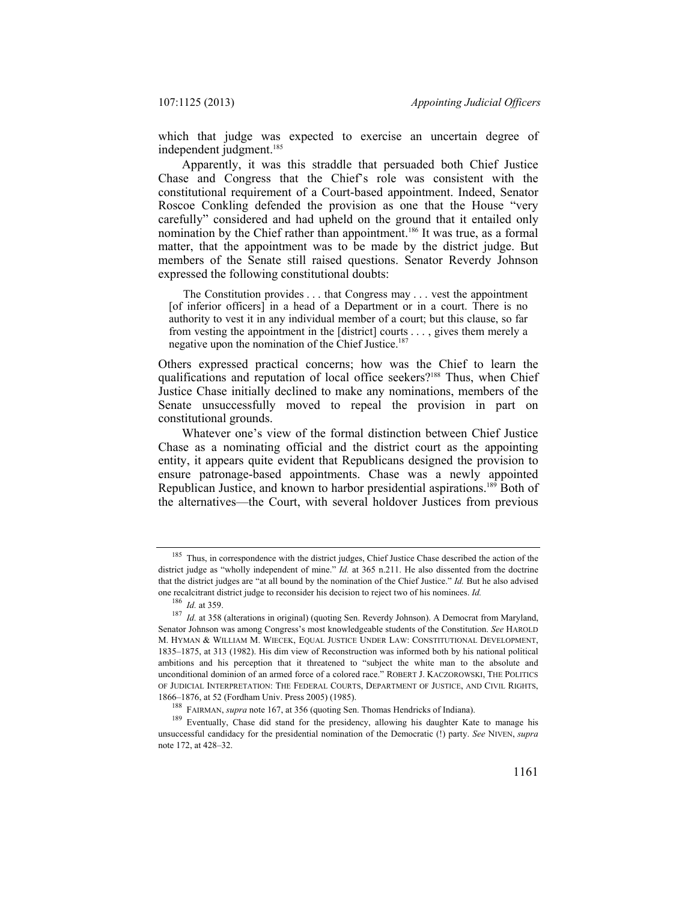which that judge was expected to exercise an uncertain degree of independent judgment.[185]

Apparently, it was this straddle that persuaded both Chief Justice Chase and Congress that the Chief's role was consistent with the constitutional requirement of a Court-based appointment. Indeed, Senator Roscoe Conkling defended the provision as one that the House "very carefully" considered and had upheld on the ground that it entailed only nomination by the Chief rather than appointment.[186] It was true, as a formal matter, that the appointment was to be made by the district judge. But members of the Senate still raised questions. Senator Reverdy Johnson expressed the following constitutional doubts:

> The Constitution provides . . . that Congress may . . . vest the appointment [of inferior officers] in a head of a Department or in a court. There is no authority to vest it in any individual member of a court; but this clause, so far from vesting the appointment in the [district] courts . . . , gives them merely a negative upon the nomination of the Chief Justice.[187]

Others expressed practical concerns; how was the Chief to learn the qualifications and reputation of local office seekers?[188] Thus, when Chief Justice Chase initially declined to make any nominations, members of the Senate unsuccessfully moved to repeal the provision in part on constitutional grounds.

Whatever one's view of the formal distinction between Chief Justice Chase as a nominating official and the district court as the appointing entity, it appears quite evident that Republicans designed the provision to ensure patronage-based appointments. Chase was a newly appointed Republican Justice, and known to harbor presidential aspirations.[189] Both of the alternatives—the Court, with several holdover Justices from previous

---

[185] Thus, in correspondence with the district judges, Chief Justice Chase described the action of the district judge as "wholly independent of mine." *Id.* at 365 n.211. He also dissented from the doctrine that the district judges are "at all bound by the nomination of the Chief Justice." *Id.* But he also advised one recalcitrant district judge to reconsider his decision to reject two of his nominees. *Id.*

[186] *Id.* at 359.

[187] *Id.* at 358 (alterations in original) (quoting Sen. Reverdy Johnson). A Democrat from Maryland, Senator Johnson was among Congress's most knowledgeable students of the Constitution. *See* HAROLD M. HYMAN & WILLIAM M. WIECEK, EQUAL JUSTICE UNDER LAW: CONSTITUTIONAL DEVELOPMENT, 1835–1875, at 313 (1982). His dim view of Reconstruction was informed both by his national political ambitions and his perception that it threatened to "subject the white man to the absolute and unconditional dominion of an armed force of a colored race." ROBERT J. KACZOROWSKI, THE POLITICS OF JUDICIAL INTERPRETATION: THE FEDERAL COURTS, DEPARTMENT OF JUSTICE, AND CIVIL RIGHTS, 1866–1876, at 52 (Fordham Univ. Press 2005) (1985).

[188] FAIRMAN, *supra* note 167, at 356 (quoting Sen. Thomas Hendricks of Indiana).

[189] Eventually, Chase did stand for the presidency, allowing his daughter Kate to manage his unsuccessful candidacy for the presidential nomination of the Democratic (!) party. *See* NIVEN, *supra* note 172, at 428–32.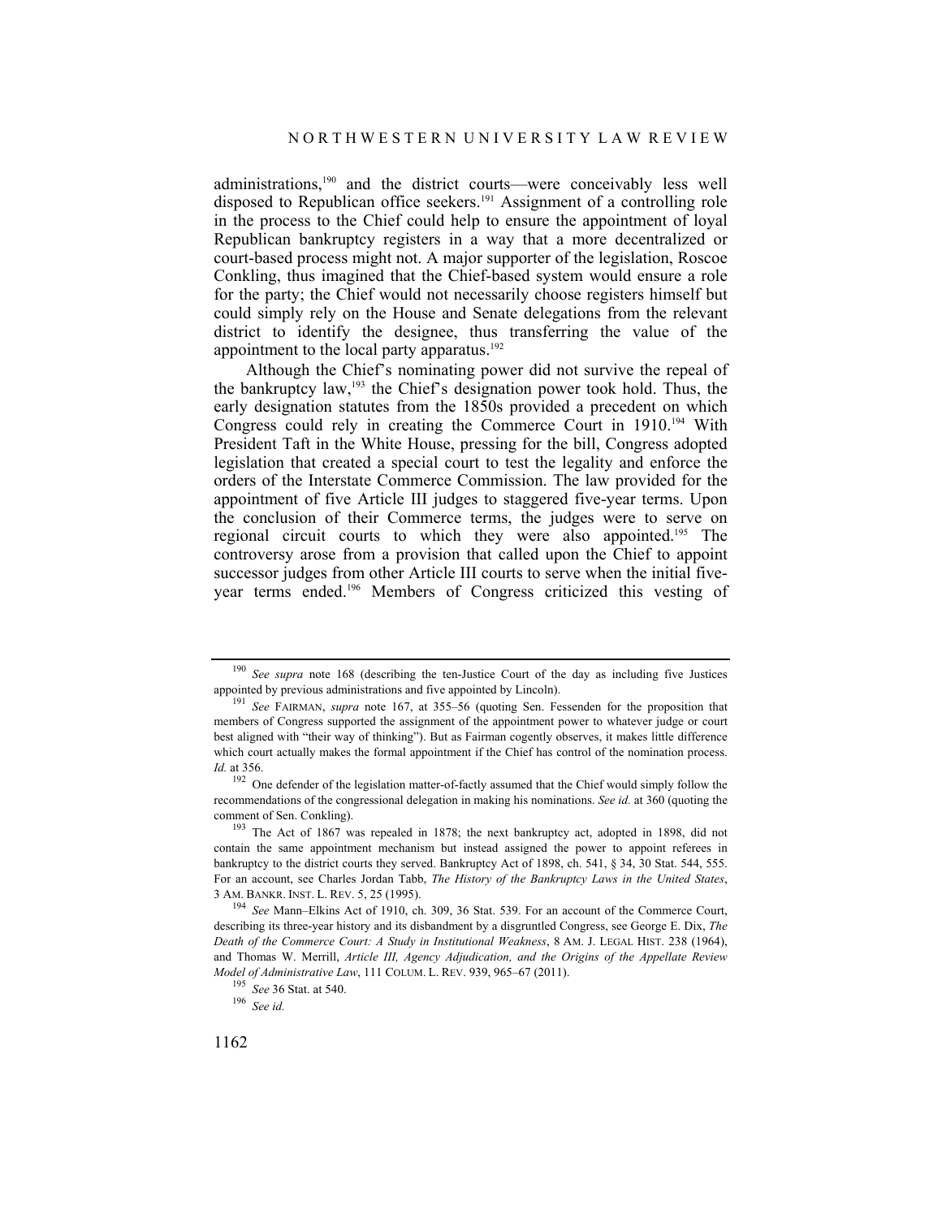administrations,[190] and the district courts—were conceivably less well disposed to Republican office seekers.[191] Assignment of a controlling role in the process to the Chief could help to ensure the appointment of loyal Republican bankruptcy registers in a way that a more decentralized or court-based process might not. A major supporter of the legislation, Roscoe Conkling, thus imagined that the Chief-based system would ensure a role for the party; the Chief would not necessarily choose registers himself but could simply rely on the House and Senate delegations from the relevant district to identify the designee, thus transferring the value of the appointment to the local party apparatus.[192]

Although the Chief's nominating power did not survive the repeal of the bankruptcy law,[193] the Chief's designation power took hold. Thus, the early designation statutes from the 1850s provided a precedent on which Congress could rely in creating the Commerce Court in 1910.[194] With President Taft in the White House, pressing for the bill, Congress adopted legislation that created a special court to test the legality and enforce the orders of the Interstate Commerce Commission. The law provided for the appointment of five Article III judges to staggered five-year terms. Upon the conclusion of their Commerce terms, the judges were to serve on regional circuit courts to which they were also appointed.[195] The controversy arose from a provision that called upon the Chief to appoint successor judges from other Article III courts to serve when the initial five-year terms ended.[196] Members of Congress criticized this vesting of

---

[190] *See supra* note 168 (describing the ten-Justice Court of the day as including five Justices appointed by previous administrations and five appointed by Lincoln).

[191] *See* FAIRMAN, *supra* note 167, at 355–56 (quoting Sen. Fessenden for the proposition that members of Congress supported the assignment of the appointment power to whatever judge or court best aligned with "their way of thinking"). But as Fairman cogently observes, it makes little difference which court actually makes the formal appointment if the Chief has control of the nomination process. *Id.* at 356.

[192] One defender of the legislation matter-of-factly assumed that the Chief would simply follow the recommendations of the congressional delegation in making his nominations. *See id.* at 360 (quoting the comment of Sen. Conkling).

[193] The Act of 1867 was repealed in 1878; the next bankruptcy act, adopted in 1898, did not contain the same appointment mechanism but instead assigned the power to appoint referees in bankruptcy to the district courts they served. Bankruptcy Act of 1898, ch. 541, § 34, 30 Stat. 544, 555. For an account, see Charles Jordan Tabb, *The History of the Bankruptcy Laws in the United States*, 3 AM. BANKR. INST. L. REV. 5, 25 (1995).

[194] *See* Mann–Elkins Act of 1910, ch. 309, 36 Stat. 539. For an account of the Commerce Court, describing its three-year history and its disbandment by a disgruntled Congress, see George E. Dix, *The Death of the Commerce Court: A Study in Institutional Weakness*, 8 AM. J. LEGAL HIST. 238 (1964), and Thomas W. Merrill, *Article III, Agency Adjudication, and the Origins of the Appellate Review Model of Administrative Law*, 111 COLUM. L. REV. 939, 965–67 (2011).

[195] *See* 36 Stat. at 540.

[196] *See id.*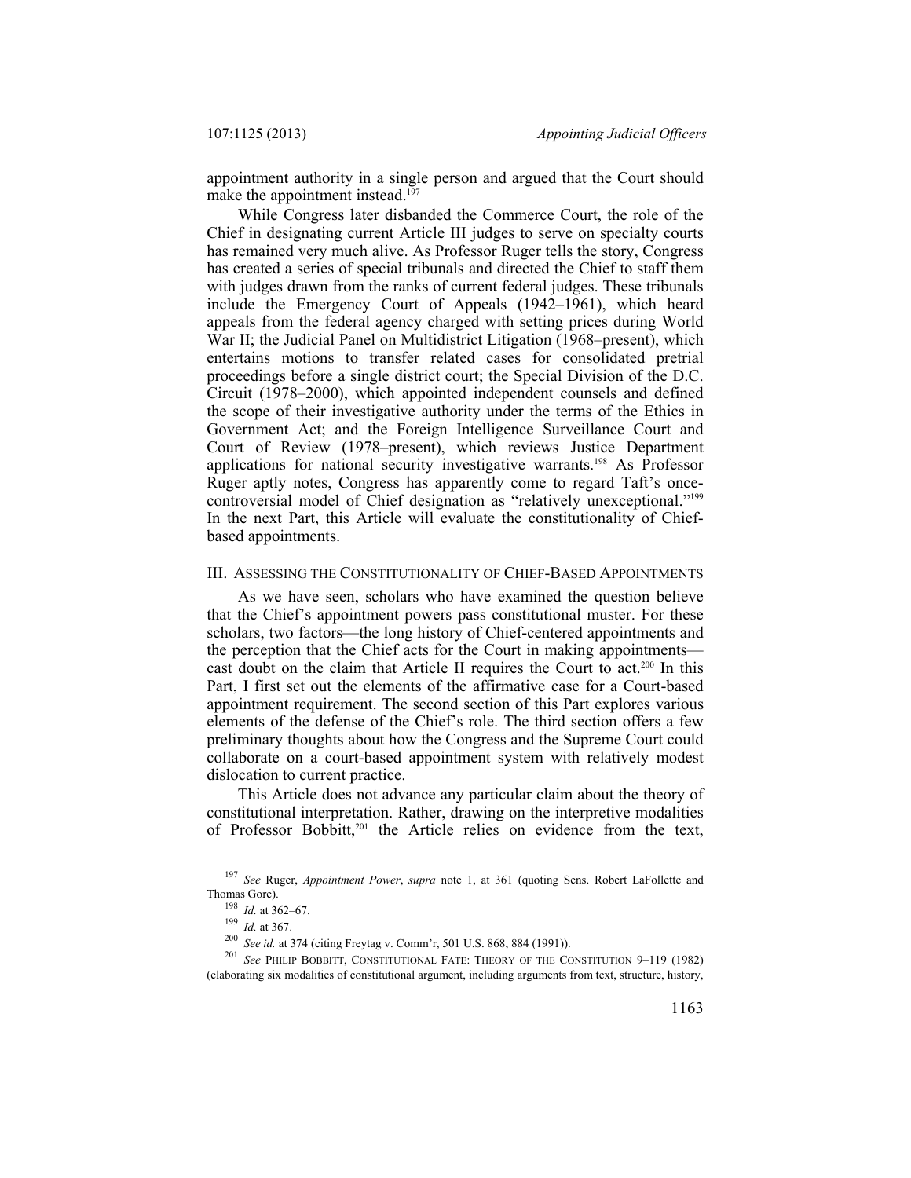appointment authority in a single person and argued that the Court should make the appointment instead.[197]

While Congress later disbanded the Commerce Court, the role of the Chief in designating current Article III judges to serve on specialty courts has remained very much alive. As Professor Ruger tells the story, Congress has created a series of special tribunals and directed the Chief to staff them with judges drawn from the ranks of current federal judges. These tribunals include the Emergency Court of Appeals (1942–1961), which heard appeals from the federal agency charged with setting prices during World War II; the Judicial Panel on Multidistrict Litigation (1968–present), which entertains motions to transfer related cases for consolidated pretrial proceedings before a single district court; the Special Division of the D.C. Circuit (1978–2000), which appointed independent counsels and defined the scope of their investigative authority under the terms of the Ethics in Government Act; and the Foreign Intelligence Surveillance Court and Court of Review (1978–present), which reviews Justice Department applications for national security investigative warrants.[198] As Professor Ruger aptly notes, Congress has apparently come to regard Taft's once-controversial model of Chief designation as "relatively unexceptional."[199] In the next Part, this Article will evaluate the constitutionality of Chief-based appointments.

## III. ASSESSING THE CONSTITUTIONALITY OF CHIEF-BASED APPOINTMENTS

As we have seen, scholars who have examined the question believe that the Chief's appointment powers pass constitutional muster. For these scholars, two factors—the long history of Chief-centered appointments and the perception that the Chief acts for the Court in making appointments—cast doubt on the claim that Article II requires the Court to act.[200] In this Part, I first set out the elements of the affirmative case for a Court-based appointment requirement. The second section of this Part explores various elements of the defense of the Chief's role. The third section offers a few preliminary thoughts about how the Congress and the Supreme Court could collaborate on a court-based appointment system with relatively modest dislocation to current practice.

This Article does not advance any particular claim about the theory of constitutional interpretation. Rather, drawing on the interpretive modalities of Professor Bobbitt,[201] the Article relies on evidence from the text,

---

[197] *See* Ruger, *Appointment Power*, *supra* note 1, at 361 (quoting Sens. Robert LaFollette and Thomas Gore).

[198] *Id.* at 362–67.

[199] *Id.* at 367.

[200] *See id.* at 374 (citing Freytag v. Comm'r, 501 U.S. 868, 884 (1991)).

[201] *See* PHILIP BOBBITT, CONSTITUTIONAL FATE: THEORY OF THE CONSTITUTION 9–119 (1982) (elaborating six modalities of constitutional argument, including arguments from text, structure, history,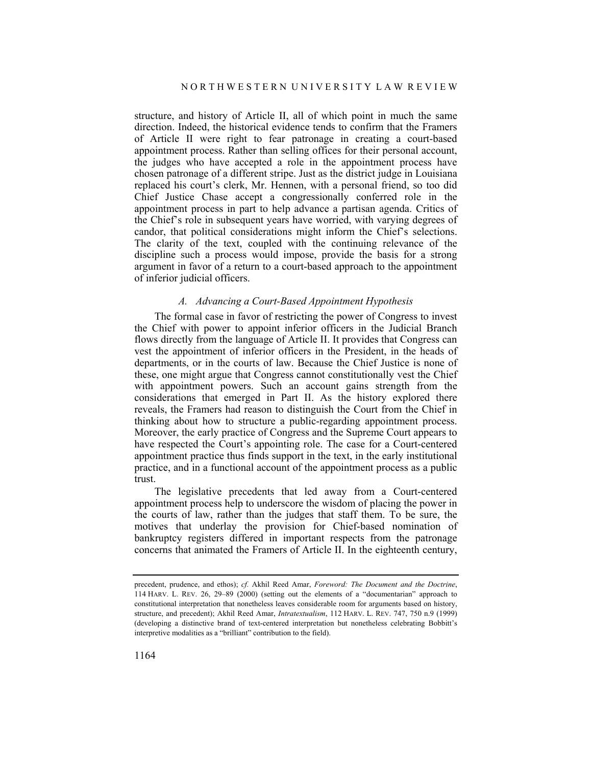structure, and history of Article II, all of which point in much the same direction. Indeed, the historical evidence tends to confirm that the Framers of Article II were right to fear patronage in creating a court-based appointment process. Rather than selling offices for their personal account, the judges who have accepted a role in the appointment process have chosen patronage of a different stripe. Just as the district judge in Louisiana replaced his court's clerk, Mr. Hennen, with a personal friend, so too did Chief Justice Chase accept a congressionally conferred role in the appointment process in part to help advance a partisan agenda. Critics of the Chief's role in subsequent years have worried, with varying degrees of candor, that political considerations might inform the Chief's selections. The clarity of the text, coupled with the continuing relevance of the discipline such a process would impose, provide the basis for a strong argument in favor of a return to a court-based approach to the appointment of inferior judicial officers.

### *A. Advancing a Court-Based Appointment Hypothesis*

The formal case in favor of restricting the power of Congress to invest the Chief with power to appoint inferior officers in the Judicial Branch flows directly from the language of Article II. It provides that Congress can vest the appointment of inferior officers in the President, in the heads of departments, or in the courts of law. Because the Chief Justice is none of these, one might argue that Congress cannot constitutionally vest the Chief with appointment powers. Such an account gains strength from the considerations that emerged in Part II. As the history explored there reveals, the Framers had reason to distinguish the Court from the Chief in thinking about how to structure a public-regarding appointment process. Moreover, the early practice of Congress and the Supreme Court appears to have respected the Court's appointing role. The case for a Court-centered appointment practice thus finds support in the text, in the early institutional practice, and in a functional account of the appointment process as a public trust.

The legislative precedents that led away from a Court-centered appointment process help to underscore the wisdom of placing the power in the courts of law, rather than the judges that staff them. To be sure, the motives that underlay the provision for Chief-based nomination of bankruptcy registers differed in important respects from the patronage concerns that animated the Framers of Article II. In the eighteenth century,

---

precedent, prudence, and ethos); *cf.* Akhil Reed Amar, *Foreword: The Document and the Doctrine*, 114 HARV. L. REV. 26, 29–89 (2000) (setting out the elements of a "documentarian" approach to constitutional interpretation that nonetheless leaves considerable room for arguments based on history, structure, and precedent); Akhil Reed Amar, *Intratextualism*, 112 HARV. L. REV. 747, 750 n.9 (1999) (developing a distinctive brand of text-centered interpretation but nonetheless celebrating Bobbitt's interpretive modalities as a "brilliant" contribution to the field).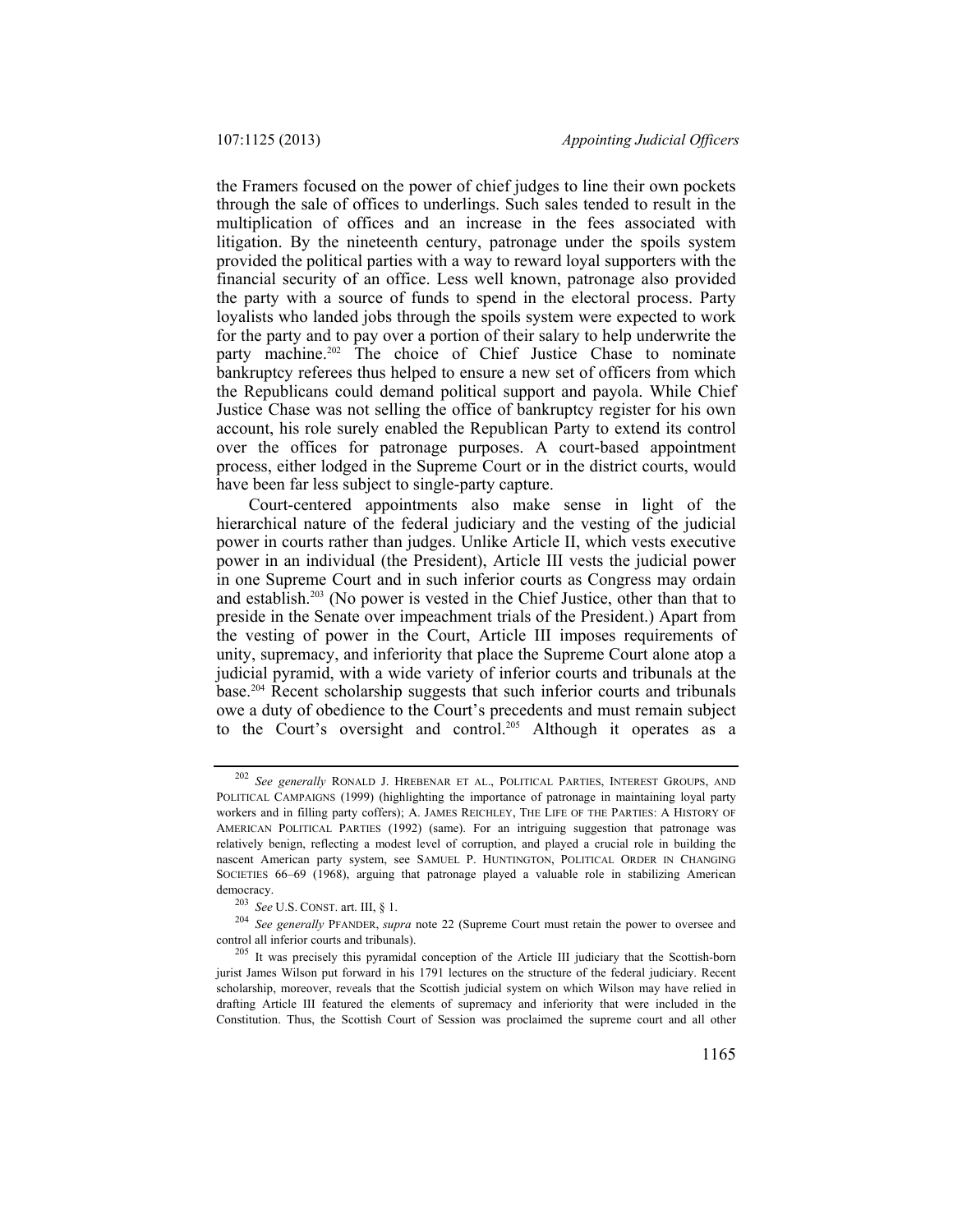the Framers focused on the power of chief judges to line their own pockets through the sale of offices to underlings. Such sales tended to result in the multiplication of offices and an increase in the fees associated with litigation. By the nineteenth century, patronage under the spoils system provided the political parties with a way to reward loyal supporters with the financial security of an office. Less well known, patronage also provided the party with a source of funds to spend in the electoral process. Party loyalists who landed jobs through the spoils system were expected to work for the party and to pay over a portion of their salary to help underwrite the party machine.[202] The choice of Chief Justice Chase to nominate bankruptcy referees thus helped to ensure a new set of officers from which the Republicans could demand political support and payola. While Chief Justice Chase was not selling the office of bankruptcy register for his own account, his role surely enabled the Republican Party to extend its control over the offices for patronage purposes. A court-based appointment process, either lodged in the Supreme Court or in the district courts, would have been far less subject to single-party capture.

Court-centered appointments also make sense in light of the hierarchical nature of the federal judiciary and the vesting of the judicial power in courts rather than judges. Unlike Article II, which vests executive power in an individual (the President), Article III vests the judicial power in one Supreme Court and in such inferior courts as Congress may ordain and establish.[203] (No power is vested in the Chief Justice, other than that to preside in the Senate over impeachment trials of the President.) Apart from the vesting of power in the Court, Article III imposes requirements of unity, supremacy, and inferiority that place the Supreme Court alone atop a judicial pyramid, with a wide variety of inferior courts and tribunals at the base.[204] Recent scholarship suggests that such inferior courts and tribunals owe a duty of obedience to the Court's precedents and must remain subject to the Court's oversight and control.[205] Although it operates as a

---

[202] *See generally* RONALD J. HREBENAR ET AL., POLITICAL PARTIES, INTEREST GROUPS, AND POLITICAL CAMPAIGNS (1999) (highlighting the importance of patronage in maintaining loyal party workers and in filling party coffers); A. JAMES REICHLEY, THE LIFE OF THE PARTIES: A HISTORY OF AMERICAN POLITICAL PARTIES (1992) (same). For an intriguing suggestion that patronage was relatively benign, reflecting a modest level of corruption, and played a crucial role in building the nascent American party system, see SAMUEL P. HUNTINGTON, POLITICAL ORDER IN CHANGING SOCIETIES 66–69 (1968), arguing that patronage played a valuable role in stabilizing American democracy.

[203] *See* U.S. CONST. art. III, § 1.

[204] *See generally* PFANDER, *supra* note 22 (Supreme Court must retain the power to oversee and control all inferior courts and tribunals).

[205] It was precisely this pyramidal conception of the Article III judiciary that the Scottish-born jurist James Wilson put forward in his 1791 lectures on the structure of the federal judiciary. Recent scholarship, moreover, reveals that the Scottish judicial system on which Wilson may have relied in drafting Article III featured the elements of supremacy and inferiority that were included in the Constitution. Thus, the Scottish Court of Session was proclaimed the supreme court and all other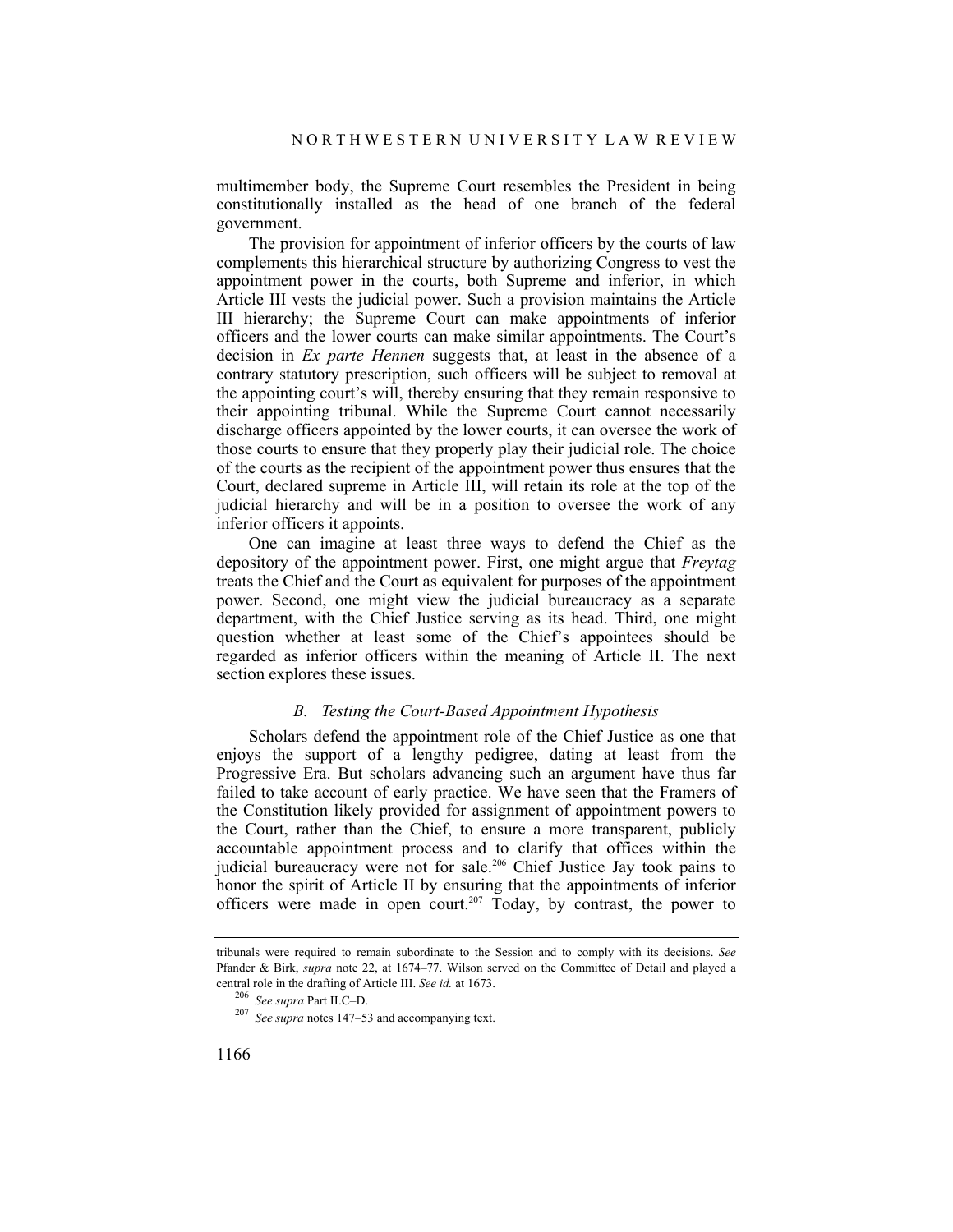multimember body, the Supreme Court resembles the President in being constitutionally installed as the head of one branch of the federal government.

The provision for appointment of inferior officers by the courts of law complements this hierarchical structure by authorizing Congress to vest the appointment power in the courts, both Supreme and inferior, in which Article III vests the judicial power. Such a provision maintains the Article III hierarchy; the Supreme Court can make appointments of inferior officers and the lower courts can make similar appointments. The Court's decision in *Ex parte Hennen* suggests that, at least in the absence of a contrary statutory prescription, such officers will be subject to removal at the appointing court's will, thereby ensuring that they remain responsive to their appointing tribunal. While the Supreme Court cannot necessarily discharge officers appointed by the lower courts, it can oversee the work of those courts to ensure that they properly play their judicial role. The choice of the courts as the recipient of the appointment power thus ensures that the Court, declared supreme in Article III, will retain its role at the top of the judicial hierarchy and will be in a position to oversee the work of any inferior officers it appoints.

One can imagine at least three ways to defend the Chief as the depository of the appointment power. First, one might argue that *Freytag* treats the Chief and the Court as equivalent for purposes of the appointment power. Second, one might view the judicial bureaucracy as a separate department, with the Chief Justice serving as its head. Third, one might question whether at least some of the Chief's appointees should be regarded as inferior officers within the meaning of Article II. The next section explores these issues.

### *B. Testing the Court-Based Appointment Hypothesis*

Scholars defend the appointment role of the Chief Justice as one that enjoys the support of a lengthy pedigree, dating at least from the Progressive Era. But scholars advancing such an argument have thus far failed to take account of early practice. We have seen that the Framers of the Constitution likely provided for assignment of appointment powers to the Court, rather than the Chief, to ensure a more transparent, publicly accountable appointment process and to clarify that offices within the judicial bureaucracy were not for sale.[206] Chief Justice Jay took pains to honor the spirit of Article II by ensuring that the appointments of inferior officers were made in open court.[207] Today, by contrast, the power to

---

tribunals were required to remain subordinate to the Session and to comply with its decisions. *See* Pfander & Birk, *supra* note 22, at 1674–77. Wilson served on the Committee of Detail and played a central role in the drafting of Article III. *See id.* at 1673.

[206] *See supra* Part II.C–D.

[207] *See supra* notes 147–53 and accompanying text.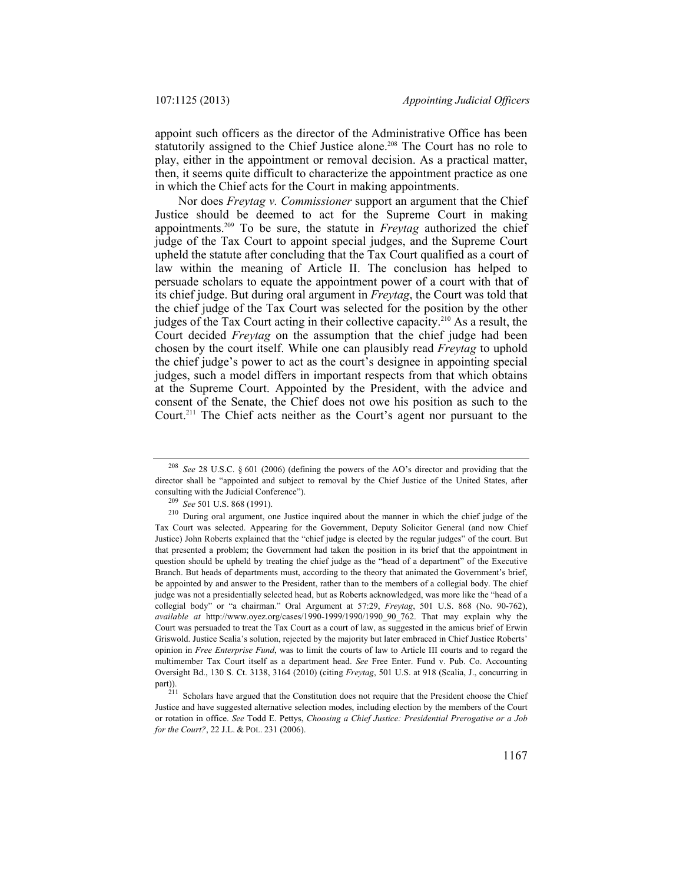appoint such officers as the director of the Administrative Office has been statutorily assigned to the Chief Justice alone.[208] The Court has no role to play, either in the appointment or removal decision. As a practical matter, then, it seems quite difficult to characterize the appointment practice as one in which the Chief acts for the Court in making appointments.

Nor does *Freytag v. Commissioner* support an argument that the Chief Justice should be deemed to act for the Supreme Court in making appointments.[209] To be sure, the statute in *Freytag* authorized the chief judge of the Tax Court to appoint special judges, and the Supreme Court upheld the statute after concluding that the Tax Court qualified as a court of law within the meaning of Article II. The conclusion has helped to persuade scholars to equate the appointment power of a court with that of its chief judge. But during oral argument in *Freytag*, the Court was told that the chief judge of the Tax Court was selected for the position by the other judges of the Tax Court acting in their collective capacity.[210] As a result, the Court decided *Freytag* on the assumption that the chief judge had been chosen by the court itself. While one can plausibly read *Freytag* to uphold the chief judge's power to act as the court's designee in appointing special judges, such a model differs in important respects from that which obtains at the Supreme Court. Appointed by the President, with the advice and consent of the Senate, the Chief does not owe his position as such to the Court.[211] The Chief acts neither as the Court's agent nor pursuant to the

---

[208] *See* 28 U.S.C. § 601 (2006) (defining the powers of the AO's director and providing that the director shall be "appointed and subject to removal by the Chief Justice of the United States, after consulting with the Judicial Conference").

[209] *See* 501 U.S. 868 (1991).

[210] During oral argument, one Justice inquired about the manner in which the chief judge of the Tax Court was selected. Appearing for the Government, Deputy Solicitor General (and now Chief Justice) John Roberts explained that the "chief judge is elected by the regular judges" of the court. But that presented a problem; the Government had taken the position in its brief that the appointment in question should be upheld by treating the chief judge as the "head of a department" of the Executive Branch. But heads of departments must, according to the theory that animated the Government's brief, be appointed by and answer to the President, rather than to the members of a collegial body. The chief judge was not a presidentially selected head, but as Roberts acknowledged, was more like the "head of a collegial body" or "a chairman." Oral Argument at 57:29, *Freytag*, 501 U.S. 868 (No. 90-762), *available at* http://www.oyez.org/cases/1990-1999/1990/1990_90_762. That may explain why the Court was persuaded to treat the Tax Court as a court of law, as suggested in the amicus brief of Erwin Griswold. Justice Scalia's solution, rejected by the majority but later embraced in Chief Justice Roberts' opinion in *Free Enterprise Fund*, was to limit the courts of law to Article III courts and to regard the multimember Tax Court itself as a department head. *See* Free Enter. Fund v. Pub. Co. Accounting Oversight Bd., 130 S. Ct. 3138, 3164 (2010) (citing *Freytag*, 501 U.S. at 918 (Scalia, J., concurring in part)).

[211] Scholars have argued that the Constitution does not require that the President choose the Chief Justice and have suggested alternative selection modes, including election by the members of the Court or rotation in office. *See* Todd E. Pettys, *Choosing a Chief Justice: Presidential Prerogative or a Job for the Court?*, 22 J.L. & POL. 231 (2006).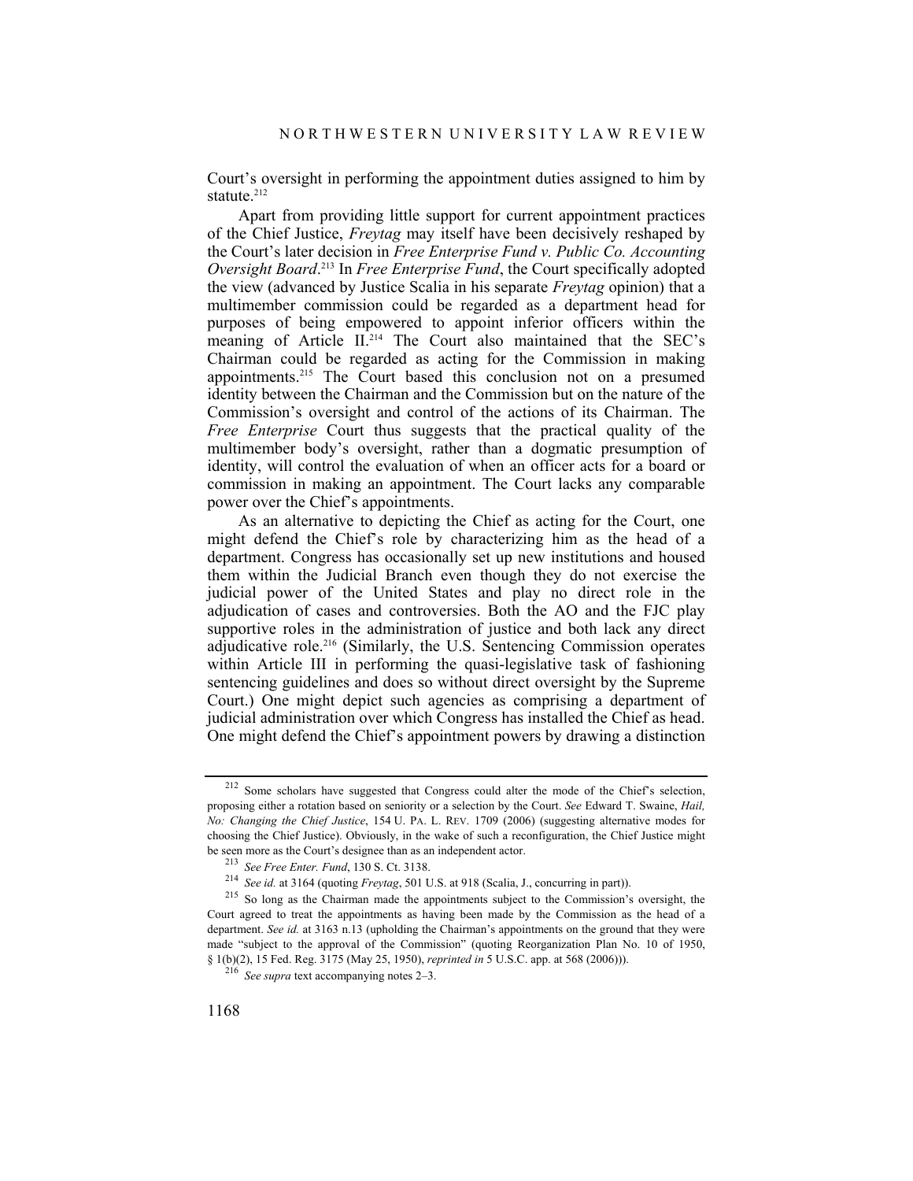Court's oversight in performing the appointment duties assigned to him by statute.[212]

Apart from providing little support for current appointment practices of the Chief Justice, *Freytag* may itself have been decisively reshaped by the Court's later decision in *Free Enterprise Fund v. Public Co. Accounting Oversight Board*.[213] In *Free Enterprise Fund*, the Court specifically adopted the view (advanced by Justice Scalia in his separate *Freytag* opinion) that a multimember commission could be regarded as a department head for purposes of being empowered to appoint inferior officers within the meaning of Article II.[214] The Court also maintained that the SEC's Chairman could be regarded as acting for the Commission in making appointments.[215] The Court based this conclusion not on a presumed identity between the Chairman and the Commission but on the nature of the Commission's oversight and control of the actions of its Chairman. The *Free Enterprise* Court thus suggests that the practical quality of the multimember body's oversight, rather than a dogmatic presumption of identity, will control the evaluation of when an officer acts for a board or commission in making an appointment. The Court lacks any comparable power over the Chief's appointments.

As an alternative to depicting the Chief as acting for the Court, one might defend the Chief's role by characterizing him as the head of a department. Congress has occasionally set up new institutions and housed them within the Judicial Branch even though they do not exercise the judicial power of the United States and play no direct role in the adjudication of cases and controversies. Both the AO and the FJC play supportive roles in the administration of justice and both lack any direct adjudicative role.[216] (Similarly, the U.S. Sentencing Commission operates within Article III in performing the quasi-legislative task of fashioning sentencing guidelines and does so without direct oversight by the Supreme Court.) One might depict such agencies as comprising a department of judicial administration over which Congress has installed the Chief as head. One might defend the Chief's appointment powers by drawing a distinction

---

[212] Some scholars have suggested that Congress could alter the mode of the Chief's selection, proposing either a rotation based on seniority or a selection by the Court. *See* Edward T. Swaine, *Hail, No: Changing the Chief Justice*, 154 U. PA. L. REV. 1709 (2006) (suggesting alternative modes for choosing the Chief Justice). Obviously, in the wake of such a reconfiguration, the Chief Justice might be seen more as the Court's designee than as an independent actor.

[213] *See Free Enter. Fund*, 130 S. Ct. 3138.

[214] *See id.* at 3164 (quoting *Freytag*, 501 U.S. at 918 (Scalia, J., concurring in part)).

[215] So long as the Chairman made the appointments subject to the Commission's oversight, the Court agreed to treat the appointments as having been made by the Commission as the head of a department. *See id.* at 3163 n.13 (upholding the Chairman's appointments on the ground that they were made "subject to the approval of the Commission" (quoting Reorganization Plan No. 10 of 1950, § 1(b)(2), 15 Fed. Reg. 3175 (May 25, 1950), *reprinted in* 5 U.S.C. app. at 568 (2006))).

[216] *See supra* text accompanying notes 2–3.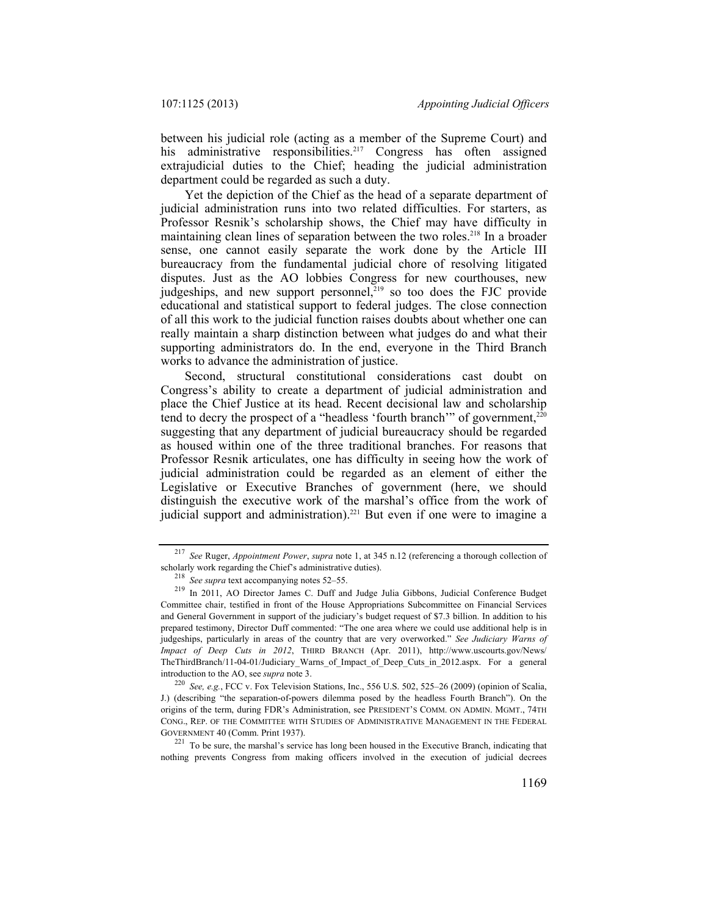between his judicial role (acting as a member of the Supreme Court) and his administrative responsibilities.[217] Congress has often assigned extrajudicial duties to the Chief; heading the judicial administration department could be regarded as such a duty.

Yet the depiction of the Chief as the head of a separate department of judicial administration runs into two related difficulties. For starters, as Professor Resnik's scholarship shows, the Chief may have difficulty in maintaining clean lines of separation between the two roles.[218] In a broader sense, one cannot easily separate the work done by the Article III bureaucracy from the fundamental judicial chore of resolving litigated disputes. Just as the AO lobbies Congress for new courthouses, new judgeships, and new support personnel,[219] so too does the FJC provide educational and statistical support to federal judges. The close connection of all this work to the judicial function raises doubts about whether one can really maintain a sharp distinction between what judges do and what their supporting administrators do. In the end, everyone in the Third Branch works to advance the administration of justice.

Second, structural constitutional considerations cast doubt on Congress's ability to create a department of judicial administration and place the Chief Justice at its head. Recent decisional law and scholarship tend to decry the prospect of a "headless 'fourth branch'" of government,[220] suggesting that any department of judicial bureaucracy should be regarded as housed within one of the three traditional branches. For reasons that Professor Resnik articulates, one has difficulty in seeing how the work of judicial administration could be regarded as an element of either the Legislative or Executive Branches of government (here, we should distinguish the executive work of the marshal's office from the work of judicial support and administration).[221] But even if one were to imagine a

---

[217] *See* Ruger, *Appointment Power*, *supra* note 1, at 345 n.12 (referencing a thorough collection of scholarly work regarding the Chief's administrative duties).

[218] *See supra* text accompanying notes 52–55.

[219] In 2011, AO Director James C. Duff and Judge Julia Gibbons, Judicial Conference Budget Committee chair, testified in front of the House Appropriations Subcommittee on Financial Services and General Government in support of the judiciary's budget request of $7.3 billion. In addition to his prepared testimony, Director Duff commented: "The one area where we could use additional help is in judgeships, particularly in areas of the country that are very overworked." *See Judiciary Warns of Impact of Deep Cuts in 2012*, THIRD BRANCH (Apr. 2011), http://www.uscourts.gov/News/TheThirdBranch/11-04-01/Judiciary_Warns_of_Impact_of_Deep_Cuts_in_2012.aspx. For a general introduction to the AO, see *supra* note 3.

[220] *See, e.g.*, FCC v. Fox Television Stations, Inc., 556 U.S. 502, 525–26 (2009) (opinion of Scalia, J.) (describing "the separation-of-powers dilemma posed by the headless Fourth Branch"). On the origins of the term, during FDR's Administration, see PRESIDENT'S COMM. ON ADMIN. MGMT., 74TH CONG., REP. OF THE COMMITTEE WITH STUDIES OF ADMINISTRATIVE MANAGEMENT IN THE FEDERAL GOVERNMENT 40 (Comm. Print 1937).

[221] To be sure, the marshal's service has long been housed in the Executive Branch, indicating that nothing prevents Congress from making officers involved in the execution of judicial decrees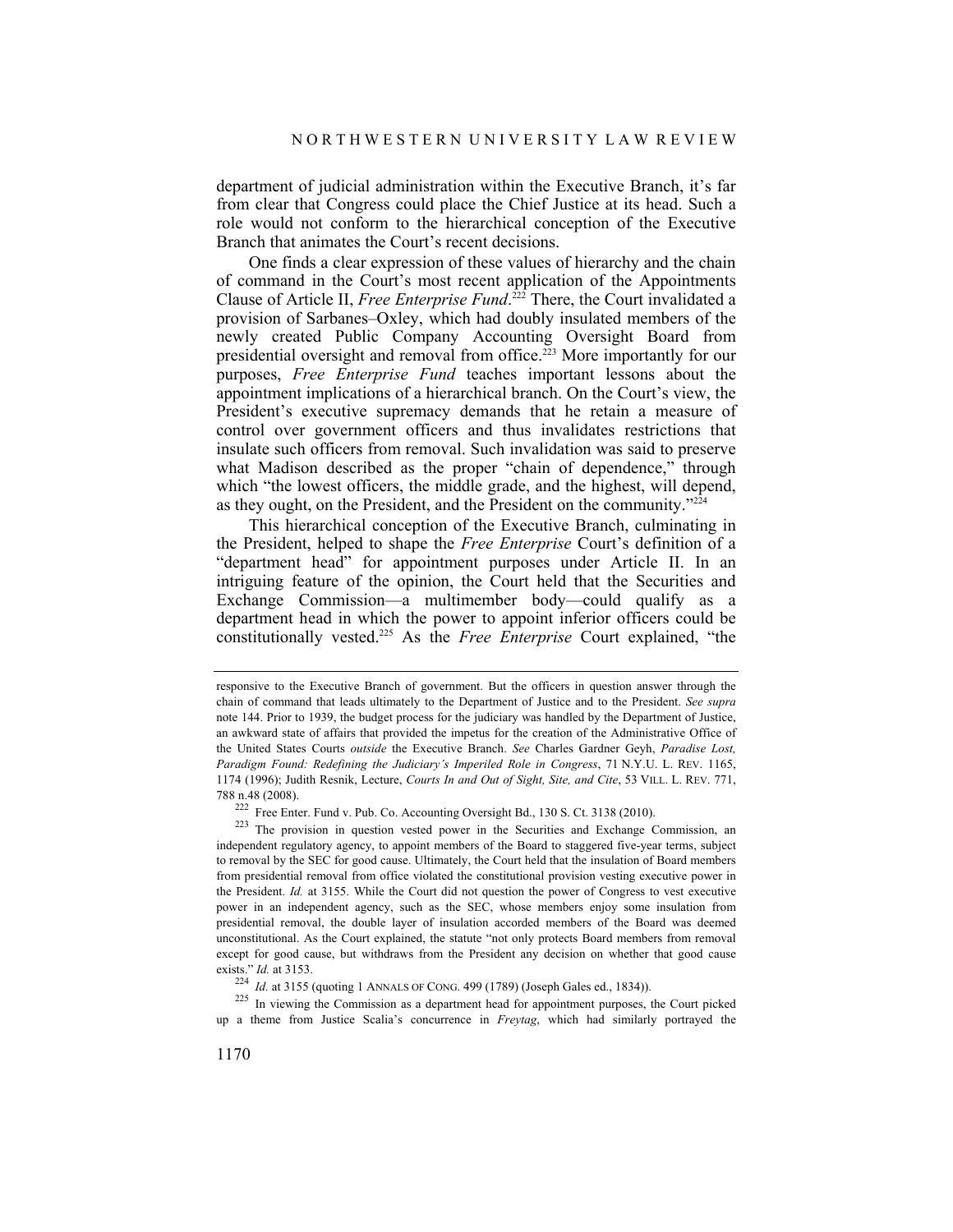department of judicial administration within the Executive Branch, it's far from clear that Congress could place the Chief Justice at its head. Such a role would not conform to the hierarchical conception of the Executive Branch that animates the Court's recent decisions.

One finds a clear expression of these values of hierarchy and the chain of command in the Court's most recent application of the Appointments Clause of Article II, *Free Enterprise Fund*.[222] There, the Court invalidated a provision of Sarbanes–Oxley, which had doubly insulated members of the newly created Public Company Accounting Oversight Board from presidential oversight and removal from office.[223] More importantly for our purposes, *Free Enterprise Fund* teaches important lessons about the appointment implications of a hierarchical branch. On the Court's view, the President's executive supremacy demands that he retain a measure of control over government officers and thus invalidates restrictions that insulate such officers from removal. Such invalidation was said to preserve what Madison described as the proper "chain of dependence," through which "the lowest officers, the middle grade, and the highest, will depend, as they ought, on the President, and the President on the community."[224]

This hierarchical conception of the Executive Branch, culminating in the President, helped to shape the *Free Enterprise* Court's definition of a "department head" for appointment purposes under Article II. In an intriguing feature of the opinion, the Court held that the Securities and Exchange Commission—a multimember body—could qualify as a department head in which the power to appoint inferior officers could be constitutionally vested.[225] As the *Free Enterprise* Court explained, "the

---

responsive to the Executive Branch of government. But the officers in question answer through the chain of command that leads ultimately to the Department of Justice and to the President. *See supra* note 144. Prior to 1939, the budget process for the judiciary was handled by the Department of Justice, an awkward state of affairs that provided the impetus for the creation of the Administrative Office of the United States Courts *outside* the Executive Branch. *See* Charles Gardner Geyh, *Paradise Lost, Paradigm Found: Redefining the Judiciary's Imperiled Role in Congress*, 71 N.Y.U. L. REV. 1165, 1174 (1996); Judith Resnik, Lecture, *Courts In and Out of Sight, Site, and Cite*, 53 VILL. L. REV. 771, 788 n.48 (2008).

[222] Free Enter. Fund v. Pub. Co. Accounting Oversight Bd., 130 S. Ct. 3138 (2010).

[223] The provision in question vested power in the Securities and Exchange Commission, an independent regulatory agency, to appoint members of the Board to staggered five-year terms, subject to removal by the SEC for good cause. Ultimately, the Court held that the insulation of Board members from presidential removal from office violated the constitutional provision vesting executive power in the President. *Id.* at 3155. While the Court did not question the power of Congress to vest executive power in an independent agency, such as the SEC, whose members enjoy some insulation from presidential removal, the double layer of insulation accorded members of the Board was deemed unconstitutional. As the Court explained, the statute "not only protects Board members from removal except for good cause, but withdraws from the President any decision on whether that good cause exists." *Id.* at 3153.

[224] *Id.* at 3155 (quoting 1 ANNALS OF CONG. 499 (1789) (Joseph Gales ed., 1834)).

[225] In viewing the Commission as a department head for appointment purposes, the Court picked up a theme from Justice Scalia's concurrence in *Freytag*, which had similarly portrayed the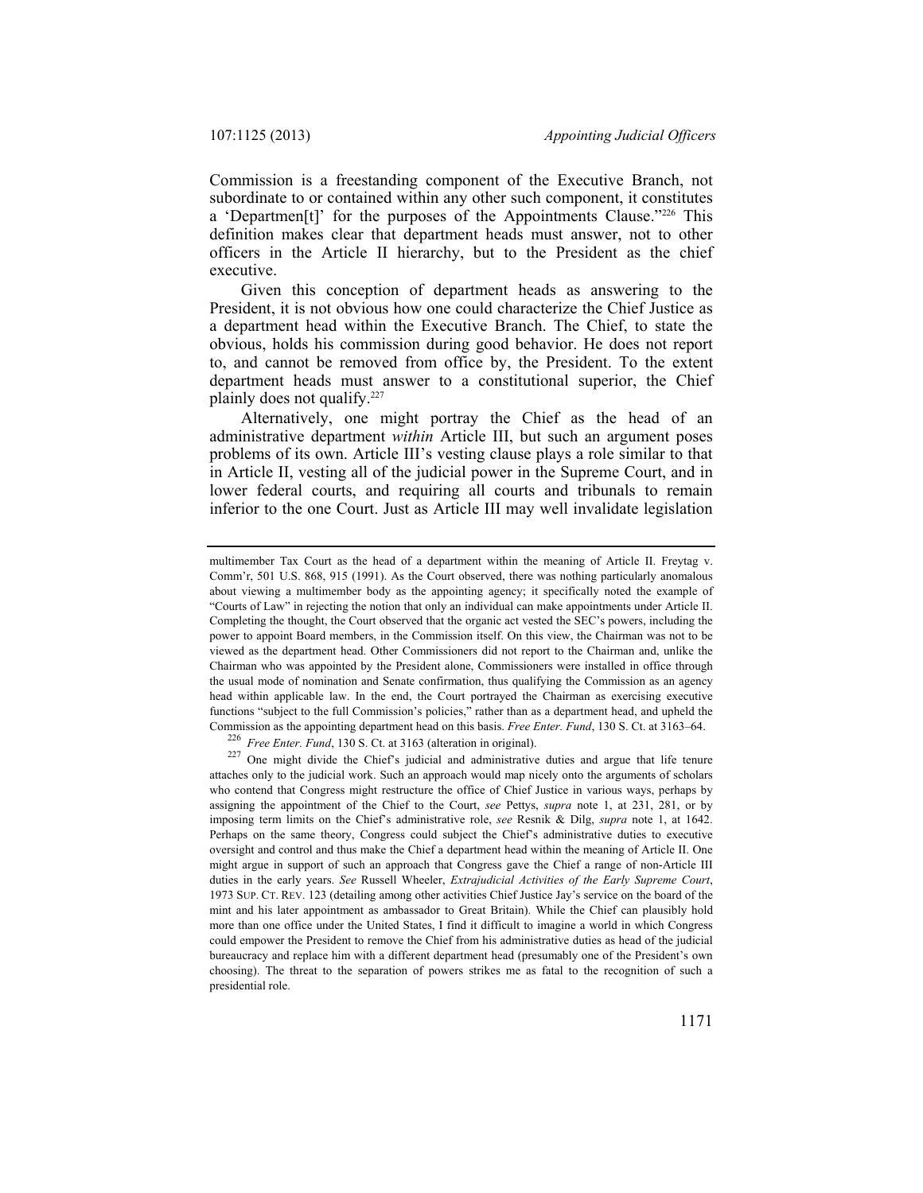Commission is a freestanding component of the Executive Branch, not subordinate to or contained within any other such component, it constitutes a 'Departmen[t]' for the purposes of the Appointments Clause."[226] This definition makes clear that department heads must answer, not to other officers in the Article II hierarchy, but to the President as the chief executive.

Given this conception of department heads as answering to the President, it is not obvious how one could characterize the Chief Justice as a department head within the Executive Branch. The Chief, to state the obvious, holds his commission during good behavior. He does not report to, and cannot be removed from office by, the President. To the extent department heads must answer to a constitutional superior, the Chief plainly does not qualify.[227]

Alternatively, one might portray the Chief as the head of an administrative department *within* Article III, but such an argument poses problems of its own. Article III's vesting clause plays a role similar to that in Article II, vesting all of the judicial power in the Supreme Court, and in lower federal courts, and requiring all courts and tribunals to remain inferior to the one Court. Just as Article III may well invalidate legislation

---

multimember Tax Court as the head of a department within the meaning of Article II. Freytag v. Comm'r, 501 U.S. 868, 915 (1991). As the Court observed, there was nothing particularly anomalous about viewing a multimember body as the appointing agency; it specifically noted the example of "Courts of Law" in rejecting the notion that only an individual can make appointments under Article II. Completing the thought, the Court observed that the organic act vested the SEC's powers, including the power to appoint Board members, in the Commission itself. On this view, the Chairman was not to be viewed as the department head. Other Commissioners did not report to the Chairman and, unlike the Chairman who was appointed by the President alone, Commissioners were installed in office through the usual mode of nomination and Senate confirmation, thus qualifying the Commission as an agency head within applicable law. In the end, the Court portrayed the Chairman as exercising executive functions "subject to the full Commission's policies," rather than as a department head, and upheld the Commission as the appointing department head on this basis. *Free Enter. Fund*, 130 S. Ct. at 3163–64.

[226] *Free Enter. Fund*, 130 S. Ct. at 3163 (alteration in original).

[227] One might divide the Chief's judicial and administrative duties and argue that life tenure attaches only to the judicial work. Such an approach would map nicely onto the arguments of scholars who contend that Congress might restructure the office of Chief Justice in various ways, perhaps by assigning the appointment of the Chief to the Court, *see* Pettys, *supra* note 1, at 231, 281, or by imposing term limits on the Chief's administrative role, *see* Resnik & Dilg, *supra* note 1, at 1642. Perhaps on the same theory, Congress could subject the Chief's administrative duties to executive oversight and control and thus make the Chief a department head within the meaning of Article II. One might argue in support of such an approach that Congress gave the Chief a range of non-Article III duties in the early years. *See* Russell Wheeler, *Extrajudicial Activities of the Early Supreme Court*, 1973 SUP. CT. REV. 123 (detailing among other activities Chief Justice Jay's service on the board of the mint and his later appointment as ambassador to Great Britain). While the Chief can plausibly hold more than one office under the United States, I find it difficult to imagine a world in which Congress could empower the President to remove the Chief from his administrative duties as head of the judicial bureaucracy and replace him with a different department head (presumably one of the President's own choosing). The threat to the separation of powers strikes me as fatal to the recognition of such a presidential role.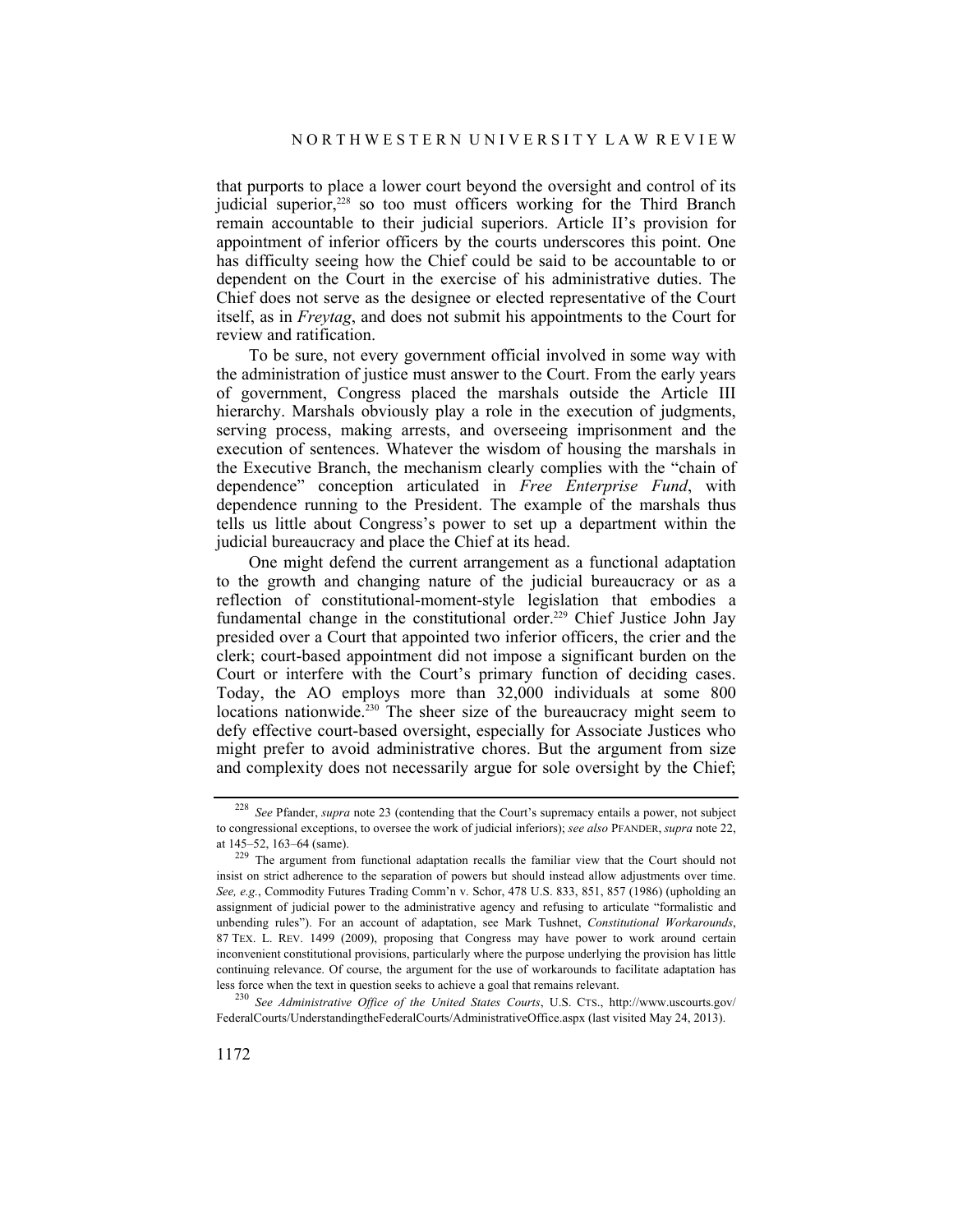that purports to place a lower court beyond the oversight and control of its judicial superior,[228] so too must officers working for the Third Branch remain accountable to their judicial superiors. Article II's provision for appointment of inferior officers by the courts underscores this point. One has difficulty seeing how the Chief could be said to be accountable to or dependent on the Court in the exercise of his administrative duties. The Chief does not serve as the designee or elected representative of the Court itself, as in *Freytag*, and does not submit his appointments to the Court for review and ratification.

To be sure, not every government official involved in some way with the administration of justice must answer to the Court. From the early years of government, Congress placed the marshals outside the Article III hierarchy. Marshals obviously play a role in the execution of judgments, serving process, making arrests, and overseeing imprisonment and the execution of sentences. Whatever the wisdom of housing the marshals in the Executive Branch, the mechanism clearly complies with the "chain of dependence" conception articulated in *Free Enterprise Fund*, with dependence running to the President. The example of the marshals thus tells us little about Congress's power to set up a department within the judicial bureaucracy and place the Chief at its head.

One might defend the current arrangement as a functional adaptation to the growth and changing nature of the judicial bureaucracy or as a reflection of constitutional-moment-style legislation that embodies a fundamental change in the constitutional order.[229] Chief Justice John Jay presided over a Court that appointed two inferior officers, the crier and the clerk; court-based appointment did not impose a significant burden on the Court or interfere with the Court's primary function of deciding cases. Today, the AO employs more than 32,000 individuals at some 800 locations nationwide.[230] The sheer size of the bureaucracy might seem to defy effective court-based oversight, especially for Associate Justices who might prefer to avoid administrative chores. But the argument from size and complexity does not necessarily argue for sole oversight by the Chief;

---

[228] *See* Pfander, *supra* note 23 (contending that the Court's supremacy entails a power, not subject to congressional exceptions, to oversee the work of judicial inferiors); *see also* PFANDER, *supra* note 22, at 145–52, 163–64 (same).

[229] The argument from functional adaptation recalls the familiar view that the Court should not insist on strict adherence to the separation of powers but should instead allow adjustments over time. *See, e.g.*, Commodity Futures Trading Comm'n v. Schor, 478 U.S. 833, 851, 857 (1986) (upholding an assignment of judicial power to the administrative agency and refusing to articulate "formalistic and unbending rules"). For an account of adaptation, see Mark Tushnet, *Constitutional Workarounds*, 87 TEX. L. REV. 1499 (2009), proposing that Congress may have power to work around certain inconvenient constitutional provisions, particularly where the purpose underlying the provision has little continuing relevance. Of course, the argument for the use of workarounds to facilitate adaptation has less force when the text in question seeks to achieve a goal that remains relevant.

[230] *See Administrative Office of the United States Courts*, U.S. CTS., http://www.uscourts.gov/FederalCourts/UnderstandingtheFederalCourts/AdministrativeOffice.aspx (last visited May 24, 2013).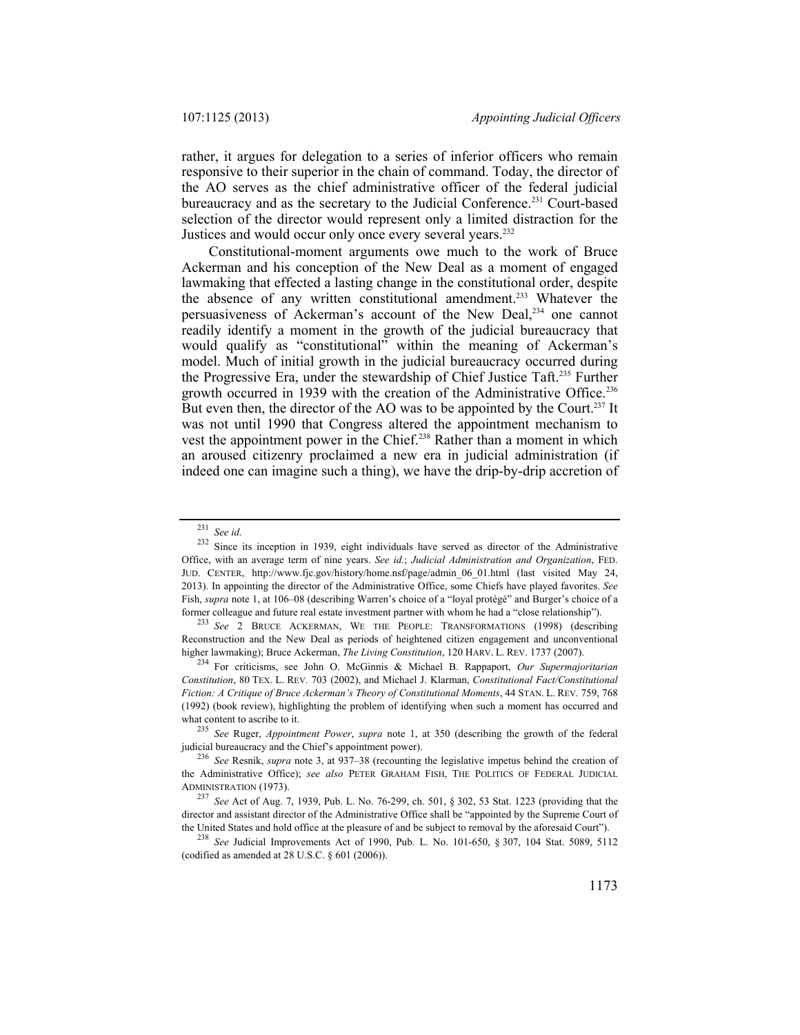rather, it argues for delegation to a series of inferior officers who remain responsive to their superior in the chain of command. Today, the director of the AO serves as the chief administrative officer of the federal judicial bureaucracy and as the secretary to the Judicial Conference.[231] Court-based selection of the director would represent only a limited distraction for the Justices and would occur only once every several years.[232]

Constitutional-moment arguments owe much to the work of Bruce Ackerman and his conception of the New Deal as a moment of engaged lawmaking that effected a lasting change in the constitutional order, despite the absence of any written constitutional amendment.[233] Whatever the persuasiveness of Ackerman's account of the New Deal,[234] one cannot readily identify a moment in the growth of the judicial bureaucracy that would qualify as "constitutional" within the meaning of Ackerman's model. Much of initial growth in the judicial bureaucracy occurred during the Progressive Era, under the stewardship of Chief Justice Taft.[235] Further growth occurred in 1939 with the creation of the Administrative Office.[236] But even then, the director of the AO was to be appointed by the Court.[237] It was not until 1990 that Congress altered the appointment mechanism to vest the appointment power in the Chief.[238] Rather than a moment in which an aroused citizenry proclaimed a new era in judicial administration (if indeed one can imagine such a thing), we have the drip-by-drip accretion of

---

[231] *See id.*

[232] Since its inception in 1939, eight individuals have served as director of the Administrative Office, with an average term of nine years. *See id.*; *Judicial Administration and Organization*, FED. JUD. CENTER, http://www.fjc.gov/history/home.nsf/page/admin_06_01.html (last visited May 24, 2013). In appointing the director of the Administrative Office, some Chiefs have played favorites. *See* Fish, *supra* note 1, at 106–08 (describing Warren's choice of a "loyal protégé" and Burger's choice of a former colleague and future real estate investment partner with whom he had a "close relationship").

[233] *See* 2 BRUCE ACKERMAN, WE THE PEOPLE: TRANSFORMATIONS (1998) (describing Reconstruction and the New Deal as periods of heightened citizen engagement and unconventional higher lawmaking); Bruce Ackerman, *The Living Constitution*, 120 HARV. L. REV. 1737 (2007).

[234] For criticisms, see John O. McGinnis & Michael B. Rappaport, *Our Supermajoritarian Constitution*, 80 TEX. L. REV. 703 (2002), and Michael J. Klarman, *Constitutional Fact/Constitutional Fiction: A Critique of Bruce Ackerman's Theory of Constitutional Moments*, 44 STAN. L. REV. 759, 768 (1992) (book review), highlighting the problem of identifying when such a moment has occurred and what content to ascribe to it.

[235] *See* Ruger, *Appointment Power*, *supra* note 1, at 350 (describing the growth of the federal judicial bureaucracy and the Chief's appointment power).

[236] *See* Resnik, *supra* note 3, at 937–38 (recounting the legislative impetus behind the creation of the Administrative Office); *see also* PETER GRAHAM FISH, THE POLITICS OF FEDERAL JUDICIAL ADMINISTRATION (1973).

[237] *See* Act of Aug. 7, 1939, Pub. L. No. 76-299, ch. 501, § 302, 53 Stat. 1223 (providing that the director and assistant director of the Administrative Office shall be "appointed by the Supreme Court of the United States and hold office at the pleasure of and be subject to removal by the aforesaid Court").

[238] *See* Judicial Improvements Act of 1990, Pub. L. No. 101-650, § 307, 104 Stat. 5089, 5112 (codified as amended at 28 U.S.C. § 601 (2006)).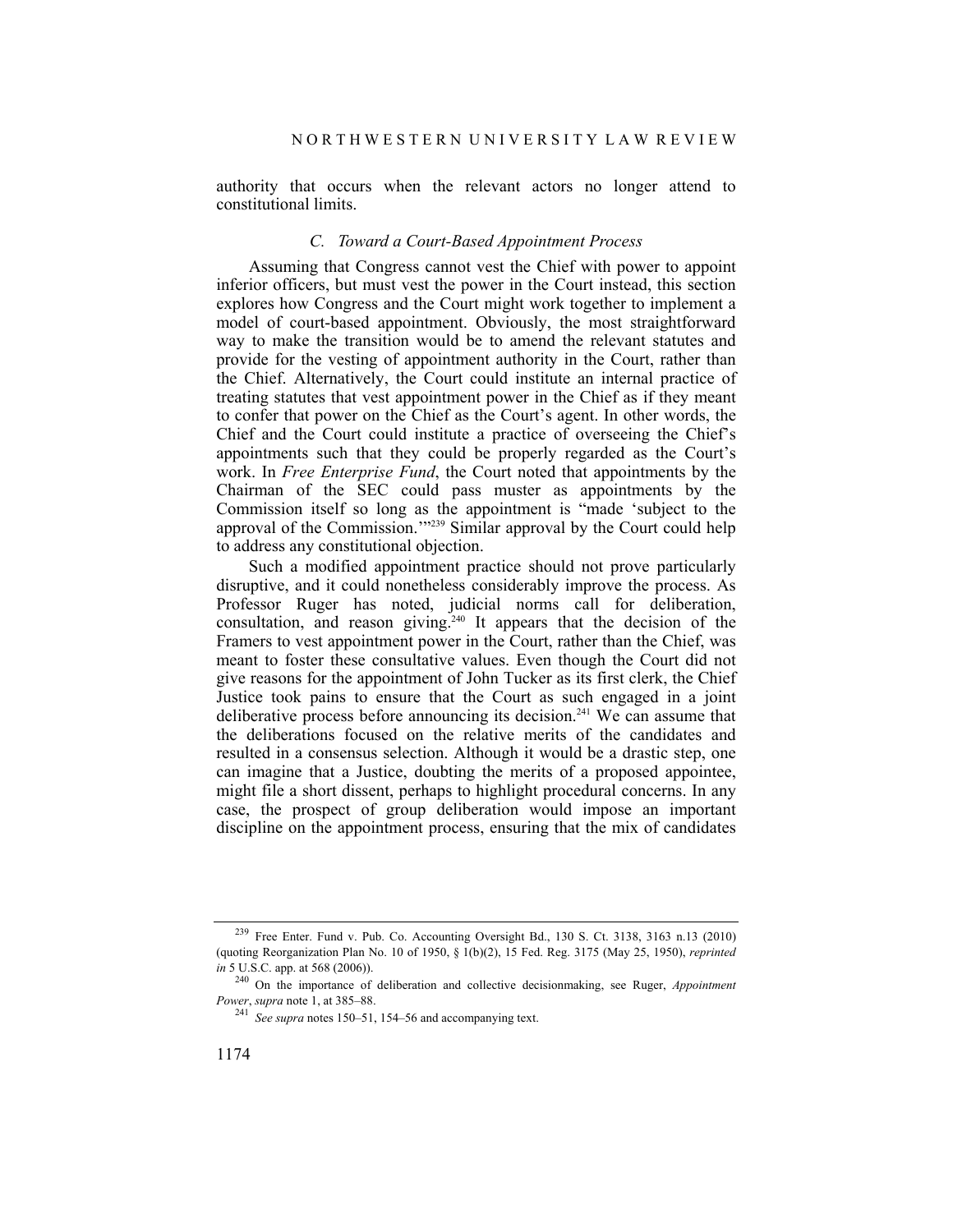authority that occurs when the relevant actors no longer attend to constitutional limits.

### *C. Toward a Court-Based Appointment Process*

Assuming that Congress cannot vest the Chief with power to appoint inferior officers, but must vest the power in the Court instead, this section explores how Congress and the Court might work together to implement a model of court-based appointment. Obviously, the most straightforward way to make the transition would be to amend the relevant statutes and provide for the vesting of appointment authority in the Court, rather than the Chief. Alternatively, the Court could institute an internal practice of treating statutes that vest appointment power in the Chief as if they meant to confer that power on the Chief as the Court's agent. In other words, the Chief and the Court could institute a practice of overseeing the Chief's appointments such that they could be properly regarded as the Court's work. In *Free Enterprise Fund*, the Court noted that appointments by the Chairman of the SEC could pass muster as appointments by the Commission itself so long as the appointment is "made 'subject to the approval of the Commission.'"[239] Similar approval by the Court could help to address any constitutional objection.

Such a modified appointment practice should not prove particularly disruptive, and it could nonetheless considerably improve the process. As Professor Ruger has noted, judicial norms call for deliberation, consultation, and reason giving.[240] It appears that the decision of the Framers to vest appointment power in the Court, rather than the Chief, was meant to foster these consultative values. Even though the Court did not give reasons for the appointment of John Tucker as its first clerk, the Chief Justice took pains to ensure that the Court as such engaged in a joint deliberative process before announcing its decision.[241] We can assume that the deliberations focused on the relative merits of the candidates and resulted in a consensus selection. Although it would be a drastic step, one can imagine that a Justice, doubting the merits of a proposed appointee, might file a short dissent, perhaps to highlight procedural concerns. In any case, the prospect of group deliberation would impose an important discipline on the appointment process, ensuring that the mix of candidates

---

[239] Free Enter. Fund v. Pub. Co. Accounting Oversight Bd., 130 S. Ct. 3138, 3163 n.13 (2010) (quoting Reorganization Plan No. 10 of 1950, § 1(b)(2), 15 Fed. Reg. 3175 (May 25, 1950), *reprinted in* 5 U.S.C. app. at 568 (2006)).

[240] On the importance of deliberation and collective decisionmaking, see Ruger, *Appointment Power*, *supra* note 1, at 385–88.

[241] *See supra* notes 150–51, 154–56 and accompanying text.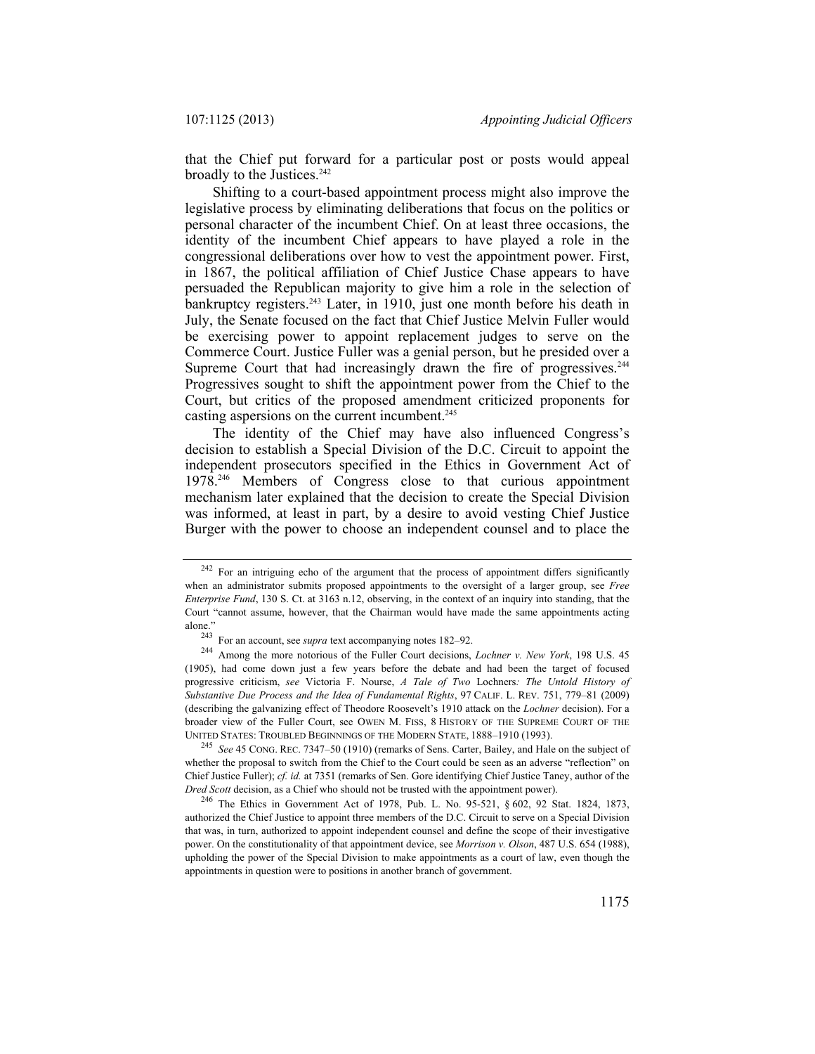that the Chief put forward for a particular post or posts would appeal broadly to the Justices.[242]

Shifting to a court-based appointment process might also improve the legislative process by eliminating deliberations that focus on the politics or personal character of the incumbent Chief. On at least three occasions, the identity of the incumbent Chief appears to have played a role in the congressional deliberations over how to vest the appointment power. First, in 1867, the political affiliation of Chief Justice Chase appears to have persuaded the Republican majority to give him a role in the selection of bankruptcy registers.[243] Later, in 1910, just one month before his death in July, the Senate focused on the fact that Chief Justice Melvin Fuller would be exercising power to appoint replacement judges to serve on the Commerce Court. Justice Fuller was a genial person, but he presided over a Supreme Court that had increasingly drawn the fire of progressives.[244] Progressives sought to shift the appointment power from the Chief to the Court, but critics of the proposed amendment criticized proponents for casting aspersions on the current incumbent.[245]

The identity of the Chief may have also influenced Congress's decision to establish a Special Division of the D.C. Circuit to appoint the independent prosecutors specified in the Ethics in Government Act of 1978.[246] Members of Congress close to that curious appointment mechanism later explained that the decision to create the Special Division was informed, at least in part, by a desire to avoid vesting Chief Justice Burger with the power to choose an independent counsel and to place the

---

[242] For an intriguing echo of the argument that the process of appointment differs significantly when an administrator submits proposed appointments to the oversight of a larger group, see *Free Enterprise Fund*, 130 S. Ct. at 3163 n.12, observing, in the context of an inquiry into standing, that the Court "cannot assume, however, that the Chairman would have made the same appointments acting alone."

[243] For an account, see *supra* text accompanying notes 182–92.

[244] Among the more notorious of the Fuller Court decisions, *Lochner v. New York*, 198 U.S. 45 (1905), had come down just a few years before the debate and had been the target of focused progressive criticism, *see* Victoria F. Nourse, *A Tale of Two* Lochners*: The Untold History of Substantive Due Process and the Idea of Fundamental Rights*, 97 CALIF. L. REV. 751, 779–81 (2009) (describing the galvanizing effect of Theodore Roosevelt's 1910 attack on the *Lochner* decision). For a broader view of the Fuller Court, see OWEN M. FISS, 8 HISTORY OF THE SUPREME COURT OF THE UNITED STATES: TROUBLED BEGINNINGS OF THE MODERN STATE, 1888–1910 (1993).

[245] *See* 45 CONG. REC. 7347–50 (1910) (remarks of Sens. Carter, Bailey, and Hale on the subject of whether the proposal to switch from the Chief to the Court could be seen as an adverse "reflection" on Chief Justice Fuller); *cf. id.* at 7351 (remarks of Sen. Gore identifying Chief Justice Taney, author of the *Dred Scott* decision, as a Chief who should not be trusted with the appointment power).

[246] The Ethics in Government Act of 1978, Pub. L. No. 95-521, § 602, 92 Stat. 1824, 1873, authorized the Chief Justice to appoint three members of the D.C. Circuit to serve on a Special Division that was, in turn, authorized to appoint independent counsel and define the scope of their investigative power. On the constitutionality of that appointment device, see *Morrison v. Olson*, 487 U.S. 654 (1988), upholding the power of the Special Division to make appointments as a court of law, even though the appointments in question were to positions in another branch of government.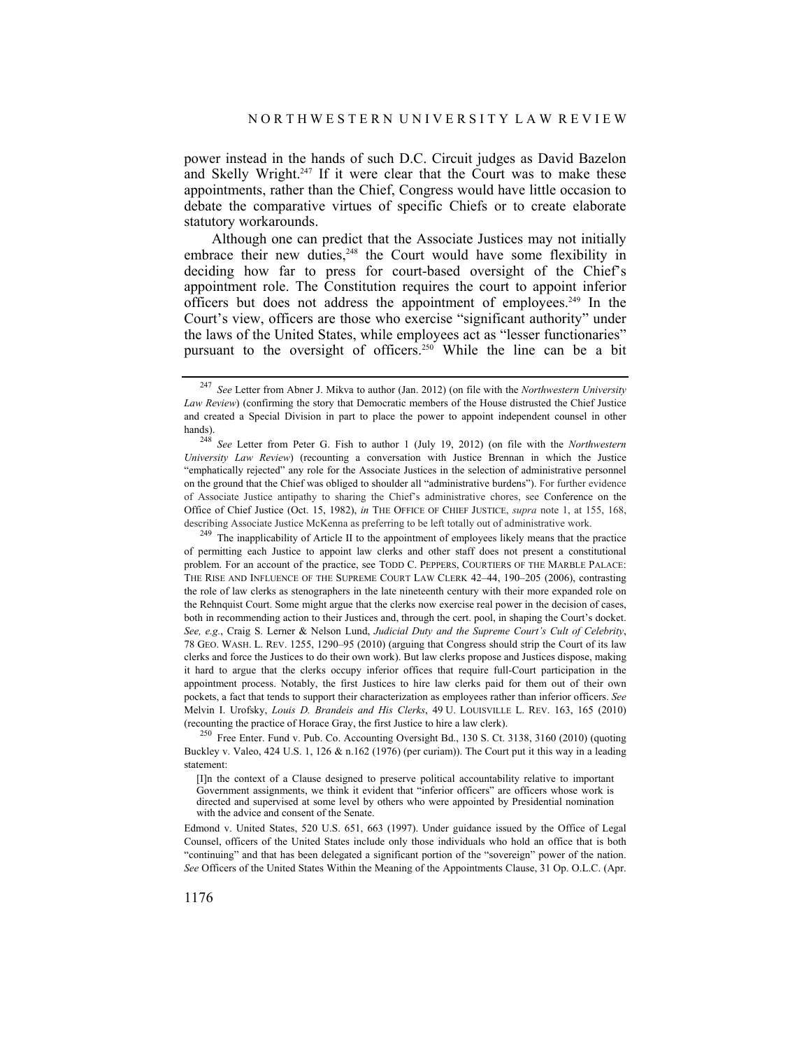power instead in the hands of such D.C. Circuit judges as David Bazelon and Skelly Wright.[247] If it were clear that the Court was to make these appointments, rather than the Chief, Congress would have little occasion to debate the comparative virtues of specific Chiefs or to create elaborate statutory workarounds.

Although one can predict that the Associate Justices may not initially embrace their new duties,[248] the Court would have some flexibility in deciding how far to press for court-based oversight of the Chief's appointment role. The Constitution requires the court to appoint inferior officers but does not address the appointment of employees.[249] In the Court's view, officers are those who exercise "significant authority" under the laws of the United States, while employees act as "lesser functionaries" pursuant to the oversight of officers.[250] While the line can be a bit

---

[247] *See* Letter from Abner J. Mikva to author (Jan. 2012) (on file with the *Northwestern University Law Review*) (confirming the story that Democratic members of the House distrusted the Chief Justice and created a Special Division in part to place the power to appoint independent counsel in other hands).

[248] *See* Letter from Peter G. Fish to author 1 (July 19, 2012) (on file with the *Northwestern University Law Review*) (recounting a conversation with Justice Brennan in which the Justice "emphatically rejected" any role for the Associate Justices in the selection of administrative personnel on the ground that the Chief was obliged to shoulder all "administrative burdens"). For further evidence of Associate Justice antipathy to sharing the Chief's administrative chores, see Conference on the Office of Chief Justice (Oct. 15, 1982), *in* THE OFFICE OF CHIEF JUSTICE, *supra* note 1, at 155, 168, describing Associate Justice McKenna as preferring to be left totally out of administrative work.

[249] The inapplicability of Article II to the appointment of employees likely means that the practice of permitting each Justice to appoint law clerks and other staff does not present a constitutional problem. For an account of the practice, see TODD C. PEPPERS, COURTIERS OF THE MARBLE PALACE: THE RISE AND INFLUENCE OF THE SUPREME COURT LAW CLERK 42–44, 190–205 (2006), contrasting the role of law clerks as stenographers in the late nineteenth century with their more expanded role on the Rehnquist Court. Some might argue that the clerks now exercise real power in the decision of cases, both in recommending action to their Justices and, through the cert. pool, in shaping the Court's docket. *See, e.g.*, Craig S. Lerner & Nelson Lund, *Judicial Duty and the Supreme Court's Cult of Celebrity*, 78 GEO. WASH. L. REV. 1255, 1290–95 (2010) (arguing that Congress should strip the Court of its law clerks and force the Justices to do their own work). But law clerks propose and Justices dispose, making it hard to argue that the clerks occupy inferior offices that require full-Court participation in the appointment process. Notably, the first Justices to hire law clerks paid for them out of their own pockets, a fact that tends to support their characterization as employees rather than inferior officers. *See* Melvin I. Urofsky, *Louis D. Brandeis and His Clerks*, 49 U. LOUISVILLE L. REV. 163, 165 (2010) (recounting the practice of Horace Gray, the first Justice to hire a law clerk).

[250] Free Enter. Fund v. Pub. Co. Accounting Oversight Bd., 130 S. Ct. 3138, 3160 (2010) (quoting Buckley v. Valeo, 424 U.S. 1, 126 & n.162 (1976) (per curiam)). The Court put it this way in a leading statement:

> [I]n the context of a Clause designed to preserve political accountability relative to important Government assignments, we think it evident that "inferior officers" are officers whose work is directed and supervised at some level by others who were appointed by Presidential nomination with the advice and consent of the Senate.

Edmond v. United States, 520 U.S. 651, 663 (1997). Under guidance issued by the Office of Legal Counsel, officers of the United States include only those individuals who hold an office that is both "continuing" and that has been delegated a significant portion of the "sovereign" power of the nation. *See* Officers of the United States Within the Meaning of the Appointments Clause, 31 Op. O.L.C. (Apr.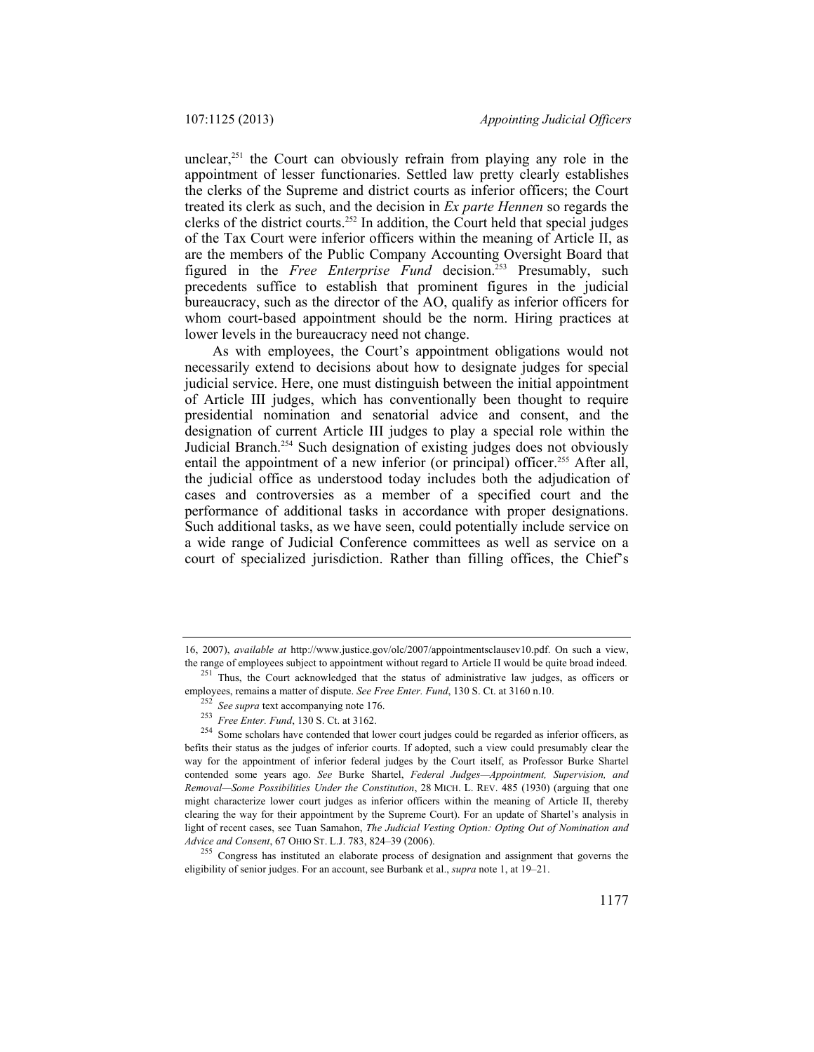unclear,[251] the Court can obviously refrain from playing any role in the appointment of lesser functionaries. Settled law pretty clearly establishes the clerks of the Supreme and district courts as inferior officers; the Court treated its clerk as such, and the decision in *Ex parte Hennen* so regards the clerks of the district courts.[252] In addition, the Court held that special judges of the Tax Court were inferior officers within the meaning of Article II, as are the members of the Public Company Accounting Oversight Board that figured in the *Free Enterprise Fund* decision.[253] Presumably, such precedents suffice to establish that prominent figures in the judicial bureaucracy, such as the director of the AO, qualify as inferior officers for whom court-based appointment should be the norm. Hiring practices at lower levels in the bureaucracy need not change.

As with employees, the Court's appointment obligations would not necessarily extend to decisions about how to designate judges for special judicial service. Here, one must distinguish between the initial appointment of Article III judges, which has conventionally been thought to require presidential nomination and senatorial advice and consent, and the designation of current Article III judges to play a special role within the Judicial Branch.[254] Such designation of existing judges does not obviously entail the appointment of a new inferior (or principal) officer.[255] After all, the judicial office as understood today includes both the adjudication of cases and controversies as a member of a specified court and the performance of additional tasks in accordance with proper designations. Such additional tasks, as we have seen, could potentially include service on a wide range of Judicial Conference committees as well as service on a court of specialized jurisdiction. Rather than filling offices, the Chief's

---

16, 2007), *available at* http://www.justice.gov/olc/2007/appointmentsclausev10.pdf. On such a view, the range of employees subject to appointment without regard to Article II would be quite broad indeed.

[251] Thus, the Court acknowledged that the status of administrative law judges, as officers or employees, remains a matter of dispute. *See Free Enter. Fund*, 130 S. Ct. at 3160 n.10.

[252] *See supra* text accompanying note 176.

[253] *Free Enter. Fund*, 130 S. Ct. at 3162.

[254] Some scholars have contended that lower court judges could be regarded as inferior officers, as befits their status as the judges of inferior courts. If adopted, such a view could presumably clear the way for the appointment of inferior federal judges by the Court itself, as Professor Burke Shartel contended some years ago. *See* Burke Shartel, *Federal Judges—Appointment, Supervision, and Removal—Some Possibilities Under the Constitution*, 28 MICH. L. REV. 485 (1930) (arguing that one might characterize lower court judges as inferior officers within the meaning of Article II, thereby clearing the way for their appointment by the Supreme Court). For an update of Shartel's analysis in light of recent cases, see Tuan Samahon, *The Judicial Vesting Option: Opting Out of Nomination and Advice and Consent*, 67 OHIO ST. L.J. 783, 824–39 (2006).

[255] Congress has instituted an elaborate process of designation and assignment that governs the eligibility of senior judges. For an account, see Burbank et al., *supra* note 1, at 19–21.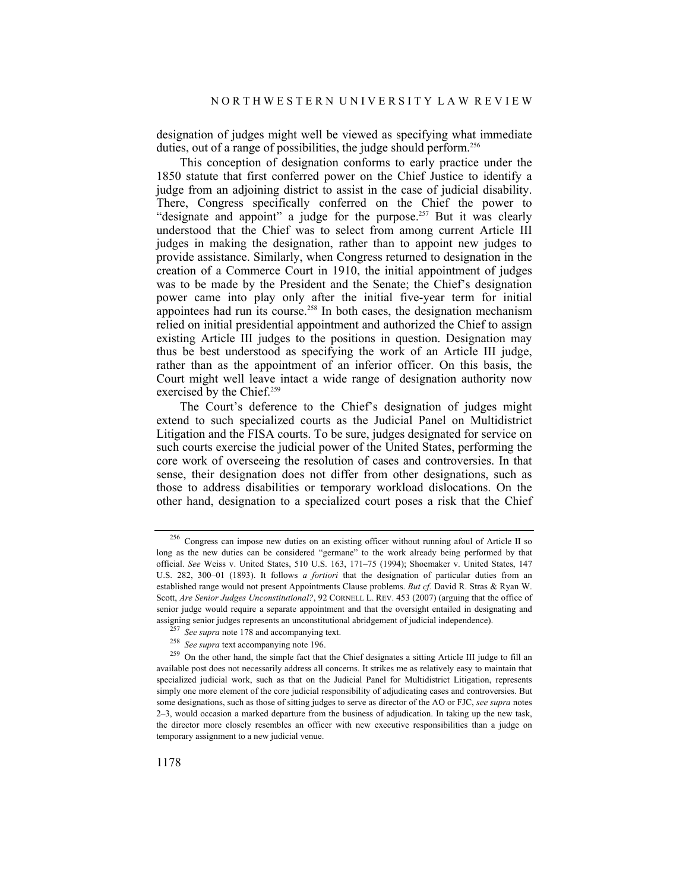designation of judges might well be viewed as specifying what immediate duties, out of a range of possibilities, the judge should perform.[256]

This conception of designation conforms to early practice under the 1850 statute that first conferred power on the Chief Justice to identify a judge from an adjoining district to assist in the case of judicial disability. There, Congress specifically conferred on the Chief the power to "designate and appoint" a judge for the purpose.[257] But it was clearly understood that the Chief was to select from among current Article III judges in making the designation, rather than to appoint new judges to provide assistance. Similarly, when Congress returned to designation in the creation of a Commerce Court in 1910, the initial appointment of judges was to be made by the President and the Senate; the Chief's designation power came into play only after the initial five-year term for initial appointees had run its course.[258] In both cases, the designation mechanism relied on initial presidential appointment and authorized the Chief to assign existing Article III judges to the positions in question. Designation may thus be best understood as specifying the work of an Article III judge, rather than as the appointment of an inferior officer. On this basis, the Court might well leave intact a wide range of designation authority now exercised by the Chief.[259]

The Court's deference to the Chief's designation of judges might extend to such specialized courts as the Judicial Panel on Multidistrict Litigation and the FISA courts. To be sure, judges designated for service on such courts exercise the judicial power of the United States, performing the core work of overseeing the resolution of cases and controversies. In that sense, their designation does not differ from other designations, such as those to address disabilities or temporary workload dislocations. On the other hand, designation to a specialized court poses a risk that the Chief

---

[256] Congress can impose new duties on an existing officer without running afoul of Article II so long as the new duties can be considered "germane" to the work already being performed by that official. *See* Weiss v. United States, 510 U.S. 163, 171–75 (1994); Shoemaker v. United States, 147 U.S. 282, 300–01 (1893). It follows *a fortiori* that the designation of particular duties from an established range would not present Appointments Clause problems. *But cf.* David R. Stras & Ryan W. Scott, *Are Senior Judges Unconstitutional?*, 92 CORNELL L. REV. 453 (2007) (arguing that the office of senior judge would require a separate appointment and that the oversight entailed in designating and assigning senior judges represents an unconstitutional abridgement of judicial independence).

[257] *See supra* note 178 and accompanying text.

[258] *See supra* text accompanying note 196.

[259] On the other hand, the simple fact that the Chief designates a sitting Article III judge to fill an available post does not necessarily address all concerns. It strikes me as relatively easy to maintain that specialized judicial work, such as that on the Judicial Panel for Multidistrict Litigation, represents simply one more element of the core judicial responsibility of adjudicating cases and controversies. But some designations, such as those of sitting judges to serve as director of the AO or FJC, *see supra* notes 2–3, would occasion a marked departure from the business of adjudication. In taking up the new task, the director more closely resembles an officer with new executive responsibilities than a judge on temporary assignment to a new judicial venue.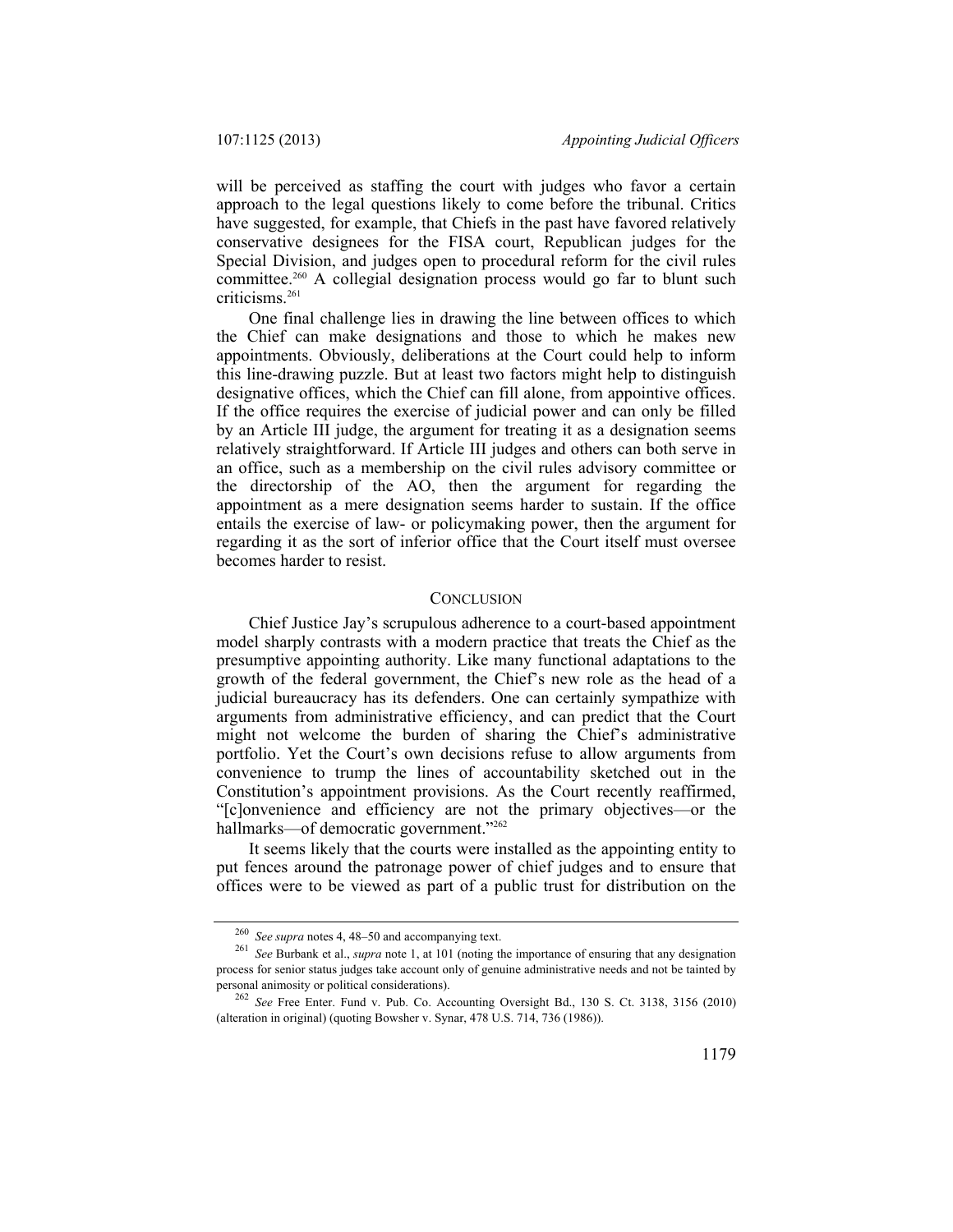will be perceived as staffing the court with judges who favor a certain approach to the legal questions likely to come before the tribunal. Critics have suggested, for example, that Chiefs in the past have favored relatively conservative designees for the FISA court, Republican judges for the Special Division, and judges open to procedural reform for the civil rules committee.[260] A collegial designation process would go far to blunt such criticisms.[261]

One final challenge lies in drawing the line between offices to which the Chief can make designations and those to which he makes new appointments. Obviously, deliberations at the Court could help to inform this line-drawing puzzle. But at least two factors might help to distinguish designative offices, which the Chief can fill alone, from appointive offices. If the office requires the exercise of judicial power and can only be filled by an Article III judge, the argument for treating it as a designation seems relatively straightforward. If Article III judges and others can both serve in an office, such as a membership on the civil rules advisory committee or the directorship of the AO, then the argument for regarding the appointment as a mere designation seems harder to sustain. If the office entails the exercise of law- or policymaking power, then the argument for regarding it as the sort of inferior office that the Court itself must oversee becomes harder to resist.

## CONCLUSION

Chief Justice Jay's scrupulous adherence to a court-based appointment model sharply contrasts with a modern practice that treats the Chief as the presumptive appointing authority. Like many functional adaptations to the growth of the federal government, the Chief's new role as the head of a judicial bureaucracy has its defenders. One can certainly sympathize with arguments from administrative efficiency, and can predict that the Court might not welcome the burden of sharing the Chief's administrative portfolio. Yet the Court's own decisions refuse to allow arguments from convenience to trump the lines of accountability sketched out in the Constitution's appointment provisions. As the Court recently reaffirmed, "[c]onvenience and efficiency are not the primary objectives—or the hallmarks—of democratic government."[262]

It seems likely that the courts were installed as the appointing entity to put fences around the patronage power of chief judges and to ensure that offices were to be viewed as part of a public trust for distribution on the

---

[260] *See supra* notes 4, 48–50 and accompanying text.

[261] *See* Burbank et al., *supra* note 1, at 101 (noting the importance of ensuring that any designation process for senior status judges take account only of genuine administrative needs and not be tainted by personal animosity or political considerations).

[262] *See* Free Enter. Fund v. Pub. Co. Accounting Oversight Bd., 130 S. Ct. 3138, 3156 (2010) (alteration in original) (quoting Bowsher v. Synar, 478 U.S. 714, 736 (1986)).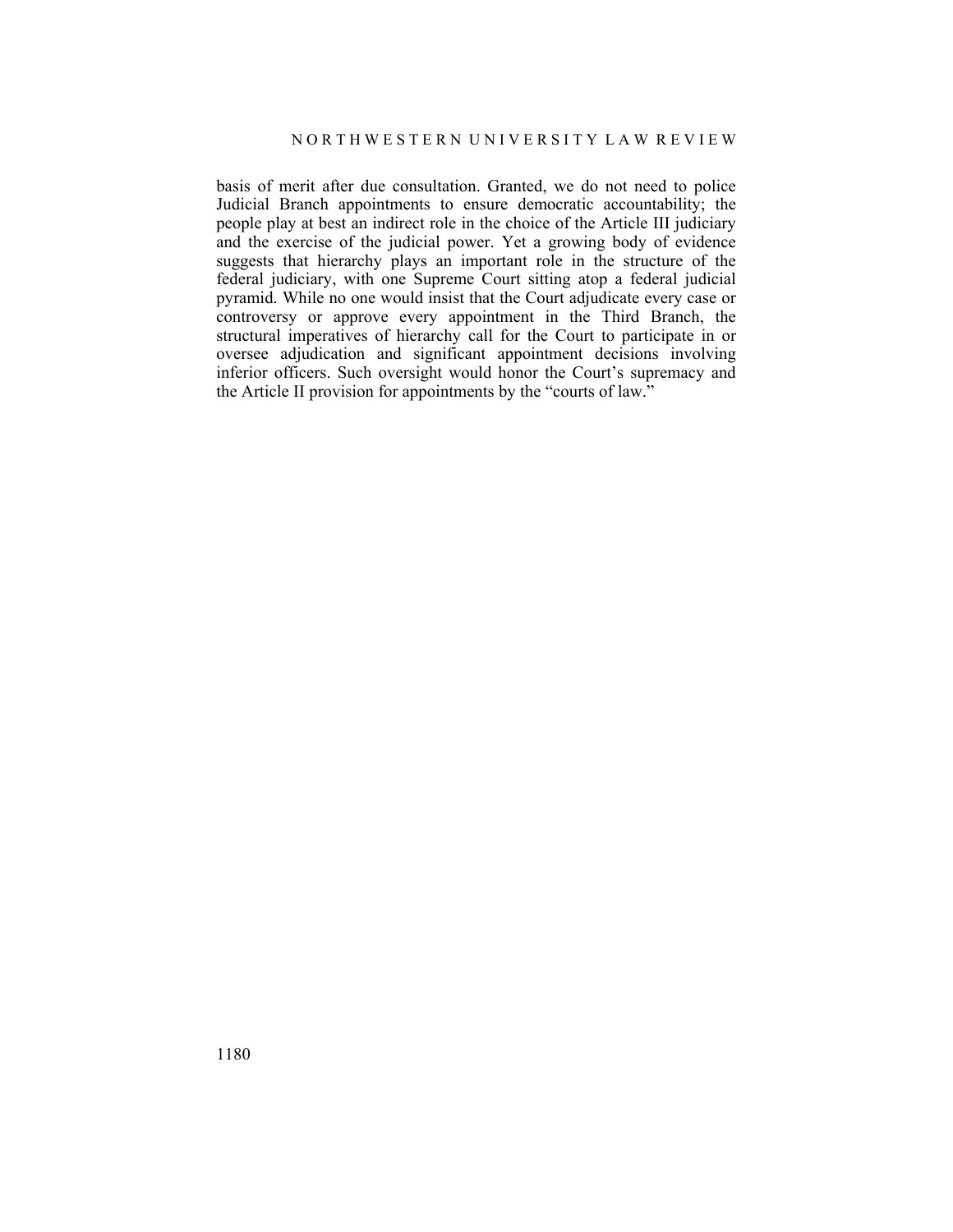basis of merit after due consultation. Granted, we do not need to police Judicial Branch appointments to ensure democratic accountability; the people play at best an indirect role in the choice of the Article III judiciary and the exercise of the judicial power. Yet a growing body of evidence suggests that hierarchy plays an important role in the structure of the federal judiciary, with one Supreme Court sitting atop a federal judicial pyramid. While no one would insist that the Court adjudicate every case or controversy or approve every appointment in the Third Branch, the structural imperatives of hierarchy call for the Court to participate in or oversee adjudication and significant appointment decisions involving inferior officers. Such oversight would honor the Court's supremacy and the Article II provision for appointments by the "courts of law."